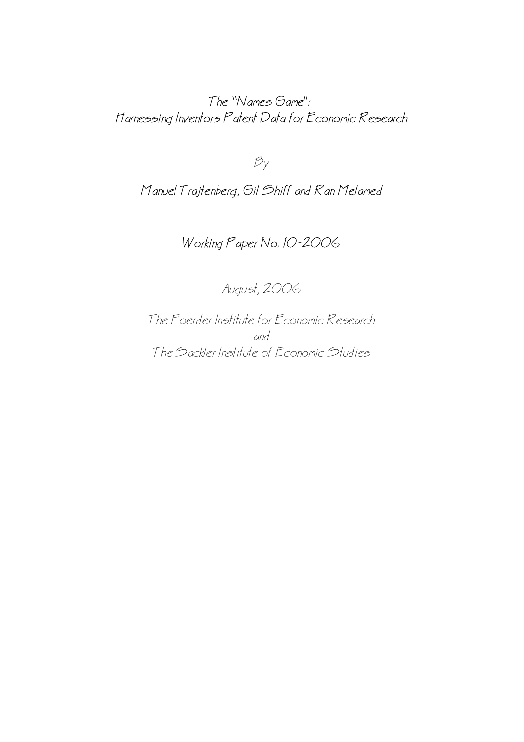# The "Names Game": Harnessing Inventors Patent Data for Economic Research

By

Manuel Trajtenberg, Gil Shiff and Ran Melamed

Working Paper No. 10-2006

August, 2006

The Foerder Institute for Economic Research
and
The Sackler Institute of Economic Studies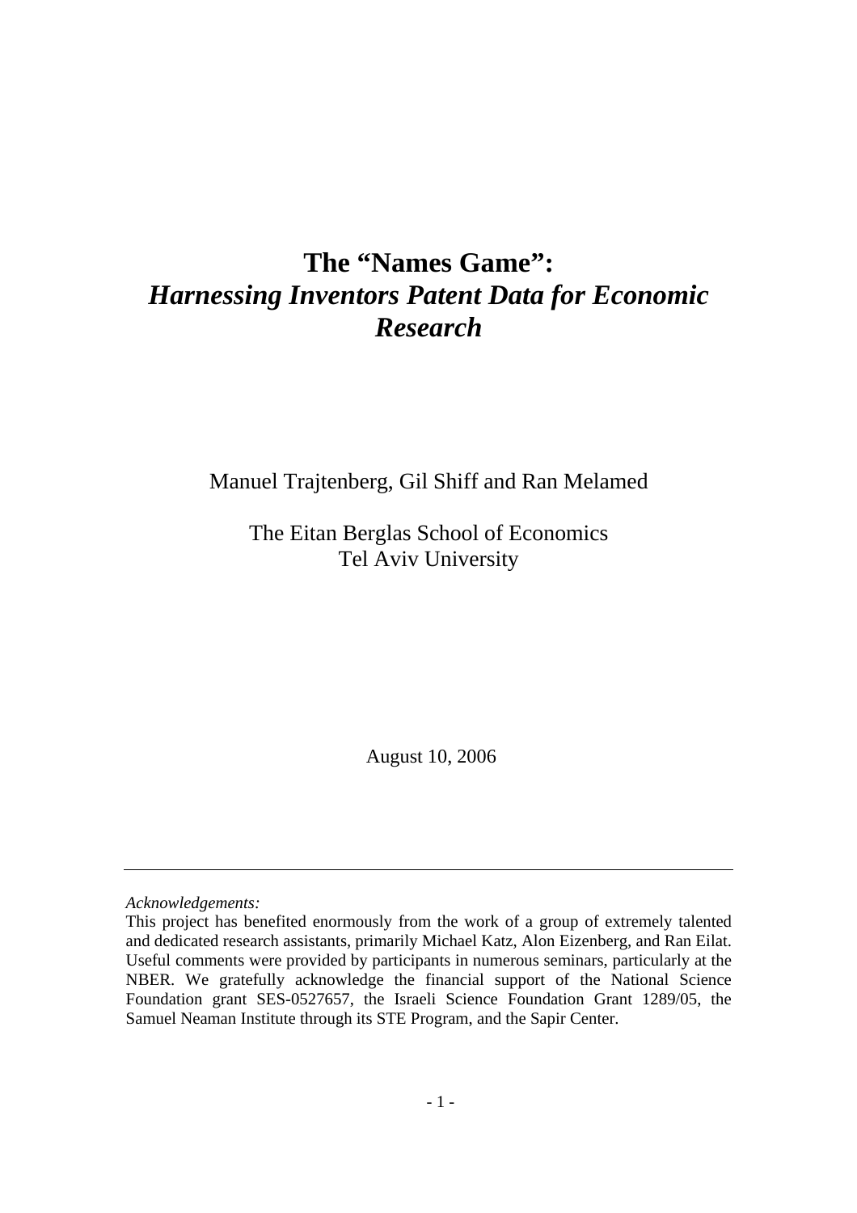# The "Names Game":
# *Harnessing Inventors Patent Data for Economic Research*

Manuel Trajtenberg, Gil Shiff and Ran Melamed

The Eitan Berglas School of Economics
Tel Aviv University

August 10, 2006

---

*Acknowledgements:*

This project has benefited enormously from the work of a group of extremely talented and dedicated research assistants, primarily Michael Katz, Alon Eizenberg, and Ran Eilat. Useful comments were provided by participants in numerous seminars, particularly at the NBER. We gratefully acknowledge the financial support of the National Science Foundation grant SES-0527657, the Israeli Science Foundation Grant 1289/05, the Samuel Neaman Institute through its STE Program, and the Sapir Center.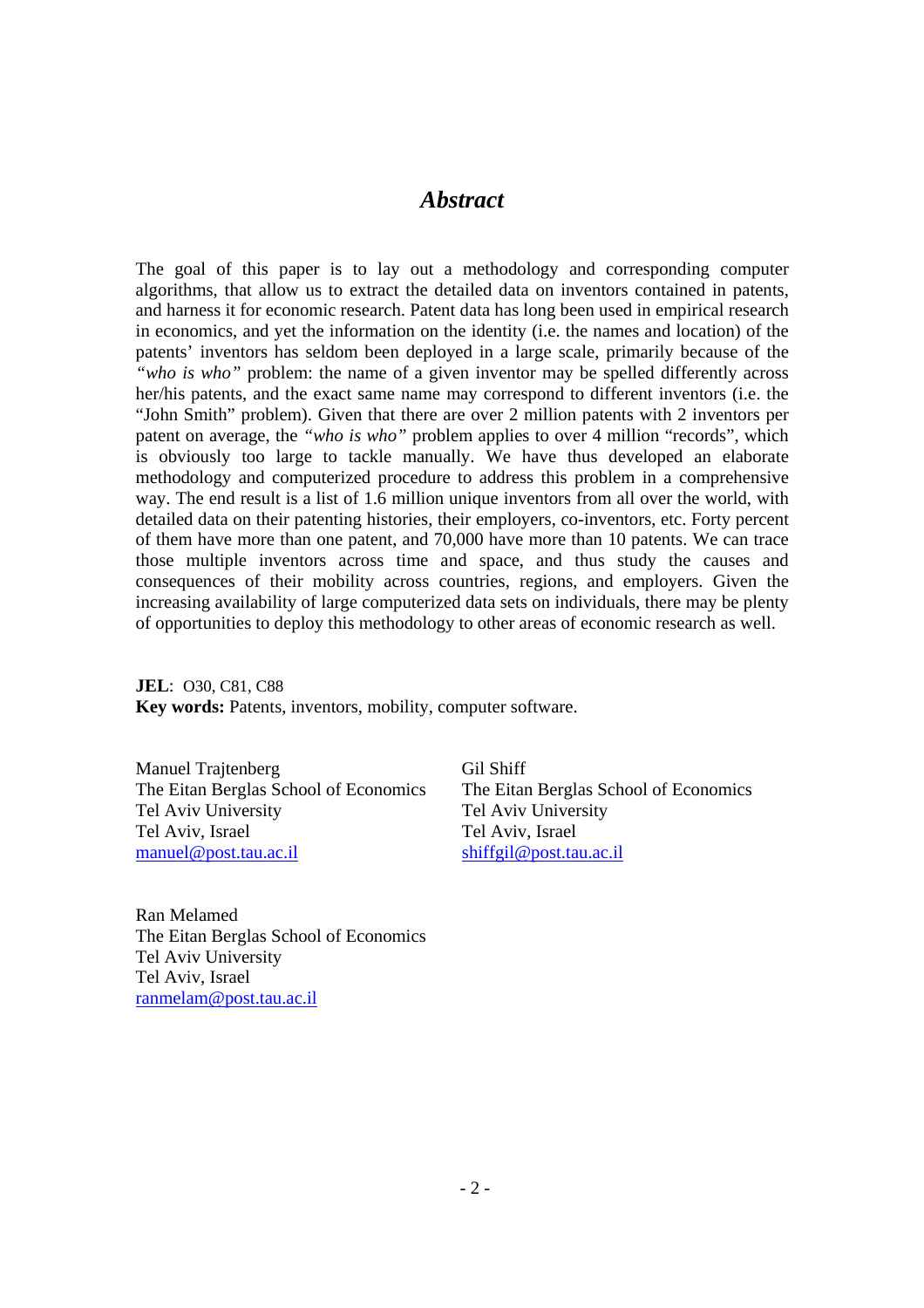# *Abstract*

The goal of this paper is to lay out a methodology and corresponding computer algorithms, that allow us to extract the detailed data on inventors contained in patents, and harness it for economic research. Patent data has long been used in empirical research in economics, and yet the information on the identity (i.e. the names and location) of the patents' inventors has seldom been deployed in a large scale, primarily because of the *"who is who"* problem: the name of a given inventor may be spelled differently across her/his patents, and the exact same name may correspond to different inventors (i.e. the "John Smith" problem). Given that there are over 2 million patents with 2 inventors per patent on average, the *"who is who"* problem applies to over 4 million "records", which is obviously too large to tackle manually. We have thus developed an elaborate methodology and computerized procedure to address this problem in a comprehensive way. The end result is a list of 1.6 million unique inventors from all over the world, with detailed data on their patenting histories, their employers, co-inventors, etc. Forty percent of them have more than one patent, and 70,000 have more than 10 patents. We can trace those multiple inventors across time and space, and thus study the causes and consequences of their mobility across countries, regions, and employers. Given the increasing availability of large computerized data sets on individuals, there may be plenty of opportunities to deploy this methodology to other areas of economic research as well.

**JEL**: O30, C81, C88
**Key words:** Patents, inventors, mobility, computer software.

Manuel Trajtenberg
The Eitan Berglas School of Economics
Tel Aviv University
Tel Aviv, Israel
manuel@post.tau.ac.il

Gil Shiff
The Eitan Berglas School of Economics
Tel Aviv University
Tel Aviv, Israel
shiffgil@post.tau.ac.il

Ran Melamed
The Eitan Berglas School of Economics
Tel Aviv University
Tel Aviv, Israel
ranmelam@post.tau.ac.il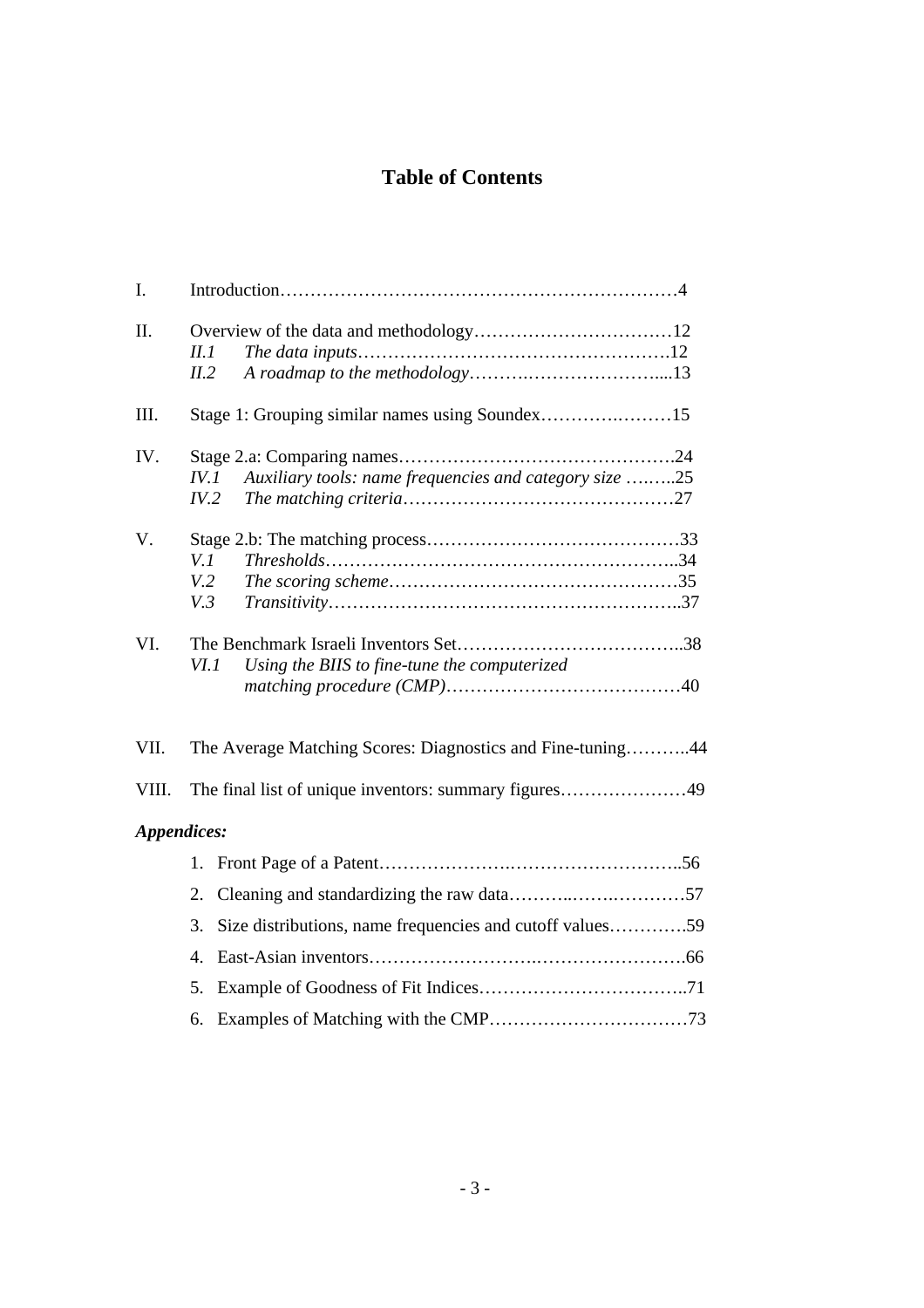# Table of Contents

I. Introduction……………………………………………………………4

II. Overview of the data and methodology……………………………12
- *II.1 The data inputs*…………………………………………….12
- *II.2 A roadmap to the methodology*………….………………….....13

III. Stage 1: Grouping similar names using Soundex……….………15

IV. Stage 2.a: Comparing names……………………………………….24
- *IV.1 Auxiliary tools: name frequencies and category size* …..…..25
- *IV.2 The matching criteria*………………………………………27

V. Stage 2.b: The matching process……………………………………33
- *V.1 Thresholds*…………………………………………………..34
- *V.2 The scoring scheme*…………………………………………35
- *V.3 Transitivity*…………………………………………………..37

VI. The Benchmark Israeli Inventors Set………………………………..38
- *VI.1 Using the BIIS to fine-tune the computerized matching procedure (CMP)*…………………………………40

VII. The Average Matching Scores: Diagnostics and Fine-tuning………..44

VIII. The final list of unique inventors: summary figures…………………49

***Appendices:***

1. Front Page of a Patent……………….……………………..56
2. Cleaning and standardizing the raw data………..…….…………57
3. Size distributions, name frequencies and cutoff values………….59
4. East-Asian inventors……………………….…………………….66
5. Example of Goodness of Fit Indices……………………………..71
6. Examples of Matching with the CMP……………………………73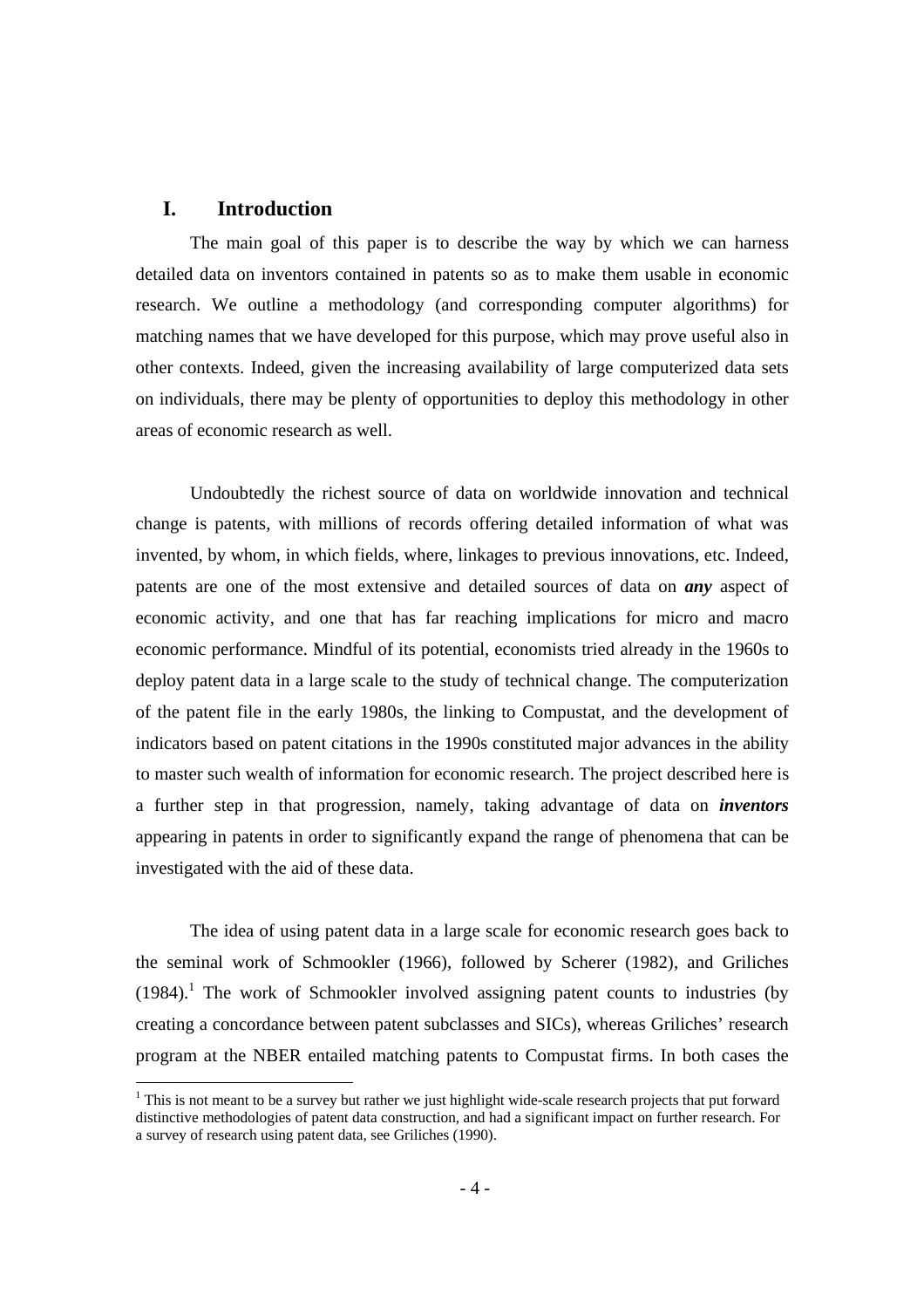# I. Introduction

The main goal of this paper is to describe the way by which we can harness detailed data on inventors contained in patents so as to make them usable in economic research. We outline a methodology (and corresponding computer algorithms) for matching names that we have developed for this purpose, which may prove useful also in other contexts. Indeed, given the increasing availability of large computerized data sets on individuals, there may be plenty of opportunities to deploy this methodology in other areas of economic research as well.

Undoubtedly the richest source of data on worldwide innovation and technical change is patents, with millions of records offering detailed information of what was invented, by whom, in which fields, where, linkages to previous innovations, etc. Indeed, patents are one of the most extensive and detailed sources of data on ***any*** aspect of economic activity, and one that has far reaching implications for micro and macro economic performance. Mindful of its potential, economists tried already in the 1960s to deploy patent data in a large scale to the study of technical change. The computerization of the patent file in the early 1980s, the linking to Compustat, and the development of indicators based on patent citations in the 1990s constituted major advances in the ability to master such wealth of information for economic research. The project described here is a further step in that progression, namely, taking advantage of data on ***inventors*** appearing in patents in order to significantly expand the range of phenomena that can be investigated with the aid of these data.

The idea of using patent data in a large scale for economic research goes back to the seminal work of Schmookler (1966), followed by Scherer (1982), and Griliches (1984).[1] The work of Schmookler involved assigning patent counts to industries (by creating a concordance between patent subclasses and SICs), whereas Griliches' research program at the NBER entailed matching patents to Compustat firms. In both cases the

[1] This is not meant to be a survey but rather we just highlight wide-scale research projects that put forward distinctive methodologies of patent data construction, and had a significant impact on further research. For a survey of research using patent data, see Griliches (1990).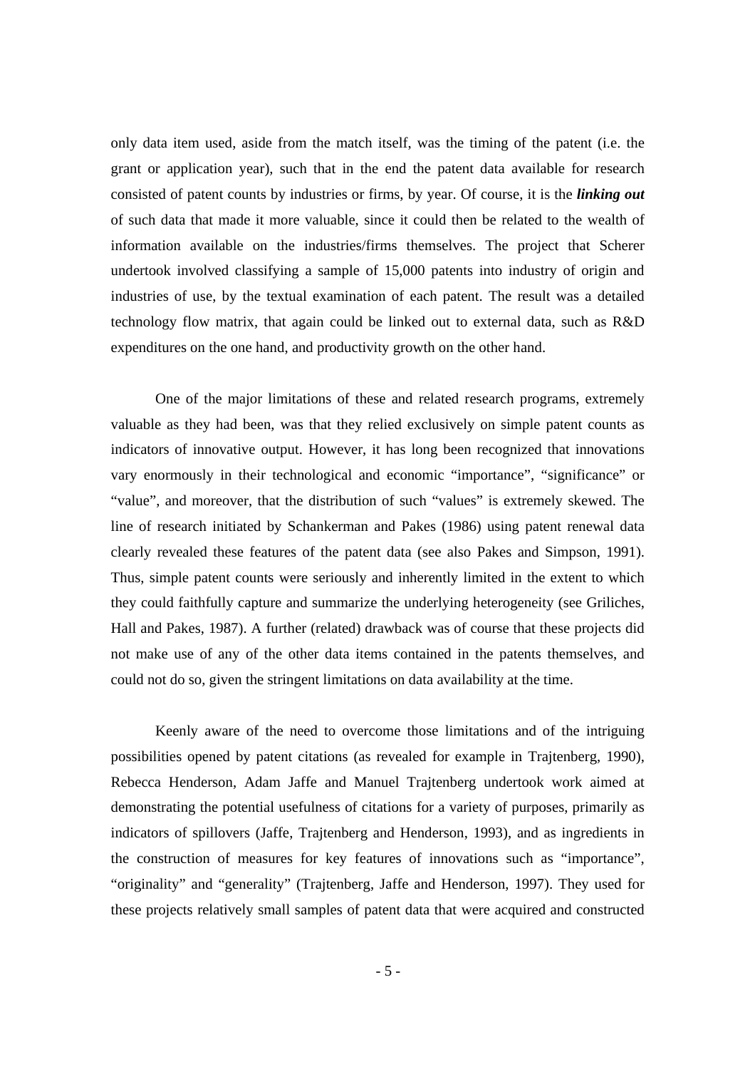only data item used, aside from the match itself, was the timing of the patent (i.e. the grant or application year), such that in the end the patent data available for research consisted of patent counts by industries or firms, by year. Of course, it is the ***linking out*** of such data that made it more valuable, since it could then be related to the wealth of information available on the industries/firms themselves. The project that Scherer undertook involved classifying a sample of 15,000 patents into industry of origin and industries of use, by the textual examination of each patent. The result was a detailed technology flow matrix, that again could be linked out to external data, such as R&D expenditures on the one hand, and productivity growth on the other hand.

One of the major limitations of these and related research programs, extremely valuable as they had been, was that they relied exclusively on simple patent counts as indicators of innovative output. However, it has long been recognized that innovations vary enormously in their technological and economic "importance", "significance" or "value", and moreover, that the distribution of such "values" is extremely skewed. The line of research initiated by Schankerman and Pakes (1986) using patent renewal data clearly revealed these features of the patent data (see also Pakes and Simpson, 1991). Thus, simple patent counts were seriously and inherently limited in the extent to which they could faithfully capture and summarize the underlying heterogeneity (see Griliches, Hall and Pakes, 1987). A further (related) drawback was of course that these projects did not make use of any of the other data items contained in the patents themselves, and could not do so, given the stringent limitations on data availability at the time.

Keenly aware of the need to overcome those limitations and of the intriguing possibilities opened by patent citations (as revealed for example in Trajtenberg, 1990), Rebecca Henderson, Adam Jaffe and Manuel Trajtenberg undertook work aimed at demonstrating the potential usefulness of citations for a variety of purposes, primarily as indicators of spillovers (Jaffe, Trajtenberg and Henderson, 1993), and as ingredients in the construction of measures for key features of innovations such as "importance", "originality" and "generality" (Trajtenberg, Jaffe and Henderson, 1997). They used for these projects relatively small samples of patent data that were acquired and constructed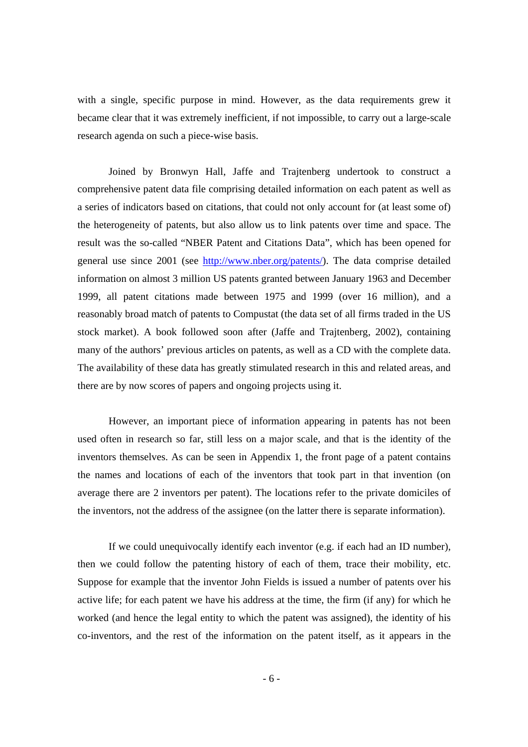with a single, specific purpose in mind. However, as the data requirements grew it became clear that it was extremely inefficient, if not impossible, to carry out a large-scale research agenda on such a piece-wise basis.

Joined by Bronwyn Hall, Jaffe and Trajtenberg undertook to construct a comprehensive patent data file comprising detailed information on each patent as well as a series of indicators based on citations, that could not only account for (at least some of) the heterogeneity of patents, but also allow us to link patents over time and space. The result was the so-called "NBER Patent and Citations Data", which has been opened for general use since 2001 (see http://www.nber.org/patents/). The data comprise detailed information on almost 3 million US patents granted between January 1963 and December 1999, all patent citations made between 1975 and 1999 (over 16 million), and a reasonably broad match of patents to Compustat (the data set of all firms traded in the US stock market). A book followed soon after (Jaffe and Trajtenberg, 2002), containing many of the authors' previous articles on patents, as well as a CD with the complete data. The availability of these data has greatly stimulated research in this and related areas, and there are by now scores of papers and ongoing projects using it.

However, an important piece of information appearing in patents has not been used often in research so far, still less on a major scale, and that is the identity of the inventors themselves. As can be seen in Appendix 1, the front page of a patent contains the names and locations of each of the inventors that took part in that invention (on average there are 2 inventors per patent). The locations refer to the private domiciles of the inventors, not the address of the assignee (on the latter there is separate information).

If we could unequivocally identify each inventor (e.g. if each had an ID number), then we could follow the patenting history of each of them, trace their mobility, etc. Suppose for example that the inventor John Fields is issued a number of patents over his active life; for each patent we have his address at the time, the firm (if any) for which he worked (and hence the legal entity to which the patent was assigned), the identity of his co-inventors, and the rest of the information on the patent itself, as it appears in the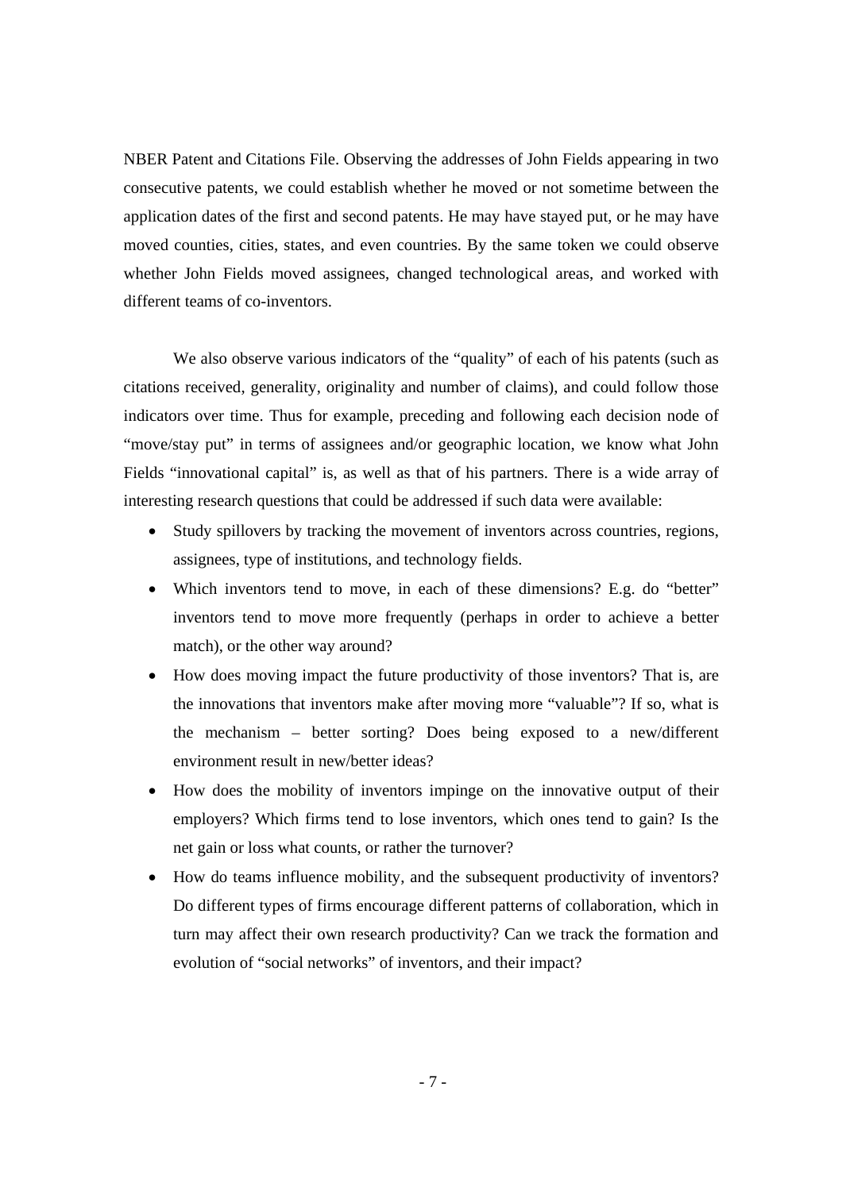NBER Patent and Citations File. Observing the addresses of John Fields appearing in two consecutive patents, we could establish whether he moved or not sometime between the application dates of the first and second patents. He may have stayed put, or he may have moved counties, cities, states, and even countries. By the same token we could observe whether John Fields moved assignees, changed technological areas, and worked with different teams of co-inventors.

We also observe various indicators of the "quality" of each of his patents (such as citations received, generality, originality and number of claims), and could follow those indicators over time. Thus for example, preceding and following each decision node of "move/stay put" in terms of assignees and/or geographic location, we know what John Fields "innovational capital" is, as well as that of his partners. There is a wide array of interesting research questions that could be addressed if such data were available:

- Study spillovers by tracking the movement of inventors across countries, regions, assignees, type of institutions, and technology fields.
- Which inventors tend to move, in each of these dimensions? E.g. do "better" inventors tend to move more frequently (perhaps in order to achieve a better match), or the other way around?
- How does moving impact the future productivity of those inventors? That is, are the innovations that inventors make after moving more "valuable"? If so, what is the mechanism – better sorting? Does being exposed to a new/different environment result in new/better ideas?
- How does the mobility of inventors impinge on the innovative output of their employers? Which firms tend to lose inventors, which ones tend to gain? Is the net gain or loss what counts, or rather the turnover?
- How do teams influence mobility, and the subsequent productivity of inventors? Do different types of firms encourage different patterns of collaboration, which in turn may affect their own research productivity? Can we track the formation and evolution of "social networks" of inventors, and their impact?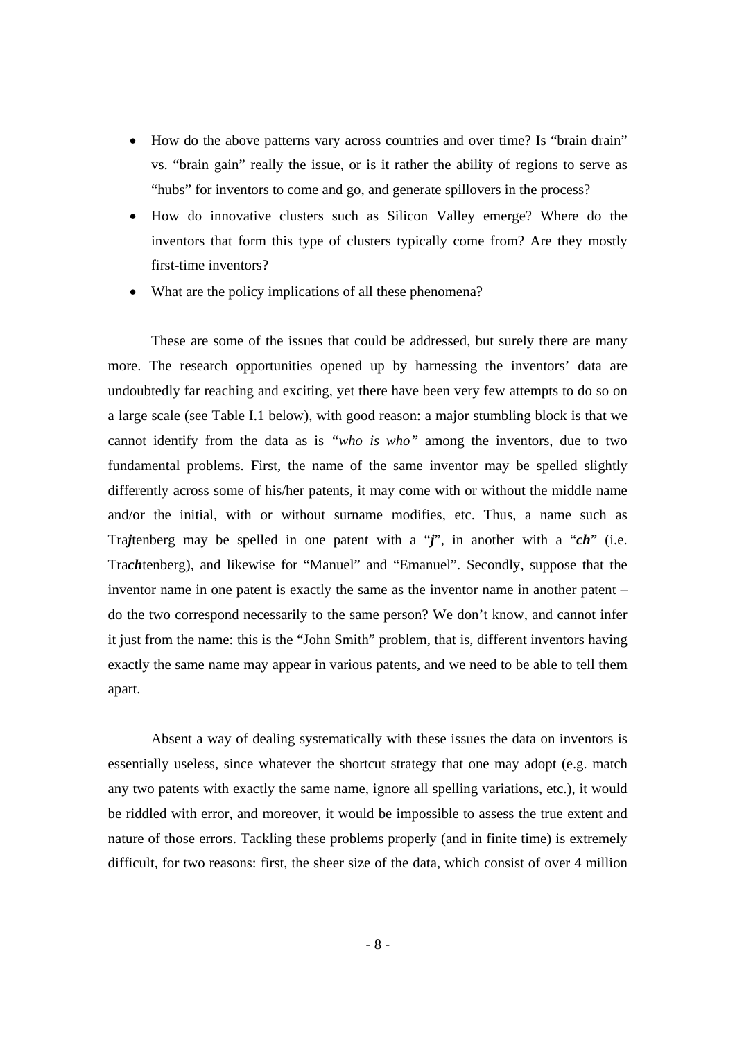- How do the above patterns vary across countries and over time? Is "brain drain" vs. "brain gain" really the issue, or is it rather the ability of regions to serve as "hubs" for inventors to come and go, and generate spillovers in the process?
- How do innovative clusters such as Silicon Valley emerge? Where do the inventors that form this type of clusters typically come from? Are they mostly first-time inventors?
- What are the policy implications of all these phenomena?

These are some of the issues that could be addressed, but surely there are many more. The research opportunities opened up by harnessing the inventors' data are undoubtedly far reaching and exciting, yet there have been very few attempts to do so on a large scale (see Table I.1 below), with good reason: a major stumbling block is that we cannot identify from the data as is *"who is who"* among the inventors, due to two fundamental problems. First, the name of the same inventor may be spelled slightly differently across some of his/her patents, it may come with or without the middle name and/or the initial, with or without surname modifies, etc. Thus, a name such as Tra***j***tenberg may be spelled in one patent with a "***j***", in another with a "***ch***" (i.e. Tra***ch***tenberg), and likewise for "Manuel" and "Emanuel". Secondly, suppose that the inventor name in one patent is exactly the same as the inventor name in another patent – do the two correspond necessarily to the same person? We don't know, and cannot infer it just from the name: this is the "John Smith" problem, that is, different inventors having exactly the same name may appear in various patents, and we need to be able to tell them apart.

Absent a way of dealing systematically with these issues the data on inventors is essentially useless, since whatever the shortcut strategy that one may adopt (e.g. match any two patents with exactly the same name, ignore all spelling variations, etc.), it would be riddled with error, and moreover, it would be impossible to assess the true extent and nature of those errors. Tackling these problems properly (and in finite time) is extremely difficult, for two reasons: first, the sheer size of the data, which consist of over 4 million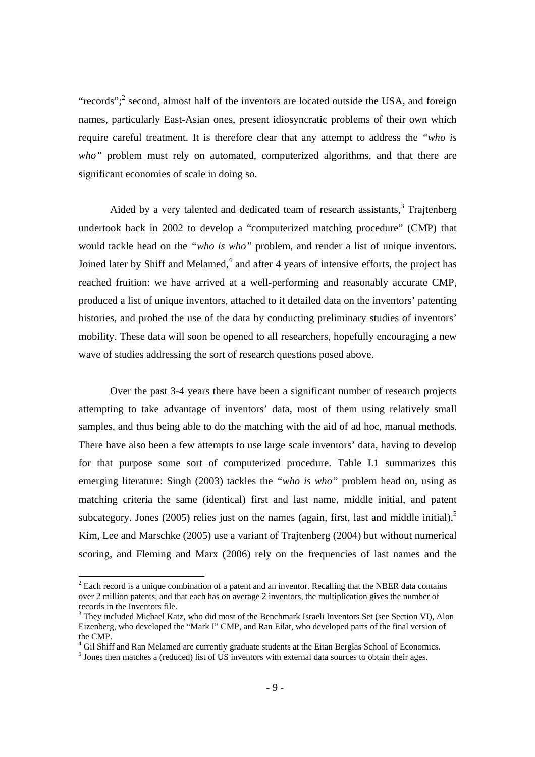"records";[2] second, almost half of the inventors are located outside the USA, and foreign names, particularly East-Asian ones, present idiosyncratic problems of their own which require careful treatment. It is therefore clear that any attempt to address the *"who is who"* problem must rely on automated, computerized algorithms, and that there are significant economies of scale in doing so.

Aided by a very talented and dedicated team of research assistants,[3] Trajtenberg undertook back in 2002 to develop a "computerized matching procedure" (CMP) that would tackle head on the *"who is who"* problem, and render a list of unique inventors. Joined later by Shiff and Melamed,[4] and after 4 years of intensive efforts, the project has reached fruition: we have arrived at a well-performing and reasonably accurate CMP, produced a list of unique inventors, attached to it detailed data on the inventors' patenting histories, and probed the use of the data by conducting preliminary studies of inventors' mobility. These data will soon be opened to all researchers, hopefully encouraging a new wave of studies addressing the sort of research questions posed above.

Over the past 3-4 years there have been a significant number of research projects attempting to take advantage of inventors' data, most of them using relatively small samples, and thus being able to do the matching with the aid of ad hoc, manual methods. There have also been a few attempts to use large scale inventors' data, having to develop for that purpose some sort of computerized procedure. Table I.1 summarizes this emerging literature: Singh (2003) tackles the *"who is who"* problem head on, using as matching criteria the same (identical) first and last name, middle initial, and patent subcategory. Jones (2005) relies just on the names (again, first, last and middle initial),[5] Kim, Lee and Marschke (2005) use a variant of Trajtenberg (2004) but without numerical scoring, and Fleming and Marx (2006) rely on the frequencies of last names and the

---

[2] Each record is a unique combination of a patent and an inventor. Recalling that the NBER data contains over 2 million patents, and that each has on average 2 inventors, the multiplication gives the number of records in the Inventors file.

[3] They included Michael Katz, who did most of the Benchmark Israeli Inventors Set (see Section VI), Alon Eizenberg, who developed the "Mark I" CMP, and Ran Eilat, who developed parts of the final version of the CMP.

[4] Gil Shiff and Ran Melamed are currently graduate students at the Eitan Berglas School of Economics.

[5] Jones then matches a (reduced) list of US inventors with external data sources to obtain their ages.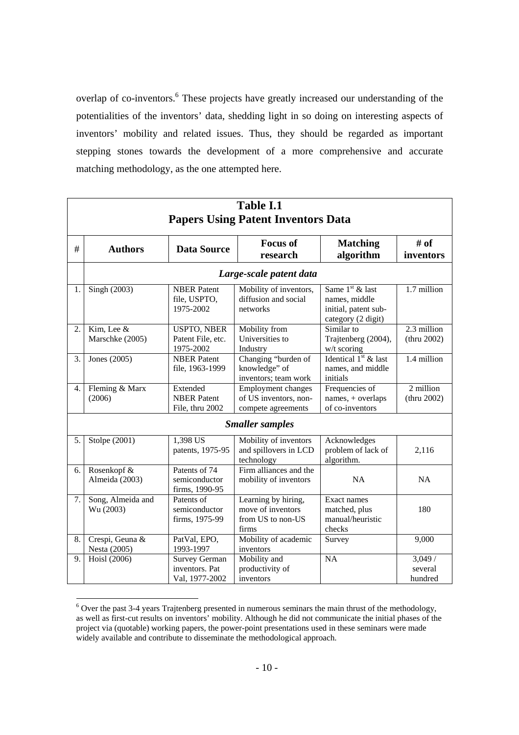overlap of co-inventors.[6] These projects have greatly increased our understanding of the potentialities of the inventors' data, shedding light in so doing on interesting aspects of inventors' mobility and related issues. Thus, they should be regarded as important stepping stones towards the development of a more comprehensive and accurate matching methodology, as the one attempted here.

**Table I.1**
**Papers Using Patent Inventors Data**

| # | Authors | Data Source | Focus of research | Matching algorithm | # of inventors |
|---|---|---|---|---|---|
| | ***Large-scale patent data*** | | | | |
| 1. | Singh (2003) | NBER Patent file, USPTO, 1975-2002 | Mobility of inventors, diffusion and social networks | Same 1st & last names, middle initial, patent sub-category (2 digit) | 1.7 million |
| 2. | Kim, Lee & Marschke (2005) | USPTO, NBER Patent File, etc. 1975-2002 | Mobility from Universities to Industry | Similar to Trajtenberg (2004), w/t scoring | 2.3 million (thru 2002) |
| 3. | Jones (2005) | NBER Patent file, 1963-1999 | Changing "burden of knowledge" of inventors; team work | Identical 1st & last names, and middle initials | 1.4 million |
| 4. | Fleming & Marx (2006) | Extended NBER Patent File, thru 2002 | Employment changes of US inventors, non-compete agreements | Frequencies of names, + overlaps of co-inventors | 2 million (thru 2002) |
| | ***Smaller samples*** | | | | |
| 5. | Stolpe (2001) | 1,398 US patents, 1975-95 | Mobility of inventors and spillovers in LCD technology | Acknowledges problem of lack of algorithm. | 2,116 |
| 6. | Rosenkopf & Almeida (2003) | Patents of 74 semiconductor firms, 1990-95 | Firm alliances and the mobility of inventors | NA | NA |
| 7. | Song, Almeida and Wu (2003) | Patents of semiconductor firms, 1975-99 | Learning by hiring, move of inventors from US to non-US firms | Exact names matched, plus manual/heuristic checks | 180 |
| 8. | Crespi, Geuna & Nesta (2005) | PatVal, EPO, 1993-1997 | Mobility of academic inventors | Survey | 9,000 |
| 9. | Hoisl (2006) | Survey German inventors. Pat Val, 1977-2002 | Mobility and productivity of inventors | NA | 3,049 / several hundred |

[6] Over the past 3-4 years Trajtenberg presented in numerous seminars the main thrust of the methodology, as well as first-cut results on inventors' mobility. Although he did not communicate the initial phases of the project via (quotable) working papers, the power-point presentations used in these seminars were made widely available and contribute to disseminate the methodological approach.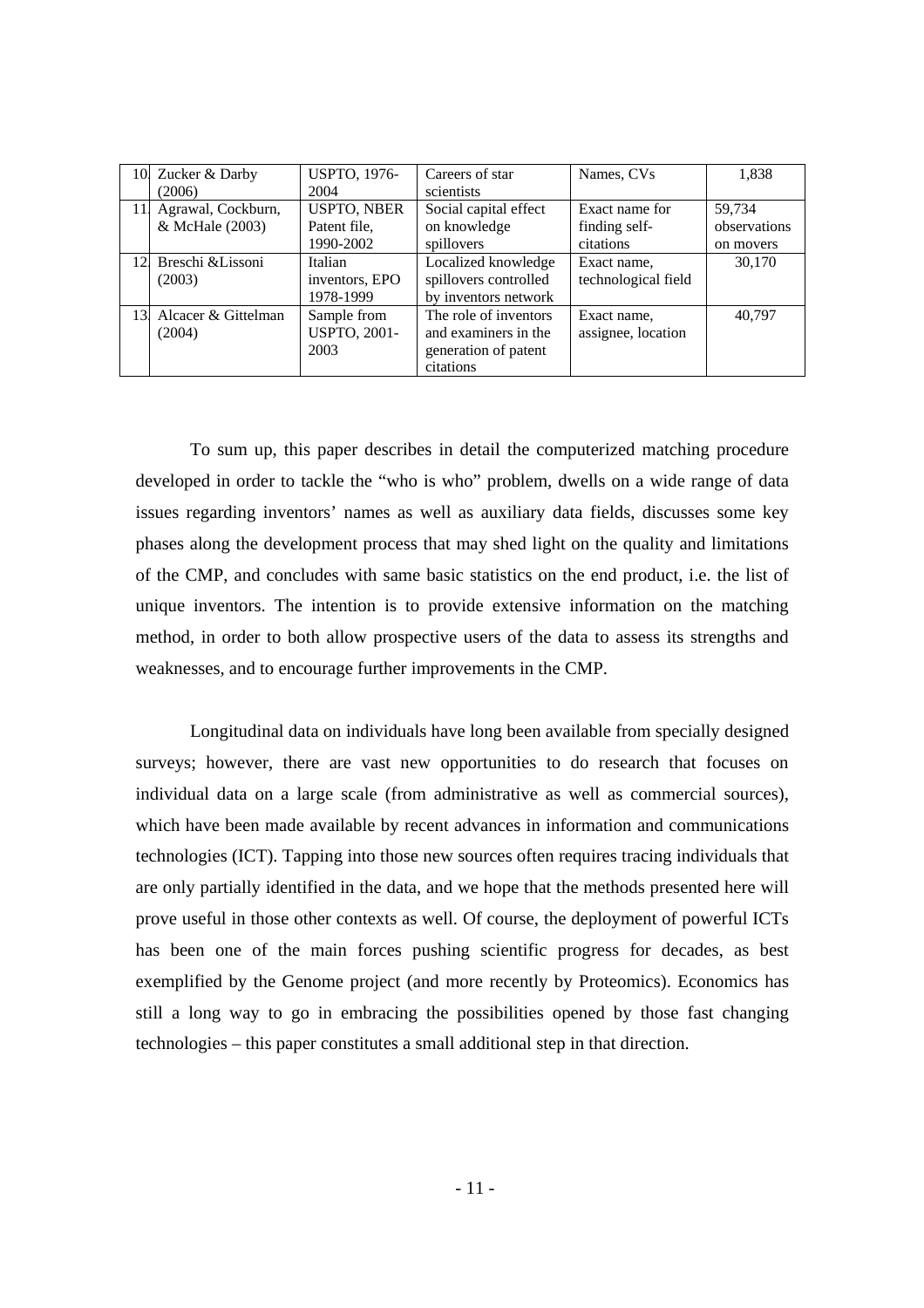| | | | | | |
|---|---|---|---|---|---|
| 10. | Zucker & Darby (2006) | USPTO, 1976-2004 | Careers of star scientists | Names, CVs | 1,838 |
| 11. | Agrawal, Cockburn, & McHale (2003) | USPTO, NBER Patent file, 1990-2002 | Social capital effect on knowledge spillovers | Exact name for finding self-citations | 59,734 observations on movers |
| 12. | Breschi &Lissoni (2003) | Italian inventors, EPO 1978-1999 | Localized knowledge spillovers controlled by inventors network | Exact name, technological field | 30,170 |
| 13. | Alcacer & Gittelman (2004) | Sample from USPTO, 2001-2003 | The role of inventors and examiners in the generation of patent citations | Exact name, assignee, location | 40,797 |

To sum up, this paper describes in detail the computerized matching procedure developed in order to tackle the "who is who" problem, dwells on a wide range of data issues regarding inventors' names as well as auxiliary data fields, discusses some key phases along the development process that may shed light on the quality and limitations of the CMP, and concludes with same basic statistics on the end product, i.e. the list of unique inventors. The intention is to provide extensive information on the matching method, in order to both allow prospective users of the data to assess its strengths and weaknesses, and to encourage further improvements in the CMP.

Longitudinal data on individuals have long been available from specially designed surveys; however, there are vast new opportunities to do research that focuses on individual data on a large scale (from administrative as well as commercial sources), which have been made available by recent advances in information and communications technologies (ICT). Tapping into those new sources often requires tracing individuals that are only partially identified in the data, and we hope that the methods presented here will prove useful in those other contexts as well. Of course, the deployment of powerful ICTs has been one of the main forces pushing scientific progress for decades, as best exemplified by the Genome project (and more recently by Proteomics). Economics has still a long way to go in embracing the possibilities opened by those fast changing technologies – this paper constitutes a small additional step in that direction.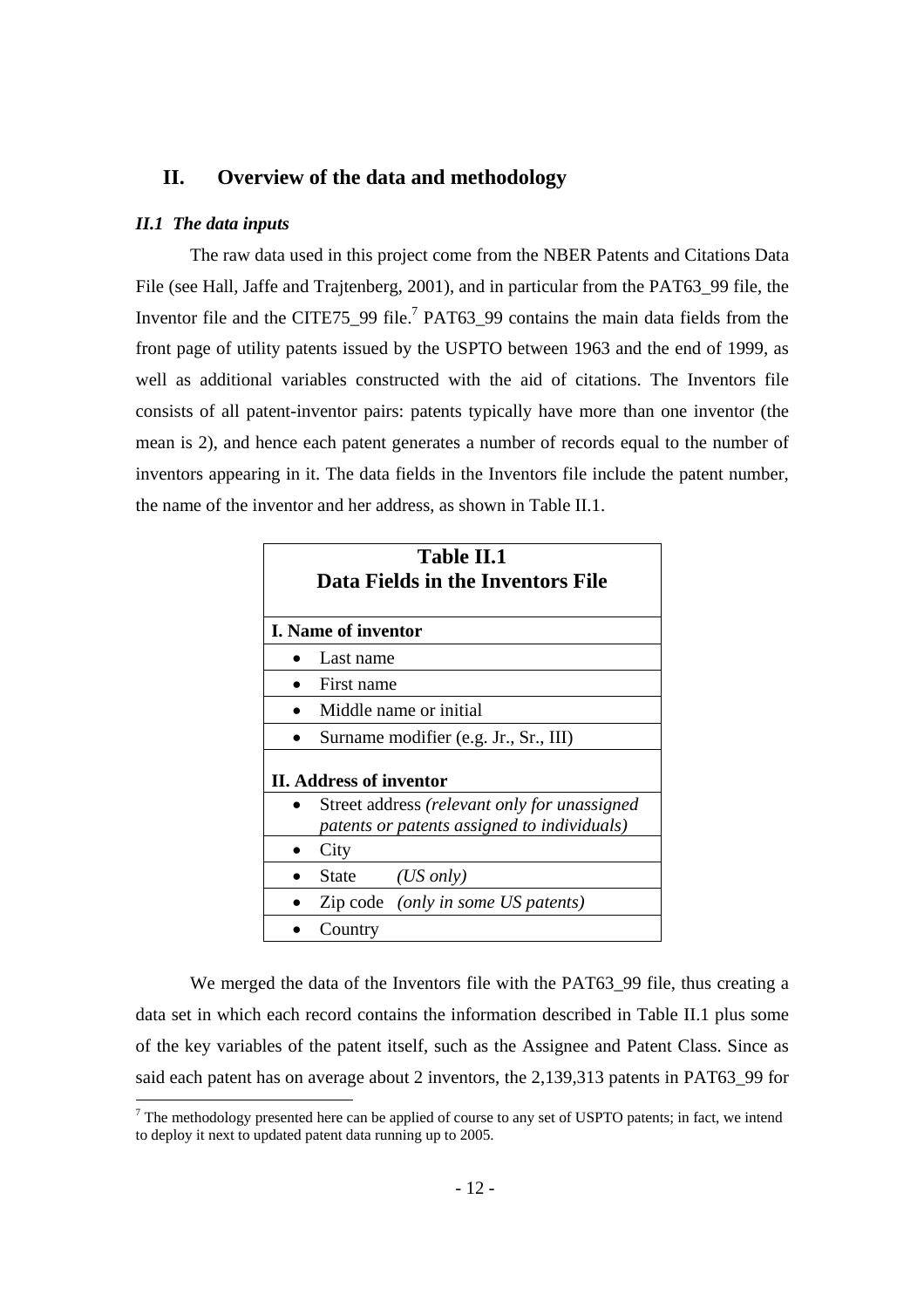## II. Overview of the data and methodology

### *II.1 The data inputs*

The raw data used in this project come from the NBER Patents and Citations Data File (see Hall, Jaffe and Trajtenberg, 2001), and in particular from the PAT63_99 file, the Inventor file and the CITE75_99 file.[7] PAT63_99 contains the main data fields from the front page of utility patents issued by the USPTO between 1963 and the end of 1999, as well as additional variables constructed with the aid of citations. The Inventors file consists of all patent-inventor pairs: patents typically have more than one inventor (the mean is 2), and hence each patent generates a number of records equal to the number of inventors appearing in it. The data fields in the Inventors file include the patent number, the name of the inventor and her address, as shown in Table II.1.

| **Table II.1**<br>**Data Fields in the Inventors File** |
|---|
| **I. Name of inventor** |
| • Last name |
| • First name |
| • Middle name or initial |
| • Surname modifier (e.g. Jr., Sr., III) |
| **II. Address of inventor** |
| • Street address *(relevant only for unassigned patents or patents assigned to individuals)* |
| • City |
| • State *(US only)* |
| • Zip code *(only in some US patents)* |
| • Country |

We merged the data of the Inventors file with the PAT63_99 file, thus creating a data set in which each record contains the information described in Table II.1 plus some of the key variables of the patent itself, such as the Assignee and Patent Class. Since as said each patent has on average about 2 inventors, the 2,139,313 patents in PAT63_99 for

[7] The methodology presented here can be applied of course to any set of USPTO patents; in fact, we intend to deploy it next to updated patent data running up to 2005.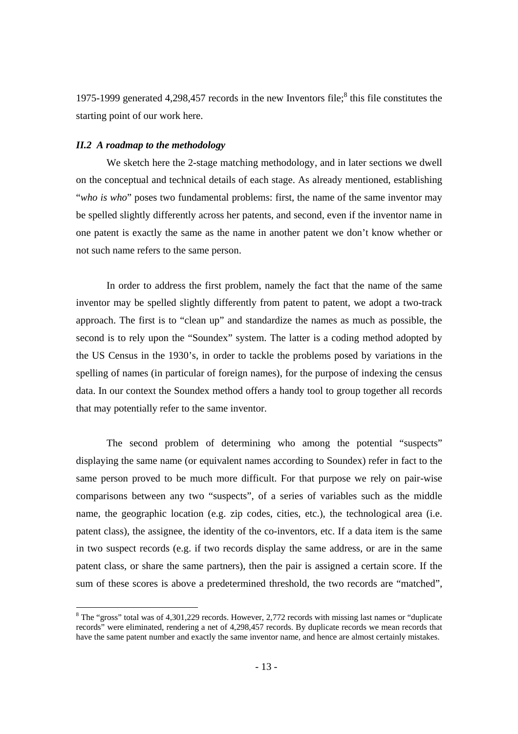1975-1999 generated 4,298,457 records in the new Inventors file;[8] this file constitutes the starting point of our work here.

### *II.2 A roadmap to the methodology*

We sketch here the 2-stage matching methodology, and in later sections we dwell on the conceptual and technical details of each stage. As already mentioned, establishing "*who is who*" poses two fundamental problems: first, the name of the same inventor may be spelled slightly differently across her patents, and second, even if the inventor name in one patent is exactly the same as the name in another patent we don't know whether or not such name refers to the same person.

In order to address the first problem, namely the fact that the name of the same inventor may be spelled slightly differently from patent to patent, we adopt a two-track approach. The first is to "clean up" and standardize the names as much as possible, the second is to rely upon the "Soundex" system. The latter is a coding method adopted by the US Census in the 1930's, in order to tackle the problems posed by variations in the spelling of names (in particular of foreign names), for the purpose of indexing the census data. In our context the Soundex method offers a handy tool to group together all records that may potentially refer to the same inventor.

The second problem of determining who among the potential "suspects" displaying the same name (or equivalent names according to Soundex) refer in fact to the same person proved to be much more difficult. For that purpose we rely on pair-wise comparisons between any two "suspects", of a series of variables such as the middle name, the geographic location (e.g. zip codes, cities, etc.), the technological area (i.e. patent class), the assignee, the identity of the co-inventors, etc. If a data item is the same in two suspect records (e.g. if two records display the same address, or are in the same patent class, or share the same partners), then the pair is assigned a certain score. If the sum of these scores is above a predetermined threshold, the two records are "matched",

[8] The "gross" total was of 4,301,229 records. However, 2,772 records with missing last names or "duplicate records" were eliminated, rendering a net of 4,298,457 records. By duplicate records we mean records that have the same patent number and exactly the same inventor name, and hence are almost certainly mistakes.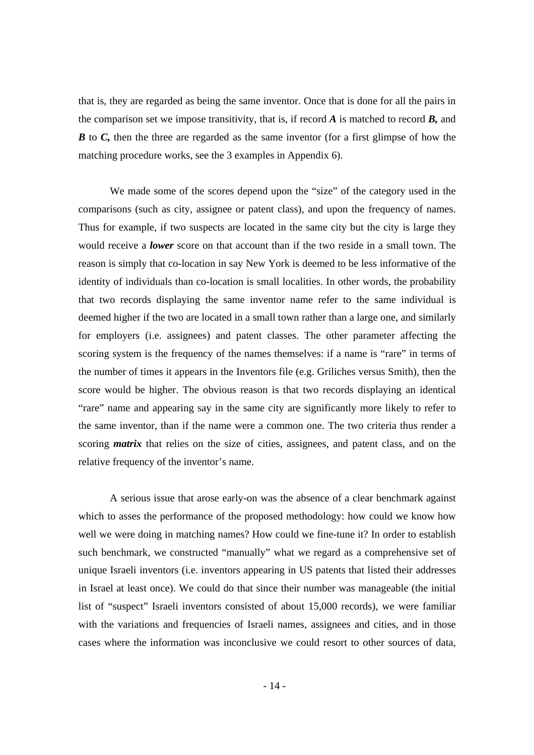that is, they are regarded as being the same inventor. Once that is done for all the pairs in the comparison set we impose transitivity, that is, if record ***A*** is matched to record ***B*,** and ***B*** to ***C*,** then the three are regarded as the same inventor (for a first glimpse of how the matching procedure works, see the 3 examples in Appendix 6).

We made some of the scores depend upon the "size" of the category used in the comparisons (such as city, assignee or patent class), and upon the frequency of names. Thus for example, if two suspects are located in the same city but the city is large they would receive a ***lower*** score on that account than if the two reside in a small town. The reason is simply that co-location in say New York is deemed to be less informative of the identity of individuals than co-location is small localities. In other words, the probability that two records displaying the same inventor name refer to the same individual is deemed higher if the two are located in a small town rather than a large one, and similarly for employers (i.e. assignees) and patent classes. The other parameter affecting the scoring system is the frequency of the names themselves: if a name is "rare" in terms of the number of times it appears in the Inventors file (e.g. Griliches versus Smith), then the score would be higher. The obvious reason is that two records displaying an identical "rare" name and appearing say in the same city are significantly more likely to refer to the same inventor, than if the name were a common one. The two criteria thus render a scoring ***matrix*** that relies on the size of cities, assignees, and patent class, and on the relative frequency of the inventor's name.

A serious issue that arose early-on was the absence of a clear benchmark against which to asses the performance of the proposed methodology: how could we know how well we were doing in matching names? How could we fine-tune it? In order to establish such benchmark, we constructed "manually" what we regard as a comprehensive set of unique Israeli inventors (i.e. inventors appearing in US patents that listed their addresses in Israel at least once). We could do that since their number was manageable (the initial list of "suspect" Israeli inventors consisted of about 15,000 records), we were familiar with the variations and frequencies of Israeli names, assignees and cities, and in those cases where the information was inconclusive we could resort to other sources of data,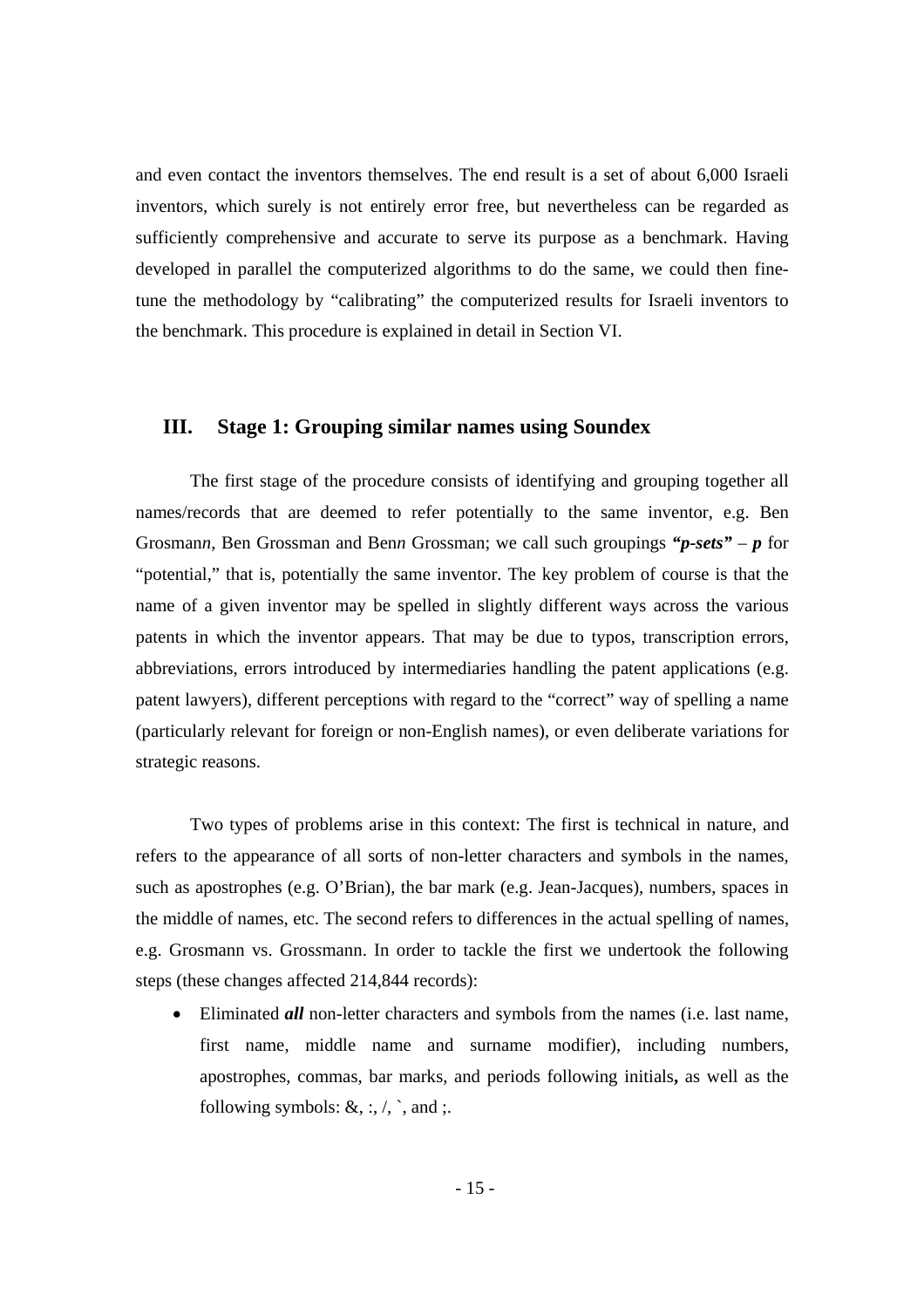and even contact the inventors themselves. The end result is a set of about 6,000 Israeli inventors, which surely is not entirely error free, but nevertheless can be regarded as sufficiently comprehensive and accurate to serve its purpose as a benchmark. Having developed in parallel the computerized algorithms to do the same, we could then fine-tune the methodology by "calibrating" the computerized results for Israeli inventors to the benchmark. This procedure is explained in detail in Section VI.

## III. Stage 1: Grouping similar names using Soundex

The first stage of the procedure consists of identifying and grouping together all names/records that are deemed to refer potentially to the same inventor, e.g. Ben Grosman*n*, Ben Grossman and Ben*n* Grossman; we call such groupings ***"p-sets"*** – ***p*** for "potential," that is, potentially the same inventor. The key problem of course is that the name of a given inventor may be spelled in slightly different ways across the various patents in which the inventor appears. That may be due to typos, transcription errors, abbreviations, errors introduced by intermediaries handling the patent applications (e.g. patent lawyers), different perceptions with regard to the "correct" way of spelling a name (particularly relevant for foreign or non-English names), or even deliberate variations for strategic reasons.

Two types of problems arise in this context: The first is technical in nature, and refers to the appearance of all sorts of non-letter characters and symbols in the names, such as apostrophes (e.g. O'Brian), the bar mark (e.g. Jean-Jacques), numbers, spaces in the middle of names, etc. The second refers to differences in the actual spelling of names, e.g. Grosmann vs. Grossmann. In order to tackle the first we undertook the following steps (these changes affected 214,844 records):

- Eliminated ***all*** non-letter characters and symbols from the names (i.e. last name, first name, middle name and surname modifier), including numbers, apostrophes, commas, bar marks, and periods following initials**,** as well as the following symbols: &, :, /, `, and ;.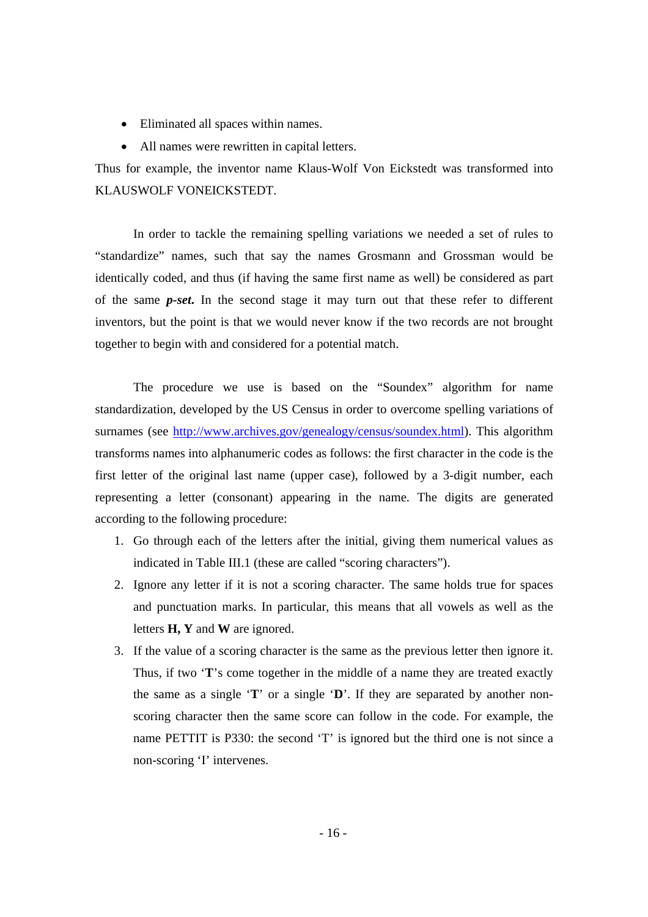- Eliminated all spaces within names.
- All names were rewritten in capital letters.

Thus for example, the inventor name Klaus-Wolf Von Eickstedt was transformed into KLAUSWOLF VONEICKSTEDT.

In order to tackle the remaining spelling variations we needed a set of rules to "standardize" names, such that say the names Grosmann and Grossman would be identically coded, and thus (if having the same first name as well) be considered as part of the same ***p-set***. In the second stage it may turn out that these refer to different inventors, but the point is that we would never know if the two records are not brought together to begin with and considered for a potential match.

The procedure we use is based on the "Soundex" algorithm for name standardization, developed by the US Census in order to overcome spelling variations of surnames (see http://www.archives.gov/genealogy/census/soundex.html). This algorithm transforms names into alphanumeric codes as follows: the first character in the code is the first letter of the original last name (upper case), followed by a 3-digit number, each representing a letter (consonant) appearing in the name. The digits are generated according to the following procedure:

1. Go through each of the letters after the initial, giving them numerical values as indicated in Table III.1 (these are called "scoring characters").
2. Ignore any letter if it is not a scoring character. The same holds true for spaces and punctuation marks. In particular, this means that all vowels as well as the letters **H, Y** and **W** are ignored.
3. If the value of a scoring character is the same as the previous letter then ignore it. Thus, if two '**T**'s come together in the middle of a name they are treated exactly the same as a single '**T**' or a single '**D**'. If they are separated by another non-scoring character then the same score can follow in the code. For example, the name PETTIT is P330: the second 'T' is ignored but the third one is not since a non-scoring 'I' intervenes.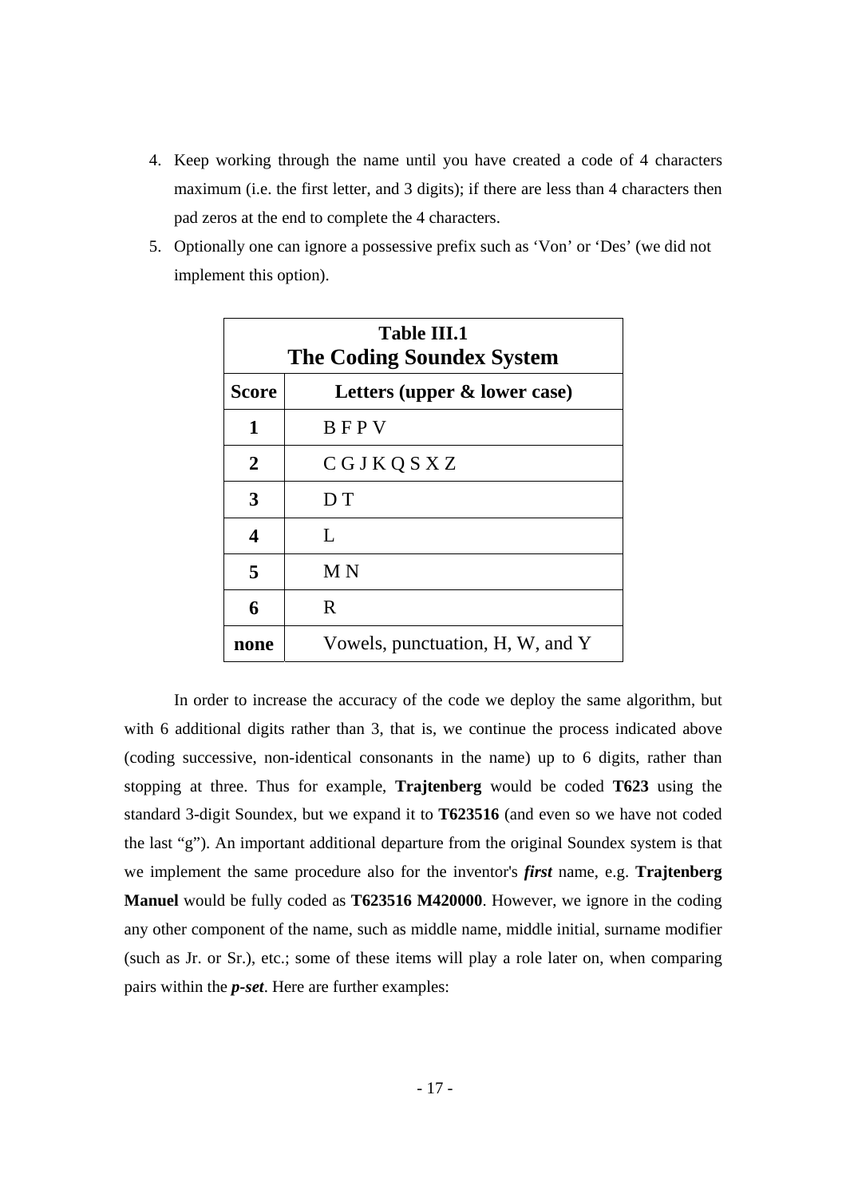4. Keep working through the name until you have created a code of 4 characters maximum (i.e. the first letter, and 3 digits); if there are less than 4 characters then pad zeros at the end to complete the 4 characters.
5. Optionally one can ignore a possessive prefix such as 'Von' or 'Des' (we did not implement this option).

| **Table III.1<br>The Coding Soundex System** | |
|---|---|
| **Score** | **Letters (upper & lower case)** |
| **1** | B F P V |
| **2** | C G J K Q S X Z |
| **3** | D T |
| **4** | L |
| **5** | M N |
| **6** | R |
| **none** | Vowels, punctuation, H, W, and Y |

In order to increase the accuracy of the code we deploy the same algorithm, but with 6 additional digits rather than 3, that is, we continue the process indicated above (coding successive, non-identical consonants in the name) up to 6 digits, rather than stopping at three. Thus for example, **Trajtenberg** would be coded **T623** using the standard 3-digit Soundex, but we expand it to **T623516** (and even so we have not coded the last "g"). An important additional departure from the original Soundex system is that we implement the same procedure also for the inventor's ***first*** name, e.g. **Trajtenberg Manuel** would be fully coded as **T623516 M420000**. However, we ignore in the coding any other component of the name, such as middle name, middle initial, surname modifier (such as Jr. or Sr.), etc.; some of these items will play a role later on, when comparing pairs within the ***p-set***. Here are further examples: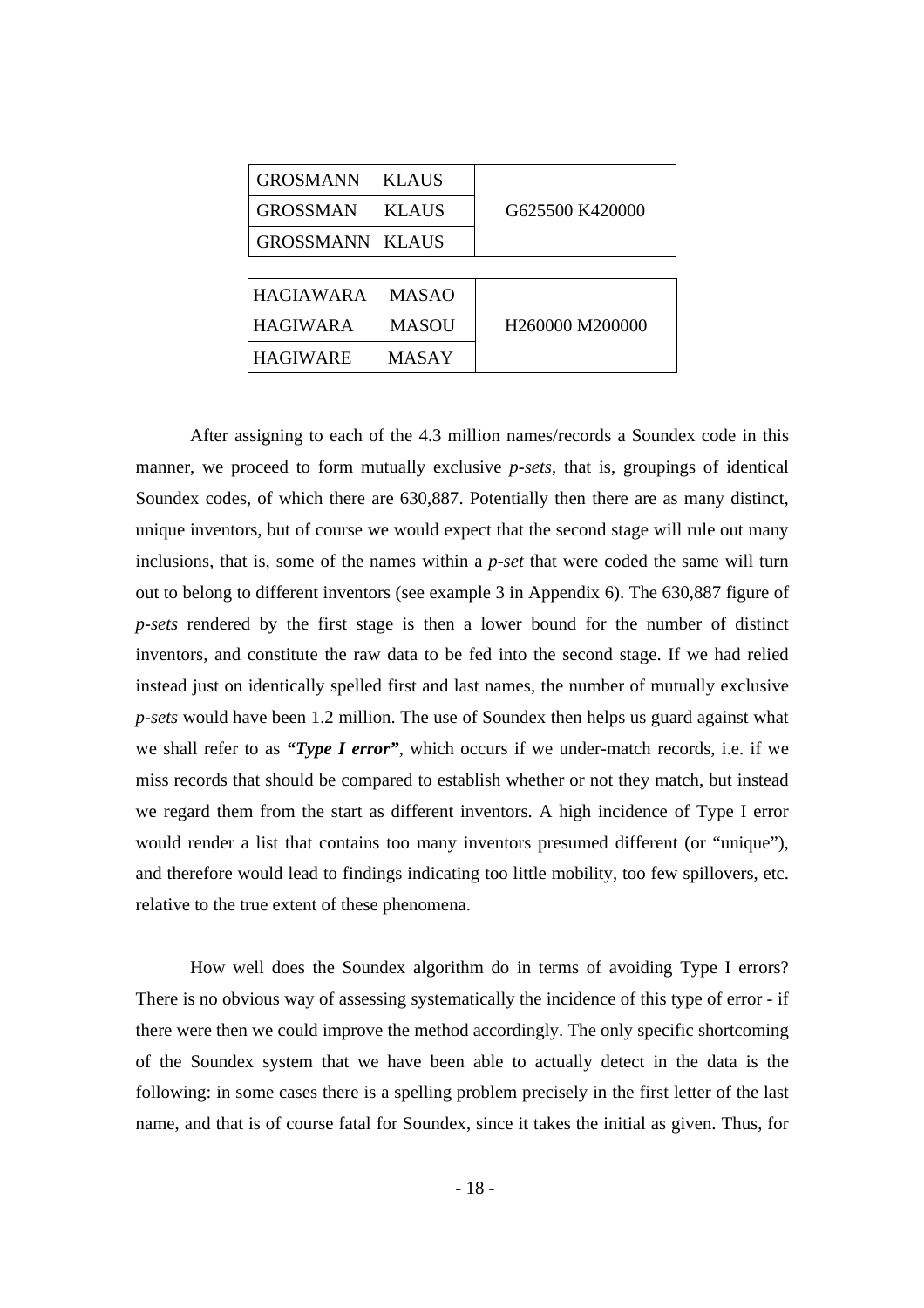| | | |
|---|---|---|
| GROSMANN | KLAUS | G625500 K420000 |
| GROSSMAN | KLAUS | |
| GROSSMANN | KLAUS | |

| | | |
|---|---|---|
| HAGIAWARA | MASAO | H260000 M200000 |
| HAGIWARA | MASOU | |
| HAGIWARE | MASAY | |

After assigning to each of the 4.3 million names/records a Soundex code in this manner, we proceed to form mutually exclusive *p-sets*, that is, groupings of identical Soundex codes, of which there are 630,887. Potentially then there are as many distinct, unique inventors, but of course we would expect that the second stage will rule out many inclusions, that is, some of the names within a *p-set* that were coded the same will turn out to belong to different inventors (see example 3 in Appendix 6). The 630,887 figure of *p-sets* rendered by the first stage is then a lower bound for the number of distinct inventors, and constitute the raw data to be fed into the second stage. If we had relied instead just on identically spelled first and last names, the number of mutually exclusive *p-sets* would have been 1.2 million. The use of Soundex then helps us guard against what we shall refer to as ***"Type I error"***, which occurs if we under-match records, i.e. if we miss records that should be compared to establish whether or not they match, but instead we regard them from the start as different inventors. A high incidence of Type I error would render a list that contains too many inventors presumed different (or "unique"), and therefore would lead to findings indicating too little mobility, too few spillovers, etc. relative to the true extent of these phenomena.

How well does the Soundex algorithm do in terms of avoiding Type I errors? There is no obvious way of assessing systematically the incidence of this type of error - if there were then we could improve the method accordingly. The only specific shortcoming of the Soundex system that we have been able to actually detect in the data is the following: in some cases there is a spelling problem precisely in the first letter of the last name, and that is of course fatal for Soundex, since it takes the initial as given. Thus, for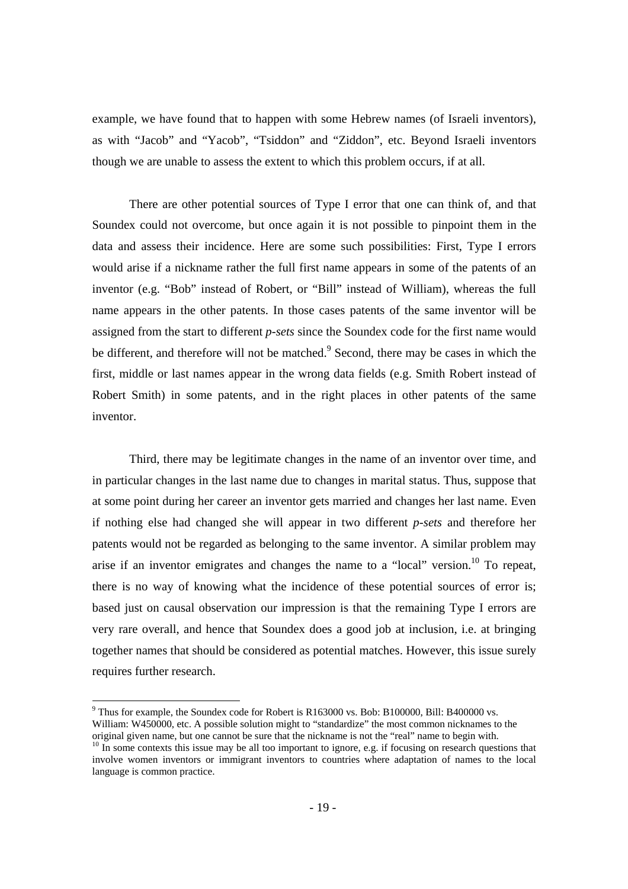example, we have found that to happen with some Hebrew names (of Israeli inventors), as with "Jacob" and "Yacob", "Tsiddon" and "Ziddon", etc. Beyond Israeli inventors though we are unable to assess the extent to which this problem occurs, if at all.

There are other potential sources of Type I error that one can think of, and that Soundex could not overcome, but once again it is not possible to pinpoint them in the data and assess their incidence. Here are some such possibilities: First, Type I errors would arise if a nickname rather the full first name appears in some of the patents of an inventor (e.g. "Bob" instead of Robert, or "Bill" instead of William), whereas the full name appears in the other patents. In those cases patents of the same inventor will be assigned from the start to different *p-sets* since the Soundex code for the first name would be different, and therefore will not be matched.[9] Second, there may be cases in which the first, middle or last names appear in the wrong data fields (e.g. Smith Robert instead of Robert Smith) in some patents, and in the right places in other patents of the same inventor.

Third, there may be legitimate changes in the name of an inventor over time, and in particular changes in the last name due to changes in marital status. Thus, suppose that at some point during her career an inventor gets married and changes her last name. Even if nothing else had changed she will appear in two different *p-sets* and therefore her patents would not be regarded as belonging to the same inventor. A similar problem may arise if an inventor emigrates and changes the name to a "local" version.[10] To repeat, there is no way of knowing what the incidence of these potential sources of error is; based just on causal observation our impression is that the remaining Type I errors are very rare overall, and hence that Soundex does a good job at inclusion, i.e. at bringing together names that should be considered as potential matches. However, this issue surely requires further research.

---

[9] Thus for example, the Soundex code for Robert is R163000 vs. Bob: B100000, Bill: B400000 vs. William: W450000, etc. A possible solution might to "standardize" the most common nicknames to the original given name, but one cannot be sure that the nickname is not the "real" name to begin with.

[10] In some contexts this issue may be all too important to ignore, e.g. if focusing on research questions that involve women inventors or immigrant inventors to countries where adaptation of names to the local language is common practice.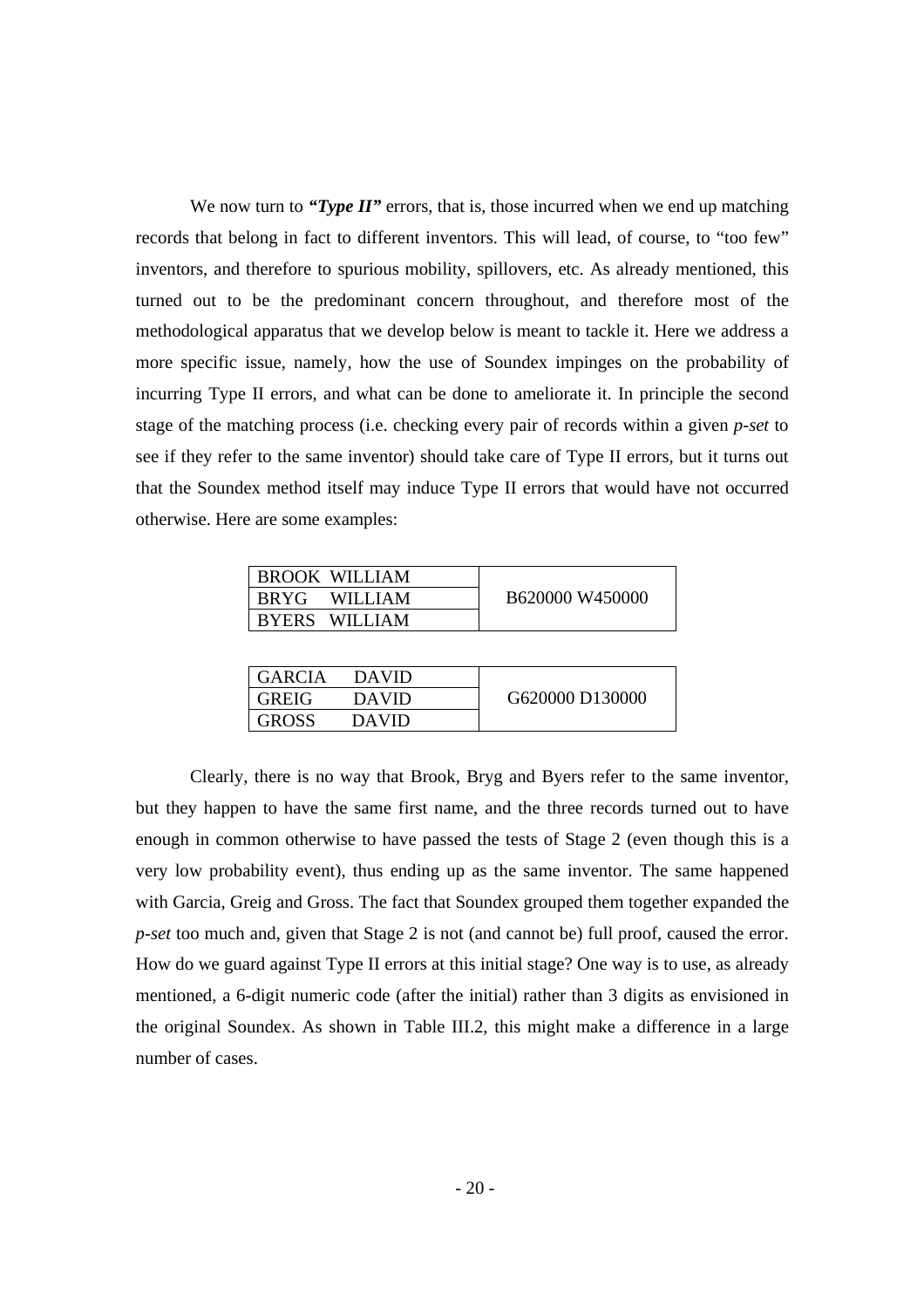We now turn to ***"Type II"*** errors, that is, those incurred when we end up matching records that belong in fact to different inventors. This will lead, of course, to "too few" inventors, and therefore to spurious mobility, spillovers, etc. As already mentioned, this turned out to be the predominant concern throughout, and therefore most of the methodological apparatus that we develop below is meant to tackle it. Here we address a more specific issue, namely, how the use of Soundex impinges on the probability of incurring Type II errors, and what can be done to ameliorate it. In principle the second stage of the matching process (i.e. checking every pair of records within a given *p-set* to see if they refer to the same inventor) should take care of Type II errors, but it turns out that the Soundex method itself may induce Type II errors that would have not occurred otherwise. Here are some examples:

| | |
|---|---|
| BROOK WILLIAM | B620000 W450000 |
| BRYG WILLIAM | |
| BYERS WILLIAM | |

| | |
|---|---|
| GARCIA DAVID | G620000 D130000 |
| GREIG DAVID | |
| GROSS DAVID | |

Clearly, there is no way that Brook, Bryg and Byers refer to the same inventor, but they happen to have the same first name, and the three records turned out to have enough in common otherwise to have passed the tests of Stage 2 (even though this is a very low probability event), thus ending up as the same inventor. The same happened with Garcia, Greig and Gross. The fact that Soundex grouped them together expanded the *p-set* too much and, given that Stage 2 is not (and cannot be) full proof, caused the error. How do we guard against Type II errors at this initial stage? One way is to use, as already mentioned, a 6-digit numeric code (after the initial) rather than 3 digits as envisioned in the original Soundex. As shown in Table III.2, this might make a difference in a large number of cases.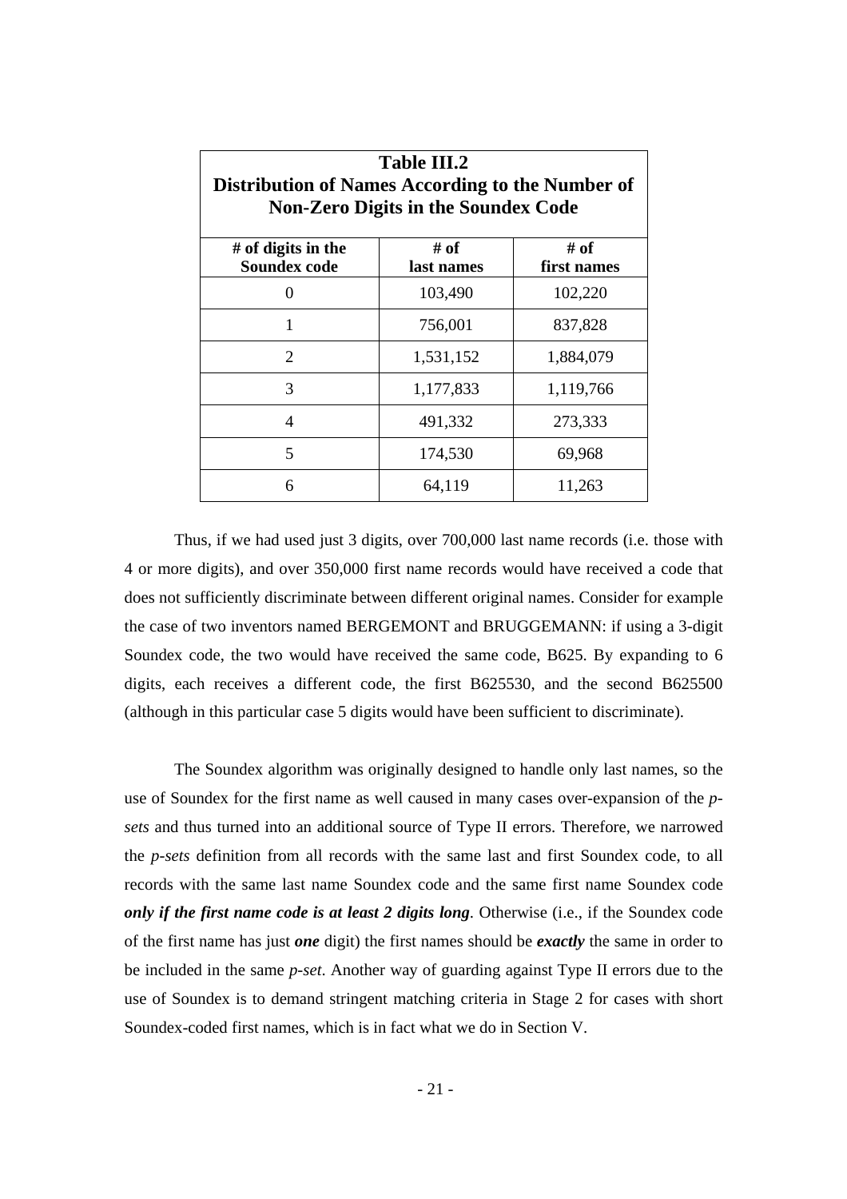**Table III.2**
**Distribution of Names According to the Number of Non-Zero Digits in the Soundex Code**

| # of digits in the Soundex code | # of last names | # of first names |
|---|---|---|
| 0 | 103,490 | 102,220 |
| 1 | 756,001 | 837,828 |
| 2 | 1,531,152 | 1,884,079 |
| 3 | 1,177,833 | 1,119,766 |
| 4 | 491,332 | 273,333 |
| 5 | 174,530 | 69,968 |
| 6 | 64,119 | 11,263 |

Thus, if we had used just 3 digits, over 700,000 last name records (i.e. those with 4 or more digits), and over 350,000 first name records would have received a code that does not sufficiently discriminate between different original names. Consider for example the case of two inventors named BERGEMONT and BRUGGEMANN: if using a 3-digit Soundex code, the two would have received the same code, B625. By expanding to 6 digits, each receives a different code, the first B625530, and the second B625500 (although in this particular case 5 digits would have been sufficient to discriminate).

The Soundex algorithm was originally designed to handle only last names, so the use of Soundex for the first name as well caused in many cases over-expansion of the *p-sets* and thus turned into an additional source of Type II errors. Therefore, we narrowed the *p-sets* definition from all records with the same last and first Soundex code, to all records with the same last name Soundex code and the same first name Soundex code ***only if the first name code is at least 2 digits long***. Otherwise (i.e., if the Soundex code of the first name has just ***one*** digit) the first names should be ***exactly*** the same in order to be included in the same *p-set*. Another way of guarding against Type II errors due to the use of Soundex is to demand stringent matching criteria in Stage 2 for cases with short Soundex-coded first names, which is in fact what we do in Section V.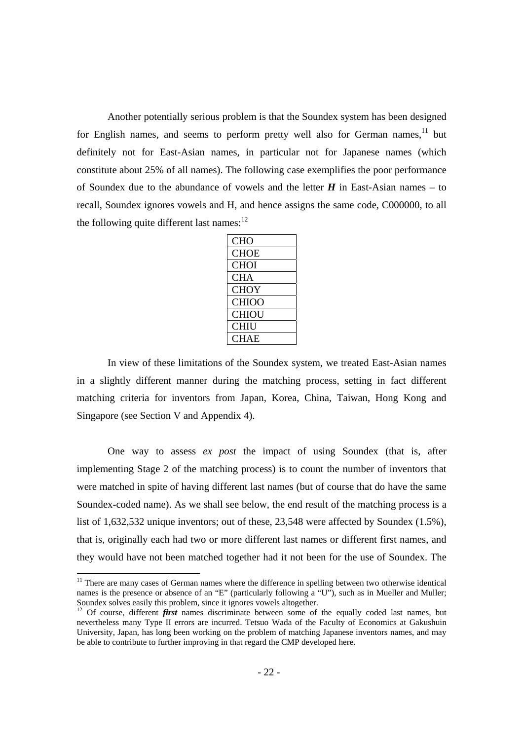Another potentially serious problem is that the Soundex system has been designed for English names, and seems to perform pretty well also for German names,[11] but definitely not for East-Asian names, in particular not for Japanese names (which constitute about 25% of all names). The following case exemplifies the poor performance of Soundex due to the abundance of vowels and the letter ***H*** in East-Asian names – to recall, Soundex ignores vowels and H, and hence assigns the same code, C000000, to all the following quite different last names:[12]

| CHO |
|---|
| CHOE |
| CHOI |
| CHA |
| CHOY |
| CHIOO |
| CHIOU |
| CHIU |
| CHAE |

In view of these limitations of the Soundex system, we treated East-Asian names in a slightly different manner during the matching process, setting in fact different matching criteria for inventors from Japan, Korea, China, Taiwan, Hong Kong and Singapore (see Section V and Appendix 4).

One way to assess *ex post* the impact of using Soundex (that is, after implementing Stage 2 of the matching process) is to count the number of inventors that were matched in spite of having different last names (but of course that do have the same Soundex-coded name). As we shall see below, the end result of the matching process is a list of 1,632,532 unique inventors; out of these, 23,548 were affected by Soundex (1.5%), that is, originally each had two or more different last names or different first names, and they would have not been matched together had it not been for the use of Soundex. The

---

[11] There are many cases of German names where the difference in spelling between two otherwise identical names is the presence or absence of an "E" (particularly following a "U"), such as in Mueller and Muller; Soundex solves easily this problem, since it ignores vowels altogether.

[12] Of course, different ***first*** names discriminate between some of the equally coded last names, but nevertheless many Type II errors are incurred. Tetsuo Wada of the Faculty of Economics at Gakushuin University, Japan, has long been working on the problem of matching Japanese inventors names, and may be able to contribute to further improving in that regard the CMP developed here.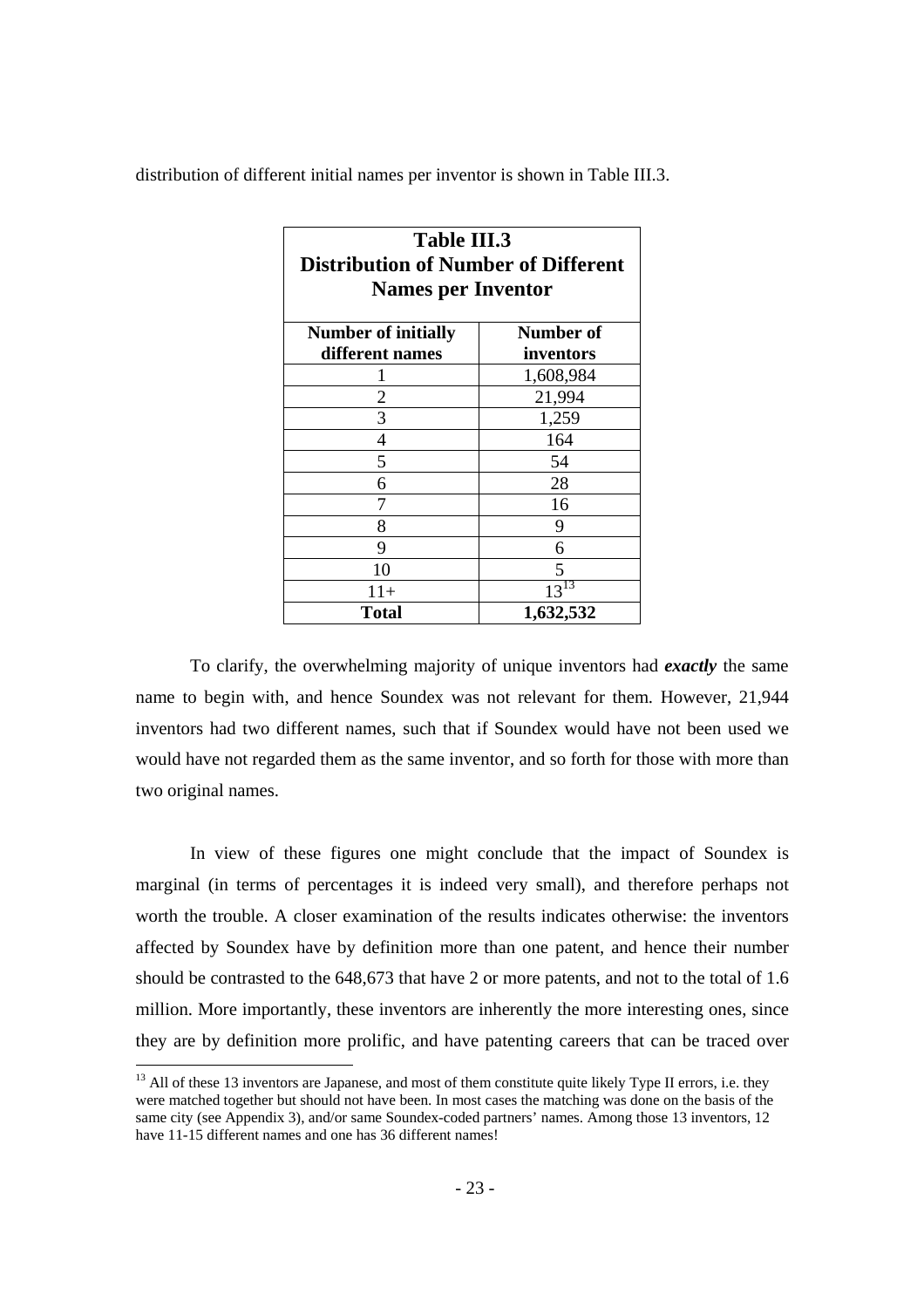distribution of different initial names per inventor is shown in Table III.3.

**Table III.3**
**Distribution of Number of Different Names per Inventor**

| Number of initially different names | Number of inventors |
|---|---|
| 1 | 1,608,984 |
| 2 | 21,994 |
| 3 | 1,259 |
| 4 | 164 |
| 5 | 54 |
| 6 | 28 |
| 7 | 16 |
| 8 | 9 |
| 9 | 6 |
| 10 | 5 |
| 11+ | 13[13] |
| **Total** | **1,632,532** |

To clarify, the overwhelming majority of unique inventors had ***exactly*** the same name to begin with, and hence Soundex was not relevant for them. However, 21,944 inventors had two different names, such that if Soundex would have not been used we would have not regarded them as the same inventor, and so forth for those with more than two original names.

In view of these figures one might conclude that the impact of Soundex is marginal (in terms of percentages it is indeed very small), and therefore perhaps not worth the trouble. A closer examination of the results indicates otherwise: the inventors affected by Soundex have by definition more than one patent, and hence their number should be contrasted to the 648,673 that have 2 or more patents, and not to the total of 1.6 million. More importantly, these inventors are inherently the more interesting ones, since they are by definition more prolific, and have patenting careers that can be traced over

[13] All of these 13 inventors are Japanese, and most of them constitute quite likely Type II errors, i.e. they were matched together but should not have been. In most cases the matching was done on the basis of the same city (see Appendix 3), and/or same Soundex-coded partners' names. Among those 13 inventors, 12 have 11-15 different names and one has 36 different names!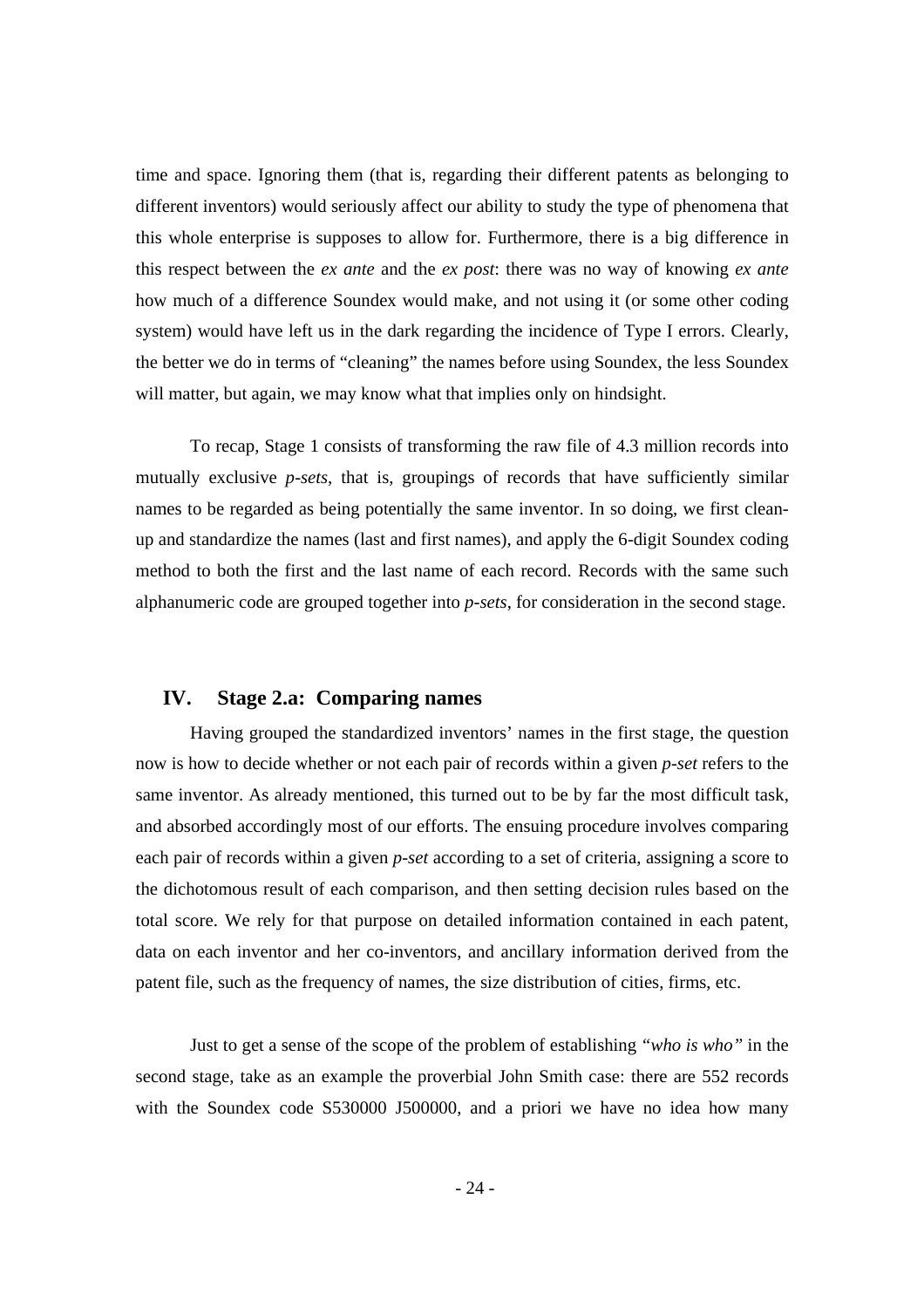time and space. Ignoring them (that is, regarding their different patents as belonging to different inventors) would seriously affect our ability to study the type of phenomena that this whole enterprise is supposes to allow for. Furthermore, there is a big difference in this respect between the *ex ante* and the *ex post*: there was no way of knowing *ex ante* how much of a difference Soundex would make, and not using it (or some other coding system) would have left us in the dark regarding the incidence of Type I errors. Clearly, the better we do in terms of "cleaning" the names before using Soundex, the less Soundex will matter, but again, we may know what that implies only on hindsight.

To recap, Stage 1 consists of transforming the raw file of 4.3 million records into mutually exclusive *p-sets*, that is, groupings of records that have sufficiently similar names to be regarded as being potentially the same inventor. In so doing, we first clean-up and standardize the names (last and first names), and apply the 6-digit Soundex coding method to both the first and the last name of each record. Records with the same such alphanumeric code are grouped together into *p-sets*, for consideration in the second stage.

## IV. Stage 2.a: Comparing names

Having grouped the standardized inventors' names in the first stage, the question now is how to decide whether or not each pair of records within a given *p-set* refers to the same inventor. As already mentioned, this turned out to be by far the most difficult task, and absorbed accordingly most of our efforts. The ensuing procedure involves comparing each pair of records within a given *p-set* according to a set of criteria, assigning a score to the dichotomous result of each comparison, and then setting decision rules based on the total score. We rely for that purpose on detailed information contained in each patent, data on each inventor and her co-inventors, and ancillary information derived from the patent file, such as the frequency of names, the size distribution of cities, firms, etc.

Just to get a sense of the scope of the problem of establishing *"who is who"* in the second stage, take as an example the proverbial John Smith case: there are 552 records with the Soundex code S530000 J500000, and a priori we have no idea how many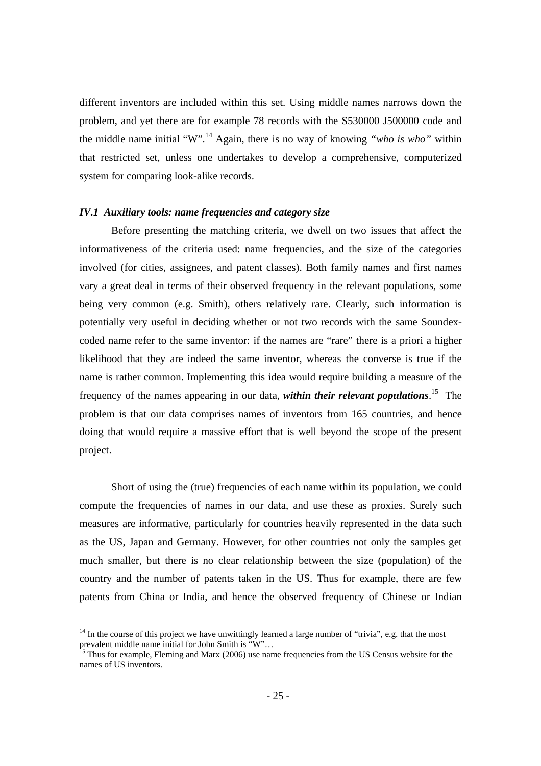different inventors are included within this set. Using middle names narrows down the problem, and yet there are for example 78 records with the S530000 J500000 code and the middle name initial "W".[14] Again, there is no way of knowing *"who is who"* within that restricted set, unless one undertakes to develop a comprehensive, computerized system for comparing look-alike records.

### *IV.1 Auxiliary tools: name frequencies and category size*

Before presenting the matching criteria, we dwell on two issues that affect the informativeness of the criteria used: name frequencies, and the size of the categories involved (for cities, assignees, and patent classes). Both family names and first names vary a great deal in terms of their observed frequency in the relevant populations, some being very common (e.g. Smith), others relatively rare. Clearly, such information is potentially very useful in deciding whether or not two records with the same Soundex-coded name refer to the same inventor: if the names are "rare" there is a priori a higher likelihood that they are indeed the same inventor, whereas the converse is true if the name is rather common. Implementing this idea would require building a measure of the frequency of the names appearing in our data, ***within their relevant populations***.[15] The problem is that our data comprises names of inventors from 165 countries, and hence doing that would require a massive effort that is well beyond the scope of the present project.

Short of using the (true) frequencies of each name within its population, we could compute the frequencies of names in our data, and use these as proxies. Surely such measures are informative, particularly for countries heavily represented in the data such as the US, Japan and Germany. However, for other countries not only the samples get much smaller, but there is no clear relationship between the size (population) of the country and the number of patents taken in the US. Thus for example, there are few patents from China or India, and hence the observed frequency of Chinese or Indian

---

[14] In the course of this project we have unwittingly learned a large number of "trivia", e.g. that the most prevalent middle name initial for John Smith is "W"…

[15] Thus for example, Fleming and Marx (2006) use name frequencies from the US Census website for the names of US inventors.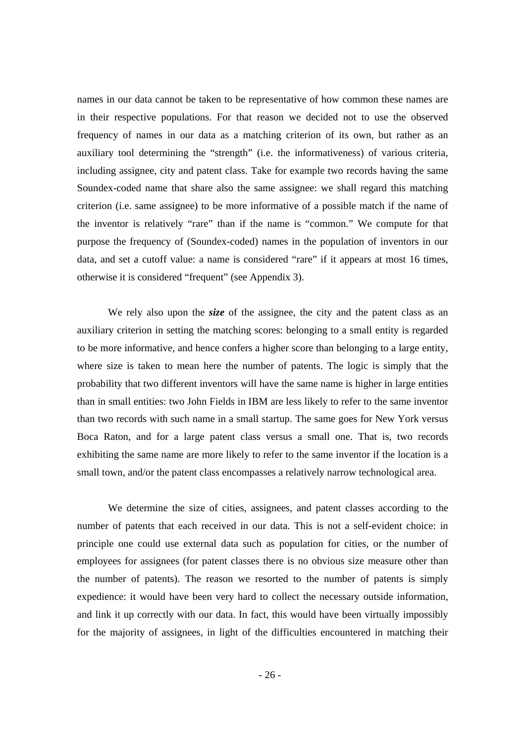names in our data cannot be taken to be representative of how common these names are in their respective populations. For that reason we decided not to use the observed frequency of names in our data as a matching criterion of its own, but rather as an auxiliary tool determining the "strength" (i.e. the informativeness) of various criteria, including assignee, city and patent class. Take for example two records having the same Soundex-coded name that share also the same assignee: we shall regard this matching criterion (i.e. same assignee) to be more informative of a possible match if the name of the inventor is relatively "rare" than if the name is "common." We compute for that purpose the frequency of (Soundex-coded) names in the population of inventors in our data, and set a cutoff value: a name is considered "rare" if it appears at most 16 times, otherwise it is considered "frequent" (see Appendix 3).

We rely also upon the ***size*** of the assignee, the city and the patent class as an auxiliary criterion in setting the matching scores: belonging to a small entity is regarded to be more informative, and hence confers a higher score than belonging to a large entity, where size is taken to mean here the number of patents. The logic is simply that the probability that two different inventors will have the same name is higher in large entities than in small entities: two John Fields in IBM are less likely to refer to the same inventor than two records with such name in a small startup. The same goes for New York versus Boca Raton, and for a large patent class versus a small one. That is, two records exhibiting the same name are more likely to refer to the same inventor if the location is a small town, and/or the patent class encompasses a relatively narrow technological area.

We determine the size of cities, assignees, and patent classes according to the number of patents that each received in our data. This is not a self-evident choice: in principle one could use external data such as population for cities, or the number of employees for assignees (for patent classes there is no obvious size measure other than the number of patents). The reason we resorted to the number of patents is simply expedience: it would have been very hard to collect the necessary outside information, and link it up correctly with our data. In fact, this would have been virtually impossibly for the majority of assignees, in light of the difficulties encountered in matching their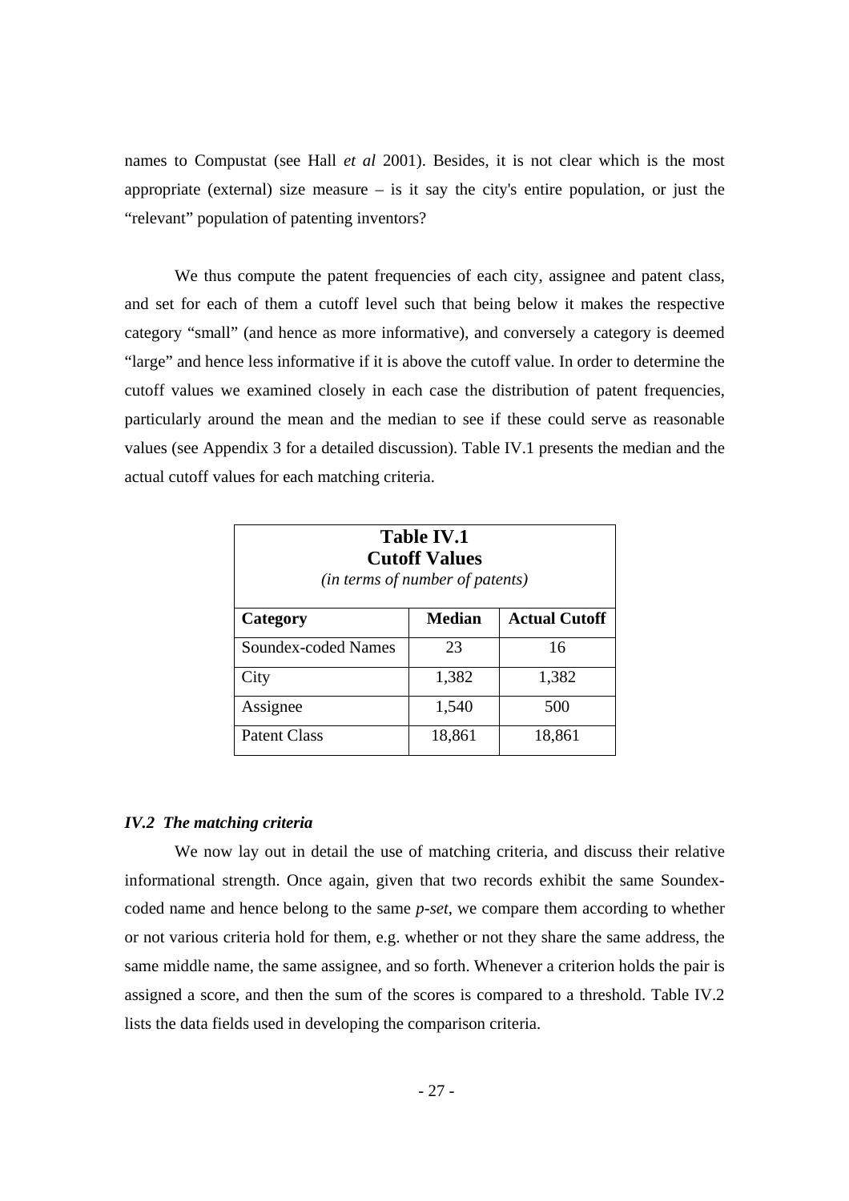names to Compustat (see Hall *et al* 2001). Besides, it is not clear which is the most appropriate (external) size measure – is it say the city's entire population, or just the "relevant" population of patenting inventors?

We thus compute the patent frequencies of each city, assignee and patent class, and set for each of them a cutoff level such that being below it makes the respective category "small" (and hence as more informative), and conversely a category is deemed "large" and hence less informative if it is above the cutoff value. In order to determine the cutoff values we examined closely in each case the distribution of patent frequencies, particularly around the mean and the median to see if these could serve as reasonable values (see Appendix 3 for a detailed discussion). Table IV.1 presents the median and the actual cutoff values for each matching criteria.

**Table IV.1**
**Cutoff Values**
*(in terms of number of patents)*

| Category | Median | Actual Cutoff |
|---|---|---|
| Soundex-coded Names | 23 | 16 |
| City | 1,382 | 1,382 |
| Assignee | 1,540 | 500 |
| Patent Class | 18,861 | 18,861 |

### *IV.2 The matching criteria*

We now lay out in detail the use of matching criteria, and discuss their relative informational strength. Once again, given that two records exhibit the same Soundex-coded name and hence belong to the same *p-set*, we compare them according to whether or not various criteria hold for them, e.g. whether or not they share the same address, the same middle name, the same assignee, and so forth. Whenever a criterion holds the pair is assigned a score, and then the sum of the scores is compared to a threshold. Table IV.2 lists the data fields used in developing the comparison criteria.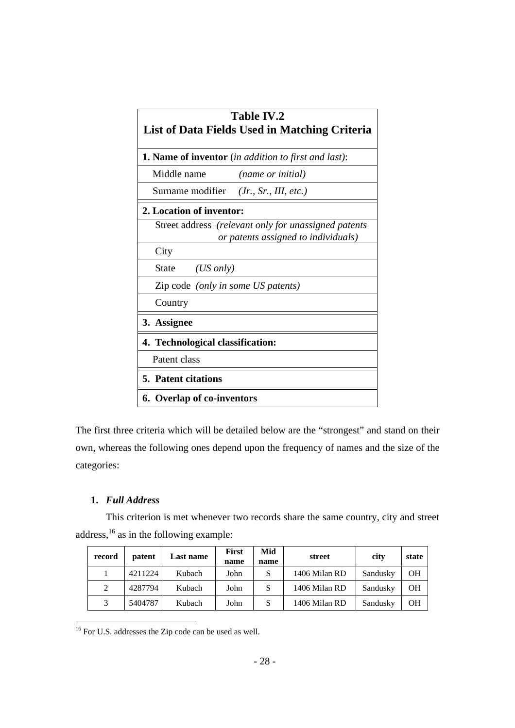**Table IV.2**
**List of Data Fields Used in Matching Criteria**

| |
|---|
| **1. Name of inventor** (*in addition to first and last*): |
| Middle name *(name or initial)* |
| Surname modifier *(Jr., Sr., III, etc.)* |
| **2. Location of inventor:** |
| Street address *(relevant only for unassigned patents or patents assigned to individuals)* |
| City |
| State *(US only)* |
| Zip code *(only in some US patents)* |
| Country |
| **3. Assignee** |
| **4. Technological classification:** |
| Patent class |
| **5. Patent citations** |
| **6. Overlap of co-inventors** |

The first three criteria which will be detailed below are the "strongest" and stand on their own, whereas the following ones depend upon the frequency of names and the size of the categories:

1. ***Full Address***

This criterion is met whenever two records share the same country, city and street address,[16] as in the following example:

| record | patent | Last name | First name | Mid name | street | city | state |
|---|---|---|---|---|---|---|---|
| 1 | 4211224 | Kubach | John | S | 1406 Milan RD | Sandusky | OH |
| 2 | 4287794 | Kubach | John | S | 1406 Milan RD | Sandusky | OH |
| 3 | 5404787 | Kubach | John | S | 1406 Milan RD | Sandusky | OH |

[16] For U.S. addresses the Zip code can be used as well.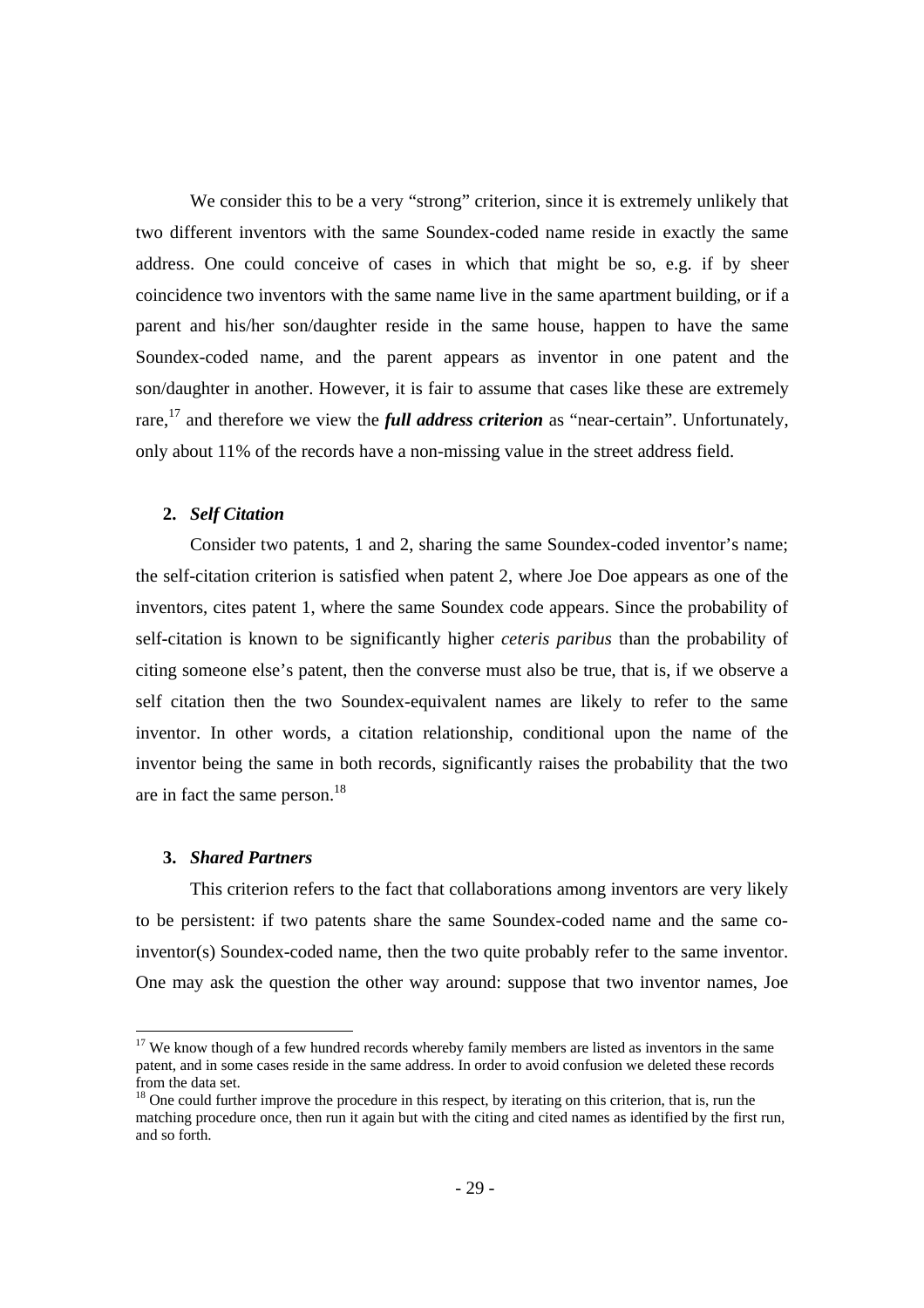We consider this to be a very "strong" criterion, since it is extremely unlikely that two different inventors with the same Soundex-coded name reside in exactly the same address. One could conceive of cases in which that might be so, e.g. if by sheer coincidence two inventors with the same name live in the same apartment building, or if a parent and his/her son/daughter reside in the same house, happen to have the same Soundex-coded name, and the parent appears as inventor in one patent and the son/daughter in another. However, it is fair to assume that cases like these are extremely rare,[17] and therefore we view the ***full address criterion*** as "near-certain". Unfortunately, only about 11% of the records have a non-missing value in the street address field.

**2.** ***Self Citation***

Consider two patents, 1 and 2, sharing the same Soundex-coded inventor's name; the self-citation criterion is satisfied when patent 2, where Joe Doe appears as one of the inventors, cites patent 1, where the same Soundex code appears. Since the probability of self-citation is known to be significantly higher *ceteris paribus* than the probability of citing someone else's patent, then the converse must also be true, that is, if we observe a self citation then the two Soundex-equivalent names are likely to refer to the same inventor. In other words, a citation relationship, conditional upon the name of the inventor being the same in both records, significantly raises the probability that the two are in fact the same person.[18]

**3.** ***Shared Partners***

This criterion refers to the fact that collaborations among inventors are very likely to be persistent: if two patents share the same Soundex-coded name and the same co-inventor(s) Soundex-coded name, then the two quite probably refer to the same inventor. One may ask the question the other way around: suppose that two inventor names, Joe

---

[17] We know though of a few hundred records whereby family members are listed as inventors in the same patent, and in some cases reside in the same address. In order to avoid confusion we deleted these records from the data set.

[18] One could further improve the procedure in this respect, by iterating on this criterion, that is, run the matching procedure once, then run it again but with the citing and cited names as identified by the first run, and so forth.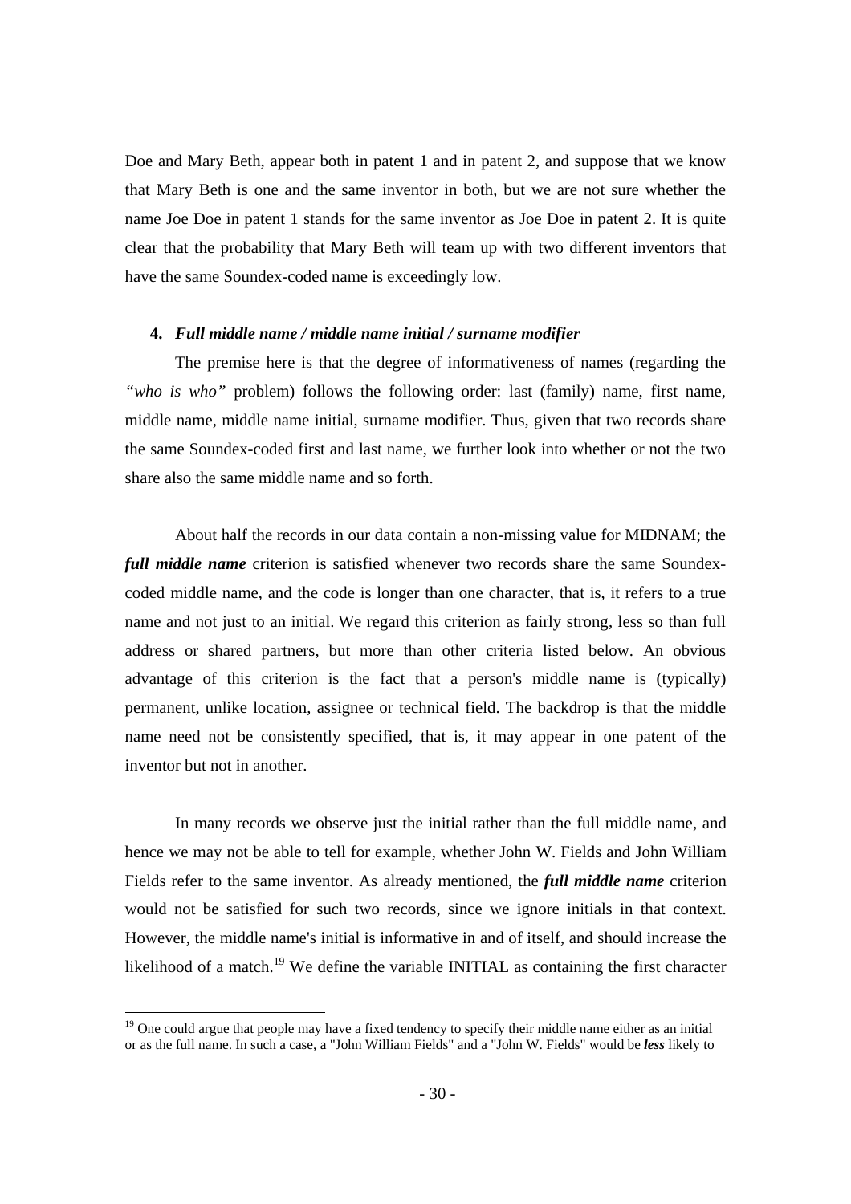Doe and Mary Beth, appear both in patent 1 and in patent 2, and suppose that we know that Mary Beth is one and the same inventor in both, but we are not sure whether the name Joe Doe in patent 1 stands for the same inventor as Joe Doe in patent 2. It is quite clear that the probability that Mary Beth will team up with two different inventors that have the same Soundex-coded name is exceedingly low.

**4.** ***Full middle name / middle name initial / surname modifier***

The premise here is that the degree of informativeness of names (regarding the *"who is who"* problem) follows the following order: last (family) name, first name, middle name, middle name initial, surname modifier. Thus, given that two records share the same Soundex-coded first and last name, we further look into whether or not the two share also the same middle name and so forth.

About half the records in our data contain a non-missing value for MIDNAM; the ***full middle name*** criterion is satisfied whenever two records share the same Soundex-coded middle name, and the code is longer than one character, that is, it refers to a true name and not just to an initial. We regard this criterion as fairly strong, less so than full address or shared partners, but more than other criteria listed below. An obvious advantage of this criterion is the fact that a person's middle name is (typically) permanent, unlike location, assignee or technical field. The backdrop is that the middle name need not be consistently specified, that is, it may appear in one patent of the inventor but not in another.

In many records we observe just the initial rather than the full middle name, and hence we may not be able to tell for example, whether John W. Fields and John William Fields refer to the same inventor. As already mentioned, the ***full middle name*** criterion would not be satisfied for such two records, since we ignore initials in that context. However, the middle name's initial is informative in and of itself, and should increase the likelihood of a match.[19] We define the variable INITIAL as containing the first character

[19] One could argue that people may have a fixed tendency to specify their middle name either as an initial or as the full name. In such a case, a "John William Fields" and a "John W. Fields" would be ***less*** likely to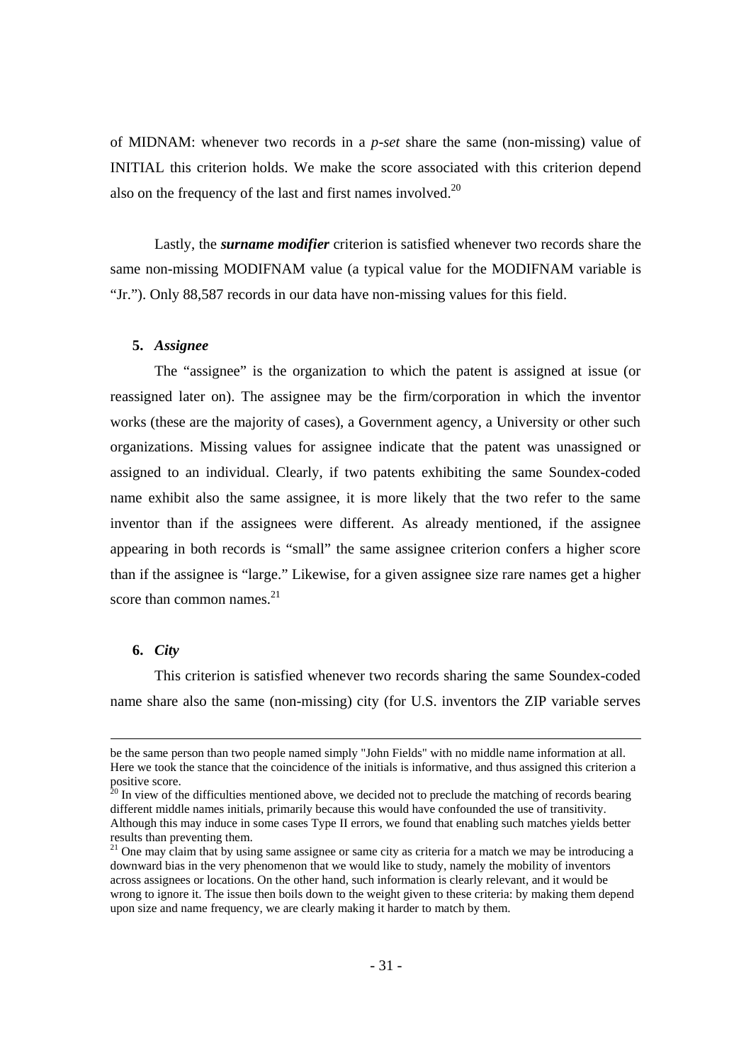of MIDNAM: whenever two records in a *p-set* share the same (non-missing) value of INITIAL this criterion holds. We make the score associated with this criterion depend also on the frequency of the last and first names involved.[20]

Lastly, the ***surname modifier*** criterion is satisfied whenever two records share the same non-missing MODIFNAM value (a typical value for the MODIFNAM variable is "Jr."). Only 88,587 records in our data have non-missing values for this field.

**5.** ***Assignee***

The "assignee" is the organization to which the patent is assigned at issue (or reassigned later on). The assignee may be the firm/corporation in which the inventor works (these are the majority of cases), a Government agency, a University or other such organizations. Missing values for assignee indicate that the patent was unassigned or assigned to an individual. Clearly, if two patents exhibiting the same Soundex-coded name exhibit also the same assignee, it is more likely that the two refer to the same inventor than if the assignees were different. As already mentioned, if the assignee appearing in both records is "small" the same assignee criterion confers a higher score than if the assignee is "large." Likewise, for a given assignee size rare names get a higher score than common names.[21]

**6.** ***City***

This criterion is satisfied whenever two records sharing the same Soundex-coded name share also the same (non-missing) city (for U.S. inventors the ZIP variable serves

---

be the same person than two people named simply "John Fields" with no middle name information at all. Here we took the stance that the coincidence of the initials is informative, and thus assigned this criterion a positive score.

[20] In view of the difficulties mentioned above, we decided not to preclude the matching of records bearing different middle names initials, primarily because this would have confounded the use of transitivity. Although this may induce in some cases Type II errors, we found that enabling such matches yields better results than preventing them.

[21] One may claim that by using same assignee or same city as criteria for a match we may be introducing a downward bias in the very phenomenon that we would like to study, namely the mobility of inventors across assignees or locations. On the other hand, such information is clearly relevant, and it would be wrong to ignore it. The issue then boils down to the weight given to these criteria: by making them depend upon size and name frequency, we are clearly making it harder to match by them.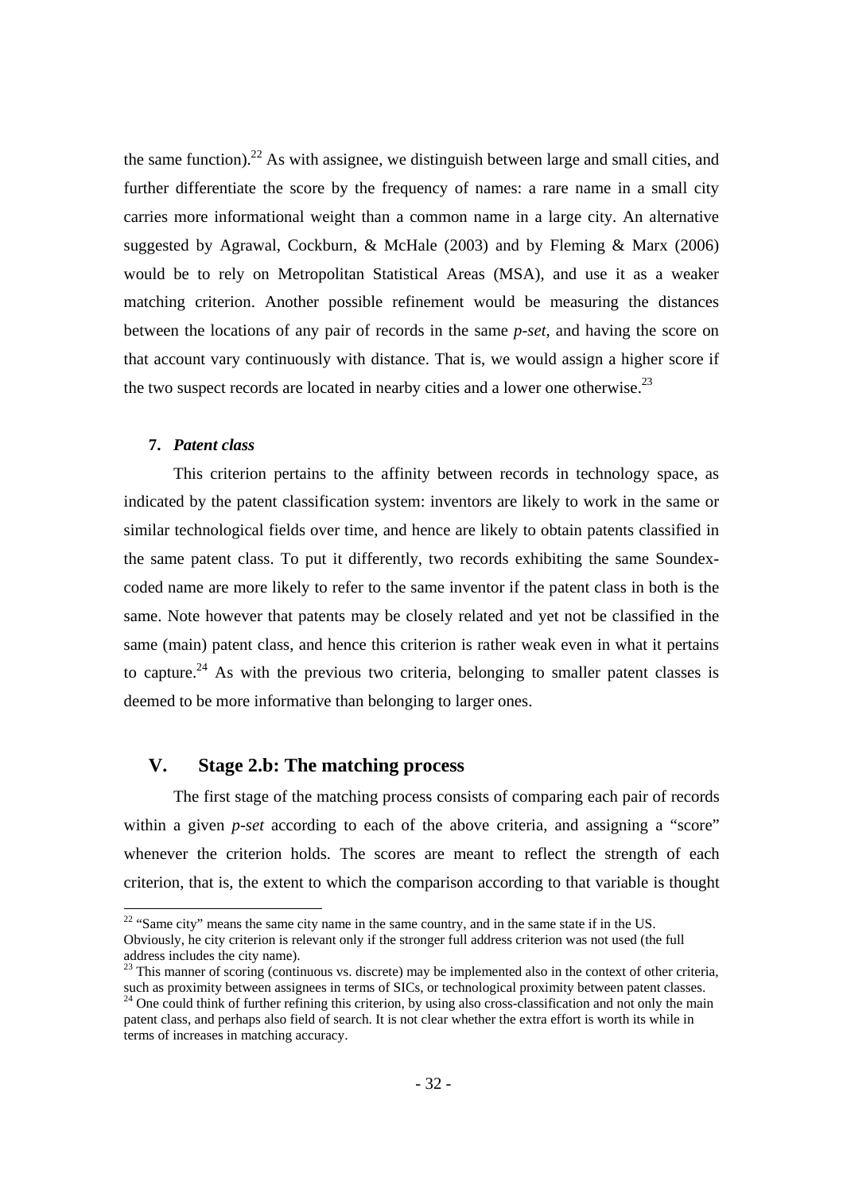the same function).[22] As with assignee, we distinguish between large and small cities, and further differentiate the score by the frequency of names: a rare name in a small city carries more informational weight than a common name in a large city. An alternative suggested by Agrawal, Cockburn, & McHale (2003) and by Fleming & Marx (2006) would be to rely on Metropolitan Statistical Areas (MSA), and use it as a weaker matching criterion. Another possible refinement would be measuring the distances between the locations of any pair of records in the same *p-set*, and having the score on that account vary continuously with distance. That is, we would assign a higher score if the two suspect records are located in nearby cities and a lower one otherwise.[23]

**7.** ***Patent class***

This criterion pertains to the affinity between records in technology space, as indicated by the patent classification system: inventors are likely to work in the same or similar technological fields over time, and hence are likely to obtain patents classified in the same patent class. To put it differently, two records exhibiting the same Soundex-coded name are more likely to refer to the same inventor if the patent class in both is the same. Note however that patents may be closely related and yet not be classified in the same (main) patent class, and hence this criterion is rather weak even in what it pertains to capture.[24] As with the previous two criteria, belonging to smaller patent classes is deemed to be more informative than belonging to larger ones.

## V. Stage 2.b: The matching process

The first stage of the matching process consists of comparing each pair of records within a given *p-set* according to each of the above criteria, and assigning a "score" whenever the criterion holds. The scores are meant to reflect the strength of each criterion, that is, the extent to which the comparison according to that variable is thought

---

[22] "Same city" means the same city name in the same country, and in the same state if in the US. Obviously, he city criterion is relevant only if the stronger full address criterion was not used (the full address includes the city name).

[23] This manner of scoring (continuous vs. discrete) may be implemented also in the context of other criteria, such as proximity between assignees in terms of SICs, or technological proximity between patent classes.

[24] One could think of further refining this criterion, by using also cross-classification and not only the main patent class, and perhaps also field of search. It is not clear whether the extra effort is worth its while in terms of increases in matching accuracy.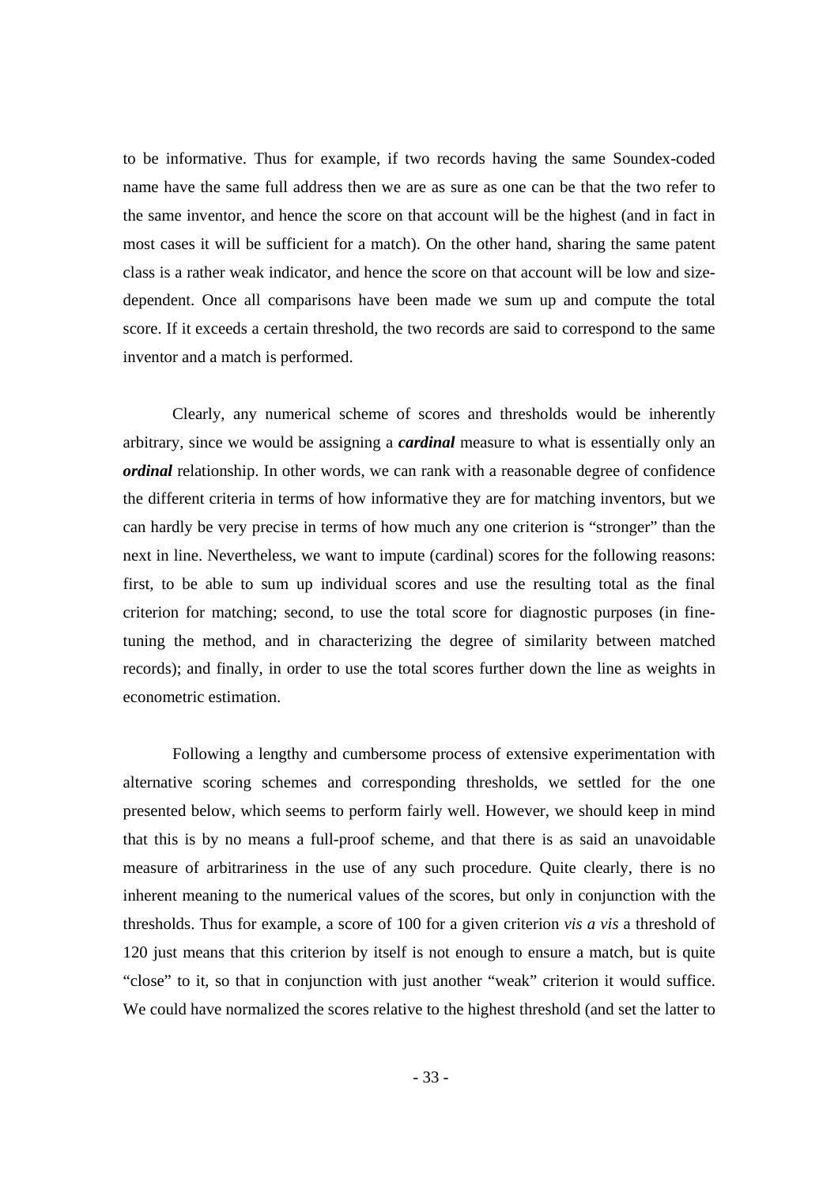to be informative. Thus for example, if two records having the same Soundex-coded name have the same full address then we are as sure as one can be that the two refer to the same inventor, and hence the score on that account will be the highest (and in fact in most cases it will be sufficient for a match). On the other hand, sharing the same patent class is a rather weak indicator, and hence the score on that account will be low and size-dependent. Once all comparisons have been made we sum up and compute the total score. If it exceeds a certain threshold, the two records are said to correspond to the same inventor and a match is performed.

Clearly, any numerical scheme of scores and thresholds would be inherently arbitrary, since we would be assigning a ***cardinal*** measure to what is essentially only an ***ordinal*** relationship. In other words, we can rank with a reasonable degree of confidence the different criteria in terms of how informative they are for matching inventors, but we can hardly be very precise in terms of how much any one criterion is "stronger" than the next in line. Nevertheless, we want to impute (cardinal) scores for the following reasons: first, to be able to sum up individual scores and use the resulting total as the final criterion for matching; second, to use the total score for diagnostic purposes (in fine-tuning the method, and in characterizing the degree of similarity between matched records); and finally, in order to use the total scores further down the line as weights in econometric estimation.

Following a lengthy and cumbersome process of extensive experimentation with alternative scoring schemes and corresponding thresholds, we settled for the one presented below, which seems to perform fairly well. However, we should keep in mind that this is by no means a full-proof scheme, and that there is as said an unavoidable measure of arbitrariness in the use of any such procedure. Quite clearly, there is no inherent meaning to the numerical values of the scores, but only in conjunction with the thresholds. Thus for example, a score of 100 for a given criterion *vis a vis* a threshold of 120 just means that this criterion by itself is not enough to ensure a match, but is quite "close" to it, so that in conjunction with just another "weak" criterion it would suffice. We could have normalized the scores relative to the highest threshold (and set the latter to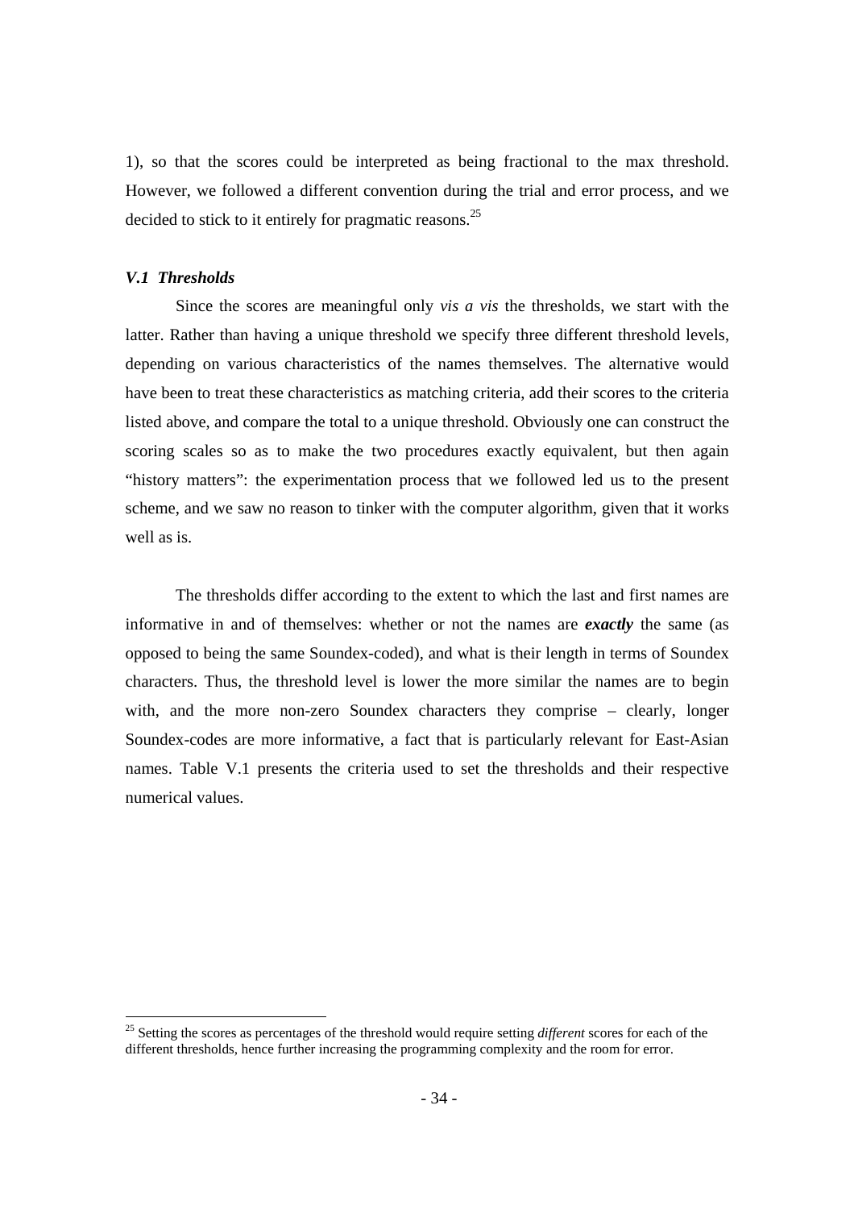1), so that the scores could be interpreted as being fractional to the max threshold. However, we followed a different convention during the trial and error process, and we decided to stick to it entirely for pragmatic reasons.[25]

### *V.1 Thresholds*

Since the scores are meaningful only *vis a vis* the thresholds, we start with the latter. Rather than having a unique threshold we specify three different threshold levels, depending on various characteristics of the names themselves. The alternative would have been to treat these characteristics as matching criteria, add their scores to the criteria listed above, and compare the total to a unique threshold. Obviously one can construct the scoring scales so as to make the two procedures exactly equivalent, but then again "history matters": the experimentation process that we followed led us to the present scheme, and we saw no reason to tinker with the computer algorithm, given that it works well as is.

The thresholds differ according to the extent to which the last and first names are informative in and of themselves: whether or not the names are ***exactly*** the same (as opposed to being the same Soundex-coded), and what is their length in terms of Soundex characters. Thus, the threshold level is lower the more similar the names are to begin with, and the more non-zero Soundex characters they comprise – clearly, longer Soundex-codes are more informative, a fact that is particularly relevant for East-Asian names. Table V.1 presents the criteria used to set the thresholds and their respective numerical values.

---

[25] Setting the scores as percentages of the threshold would require setting *different* scores for each of the different thresholds, hence further increasing the programming complexity and the room for error.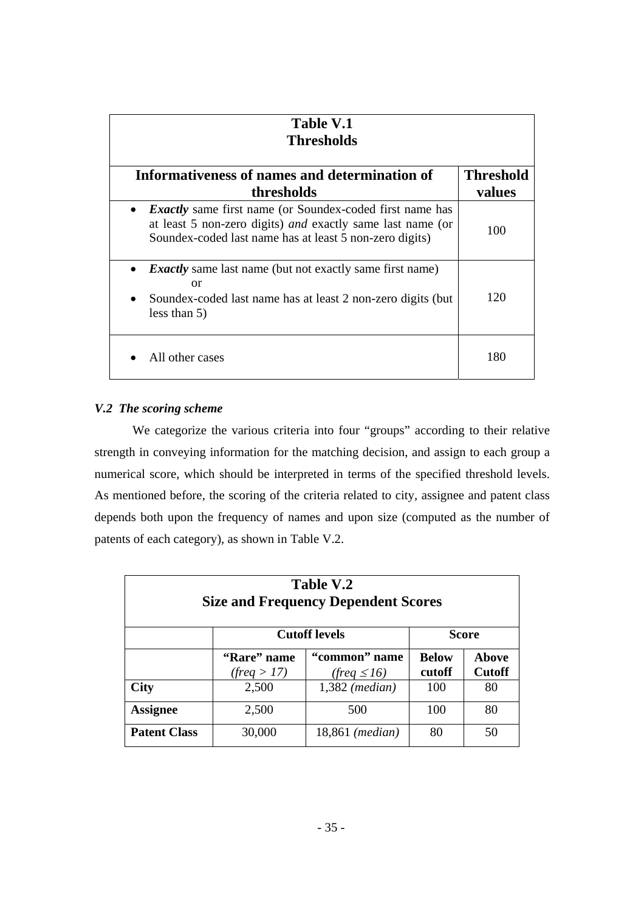| **Table V.1**<br>**Thresholds** | |
|---|---|
| **Informativeness of names and determination of thresholds** | **Threshold values** |
| • ***Exactly*** same first name (or Soundex-coded first name has at least 5 non-zero digits) *and* exactly same last name (or Soundex-coded last name has at least 5 non-zero digits) | 100 |
| • ***Exactly*** same last name (but not exactly same first name)<br>or<br>• Soundex-coded last name has at least 2 non-zero digits (but less than 5) | 120 |
| • All other cases | 180 |

### *V.2 The scoring scheme*

We categorize the various criteria into four "groups" according to their relative strength in conveying information for the matching decision, and assign to each group a numerical score, which should be interpreted in terms of the specified threshold levels. As mentioned before, the scoring of the criteria related to city, assignee and patent class depends both upon the frequency of names and upon size (computed as the number of patents of each category), as shown in Table V.2.

| **Table V.2**<br>**Size and Frequency Dependent Scores** | | | | |
|---|---|---|---|---|
| | **Cutoff levels** | | **Score** | |
| | **"Rare" name** *(freq > 17)* | **"common" name** *(freq ≤ 16)* | **Below cutoff** | **Above Cutoff** |
| **City** | 2,500 | 1,382 *(median)* | 100 | 80 |
| **Assignee** | 2,500 | 500 | 100 | 80 |
| **Patent Class** | 30,000 | 18,861 *(median)* | 80 | 50 |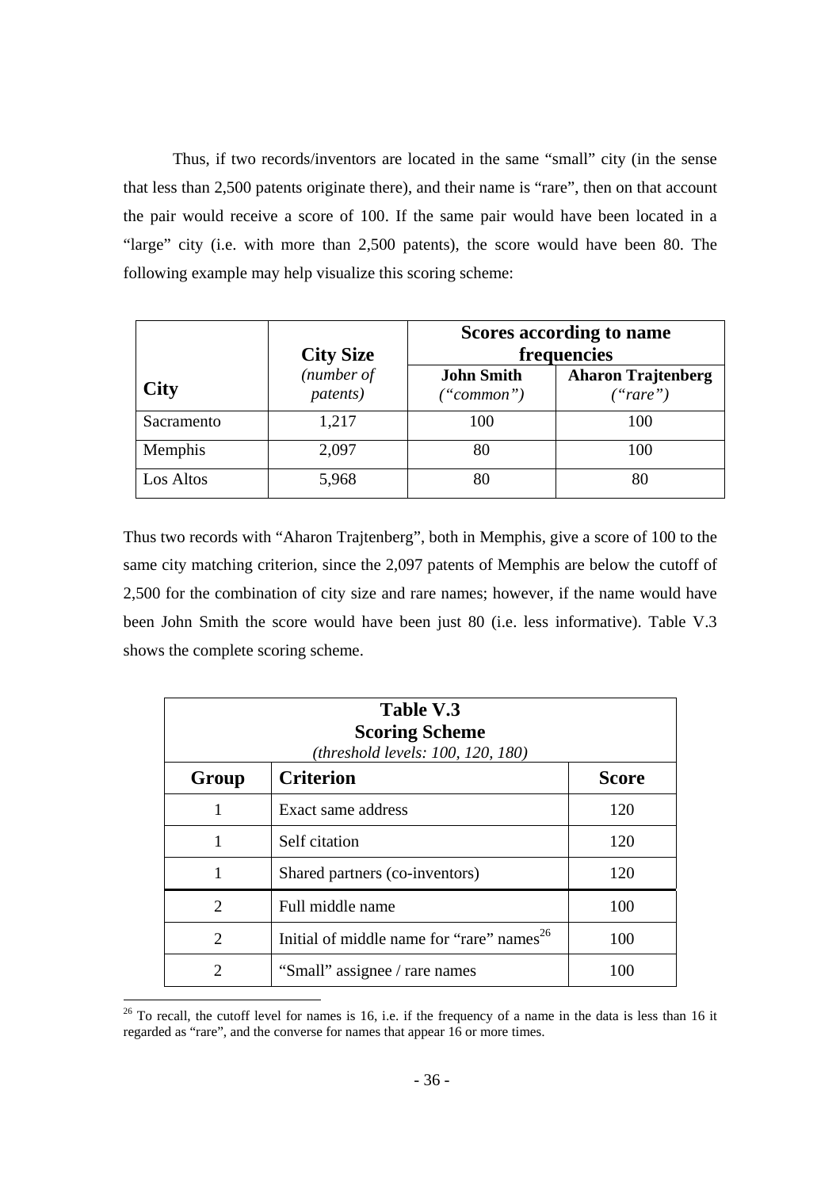Thus, if two records/inventors are located in the same "small" city (in the sense that less than 2,500 patents originate there), and their name is "rare", then on that account the pair would receive a score of 100. If the same pair would have been located in a "large" city (i.e. with more than 2,500 patents), the score would have been 80. The following example may help visualize this scoring scheme:

| City | City Size *(number of patents)* | Scores according to name frequencies | |
|---|---|---|---|
| | | **John Smith** *("common")* | **Aharon Trajtenberg** *("rare")* |
| Sacramento | 1,217 | 100 | 100 |
| Memphis | 2,097 | 80 | 100 |
| Los Altos | 5,968 | 80 | 80 |

Thus two records with "Aharon Trajtenberg", both in Memphis, give a score of 100 to the same city matching criterion, since the 2,097 patents of Memphis are below the cutoff of 2,500 for the combination of city size and rare names; however, if the name would have been John Smith the score would have been just 80 (i.e. less informative). Table V.3 shows the complete scoring scheme.

**Table V.3**
**Scoring Scheme**
*(threshold levels: 100, 120, 180)*

| Group | Criterion | Score |
|---|---|---|
| 1 | Exact same address | 120 |
| 1 | Self citation | 120 |
| 1 | Shared partners (co-inventors) | 120 |
| 2 | Full middle name | 100 |
| 2 | Initial of middle name for "rare" names[26] | 100 |
| 2 | "Small" assignee / rare names | 100 |

[26] To recall, the cutoff level for names is 16, i.e. if the frequency of a name in the data is less than 16 it regarded as "rare", and the converse for names that appear 16 or more times.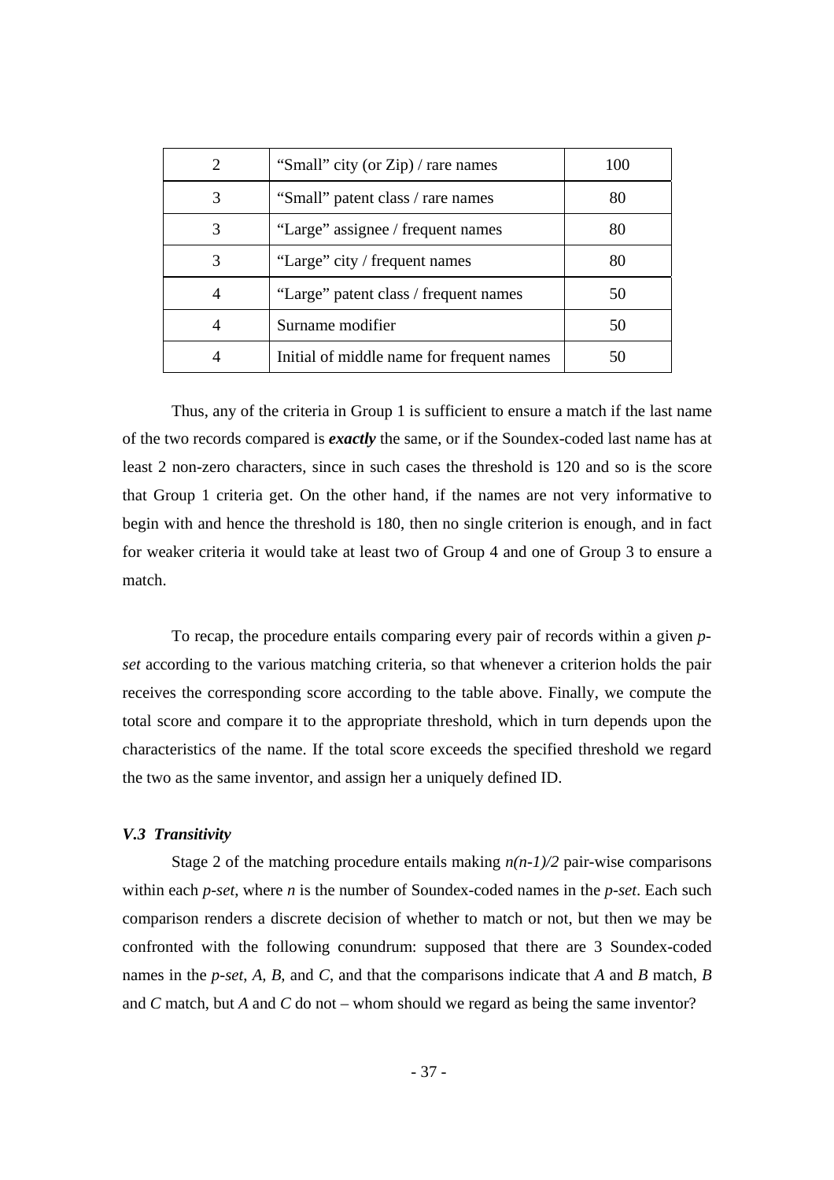| 2 | "Small" city (or Zip) / rare names | 100 |
|---|---|---|
| 3 | "Small" patent class / rare names | 80 |
| 3 | "Large" assignee / frequent names | 80 |
| 3 | "Large" city / frequent names | 80 |
| 4 | "Large" patent class / frequent names | 50 |
| 4 | Surname modifier | 50 |
| 4 | Initial of middle name for frequent names | 50 |

Thus, any of the criteria in Group 1 is sufficient to ensure a match if the last name of the two records compared is ***exactly*** the same, or if the Soundex-coded last name has at least 2 non-zero characters, since in such cases the threshold is 120 and so is the score that Group 1 criteria get. On the other hand, if the names are not very informative to begin with and hence the threshold is 180, then no single criterion is enough, and in fact for weaker criteria it would take at least two of Group 4 and one of Group 3 to ensure a match.

To recap, the procedure entails comparing every pair of records within a given *p-set* according to the various matching criteria, so that whenever a criterion holds the pair receives the corresponding score according to the table above. Finally, we compute the total score and compare it to the appropriate threshold, which in turn depends upon the characteristics of the name. If the total score exceeds the specified threshold we regard the two as the same inventor, and assign her a uniquely defined ID.

### *V.3 Transitivity*

Stage 2 of the matching procedure entails making $n(n-1)/2$ pair-wise comparisons within each *p-set*, where $n$ is the number of Soundex-coded names in the *p-set*. Each such comparison renders a discrete decision of whether to match or not, but then we may be confronted with the following conundrum: supposed that there are 3 Soundex-coded names in the *p-set*, *A*, *B*, and *C*, and that the comparisons indicate that *A* and *B* match, *B* and *C* match, but *A* and *C* do not – whom should we regard as being the same inventor?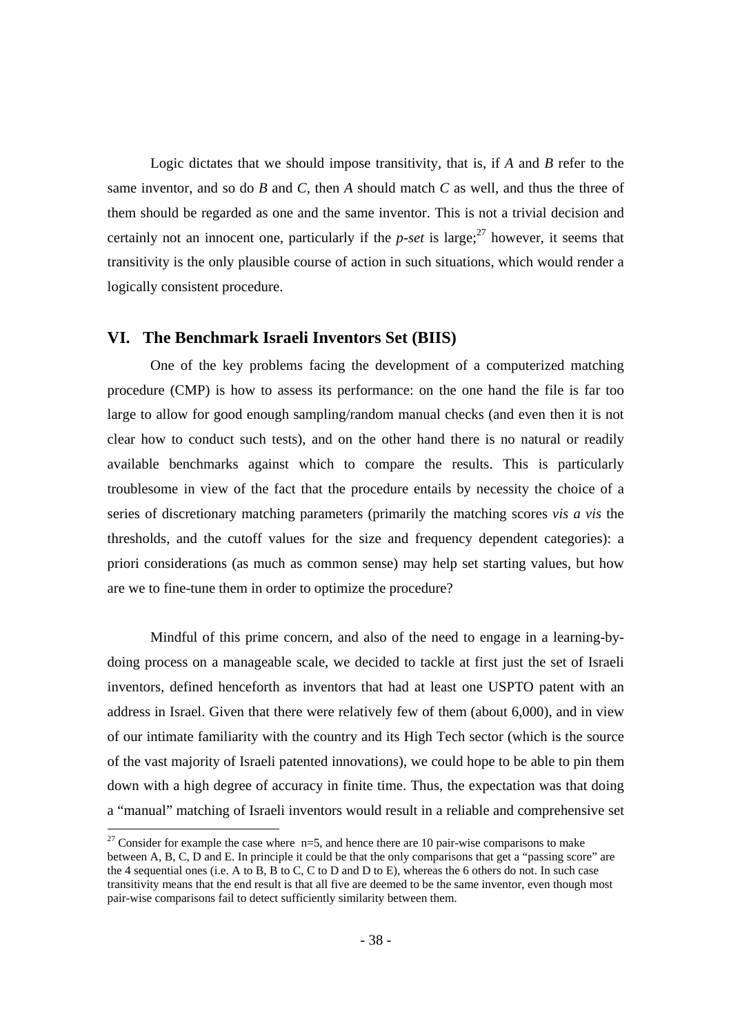Logic dictates that we should impose transitivity, that is, if *A* and *B* refer to the same inventor, and so do *B* and *C*, then *A* should match *C* as well, and thus the three of them should be regarded as one and the same inventor. This is not a trivial decision and certainly not an innocent one, particularly if the *p-set* is large;[27] however, it seems that transitivity is the only plausible course of action in such situations, which would render a logically consistent procedure.

## VI. The Benchmark Israeli Inventors Set (BIIS)

One of the key problems facing the development of a computerized matching procedure (CMP) is how to assess its performance: on the one hand the file is far too large to allow for good enough sampling/random manual checks (and even then it is not clear how to conduct such tests), and on the other hand there is no natural or readily available benchmarks against which to compare the results. This is particularly troublesome in view of the fact that the procedure entails by necessity the choice of a series of discretionary matching parameters (primarily the matching scores *vis a vis* the thresholds, and the cutoff values for the size and frequency dependent categories): a priori considerations (as much as common sense) may help set starting values, but how are we to fine-tune them in order to optimize the procedure?

Mindful of this prime concern, and also of the need to engage in a learning-by-doing process on a manageable scale, we decided to tackle at first just the set of Israeli inventors, defined henceforth as inventors that had at least one USPTO patent with an address in Israel. Given that there were relatively few of them (about 6,000), and in view of our intimate familiarity with the country and its High Tech sector (which is the source of the vast majority of Israeli patented innovations), we could hope to be able to pin them down with a high degree of accuracy in finite time. Thus, the expectation was that doing a "manual" matching of Israeli inventors would result in a reliable and comprehensive set

[27] Consider for example the case where n=5, and hence there are 10 pair-wise comparisons to make between A, B, C, D and E. In principle it could be that the only comparisons that get a "passing score" are the 4 sequential ones (i.e. A to B, B to C, C to D and D to E), whereas the 6 others do not. In such case transitivity means that the end result is that all five are deemed to be the same inventor, even though most pair-wise comparisons fail to detect sufficiently similarity between them.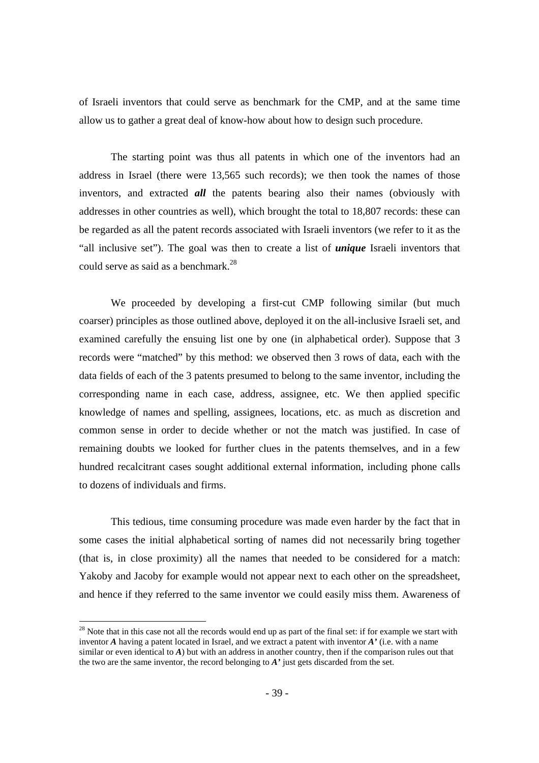of Israeli inventors that could serve as benchmark for the CMP, and at the same time allow us to gather a great deal of know-how about how to design such procedure.

The starting point was thus all patents in which one of the inventors had an address in Israel (there were 13,565 such records); we then took the names of those inventors, and extracted ***all*** the patents bearing also their names (obviously with addresses in other countries as well), which brought the total to 18,807 records: these can be regarded as all the patent records associated with Israeli inventors (we refer to it as the "all inclusive set"). The goal was then to create a list of ***unique*** Israeli inventors that could serve as said as a benchmark.[28]

We proceeded by developing a first-cut CMP following similar (but much coarser) principles as those outlined above, deployed it on the all-inclusive Israeli set, and examined carefully the ensuing list one by one (in alphabetical order). Suppose that 3 records were "matched" by this method: we observed then 3 rows of data, each with the data fields of each of the 3 patents presumed to belong to the same inventor, including the corresponding name in each case, address, assignee, etc. We then applied specific knowledge of names and spelling, assignees, locations, etc. as much as discretion and common sense in order to decide whether or not the match was justified. In case of remaining doubts we looked for further clues in the patents themselves, and in a few hundred recalcitrant cases sought additional external information, including phone calls to dozens of individuals and firms.

This tedious, time consuming procedure was made even harder by the fact that in some cases the initial alphabetical sorting of names did not necessarily bring together (that is, in close proximity) all the names that needed to be considered for a match: Yakoby and Jacoby for example would not appear next to each other on the spreadsheet, and hence if they referred to the same inventor we could easily miss them. Awareness of

---

[28] Note that in this case not all the records would end up as part of the final set: if for example we start with inventor ***A*** having a patent located in Israel, and we extract a patent with inventor ***A'*** (i.e. with a name similar or even identical to ***A***) but with an address in another country, then if the comparison rules out that the two are the same inventor, the record belonging to ***A'*** just gets discarded from the set.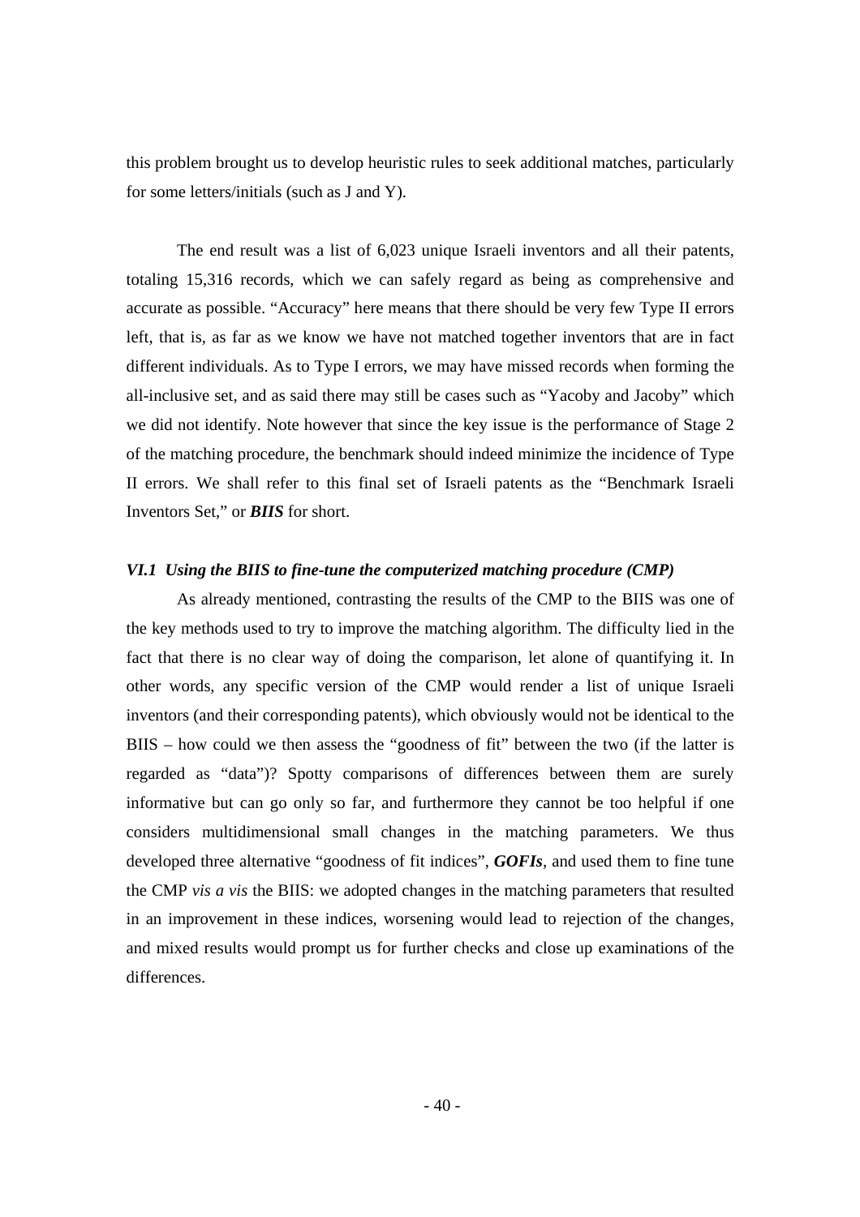this problem brought us to develop heuristic rules to seek additional matches, particularly for some letters/initials (such as J and Y).

The end result was a list of 6,023 unique Israeli inventors and all their patents, totaling 15,316 records, which we can safely regard as being as comprehensive and accurate as possible. "Accuracy" here means that there should be very few Type II errors left, that is, as far as we know we have not matched together inventors that are in fact different individuals. As to Type I errors, we may have missed records when forming the all-inclusive set, and as said there may still be cases such as "Yacoby and Jacoby" which we did not identify. Note however that since the key issue is the performance of Stage 2 of the matching procedure, the benchmark should indeed minimize the incidence of Type II errors. We shall refer to this final set of Israeli patents as the "Benchmark Israeli Inventors Set," or ***BIIS*** for short.

### *VI.1 Using the BIIS to fine-tune the computerized matching procedure (CMP)*

As already mentioned, contrasting the results of the CMP to the BIIS was one of the key methods used to try to improve the matching algorithm. The difficulty lied in the fact that there is no clear way of doing the comparison, let alone of quantifying it. In other words, any specific version of the CMP would render a list of unique Israeli inventors (and their corresponding patents), which obviously would not be identical to the BIIS – how could we then assess the "goodness of fit" between the two (if the latter is regarded as "data")? Spotty comparisons of differences between them are surely informative but can go only so far, and furthermore they cannot be too helpful if one considers multidimensional small changes in the matching parameters. We thus developed three alternative "goodness of fit indices", ***GOFIs***, and used them to fine tune the CMP *vis a vis* the BIIS: we adopted changes in the matching parameters that resulted in an improvement in these indices, worsening would lead to rejection of the changes, and mixed results would prompt us for further checks and close up examinations of the differences.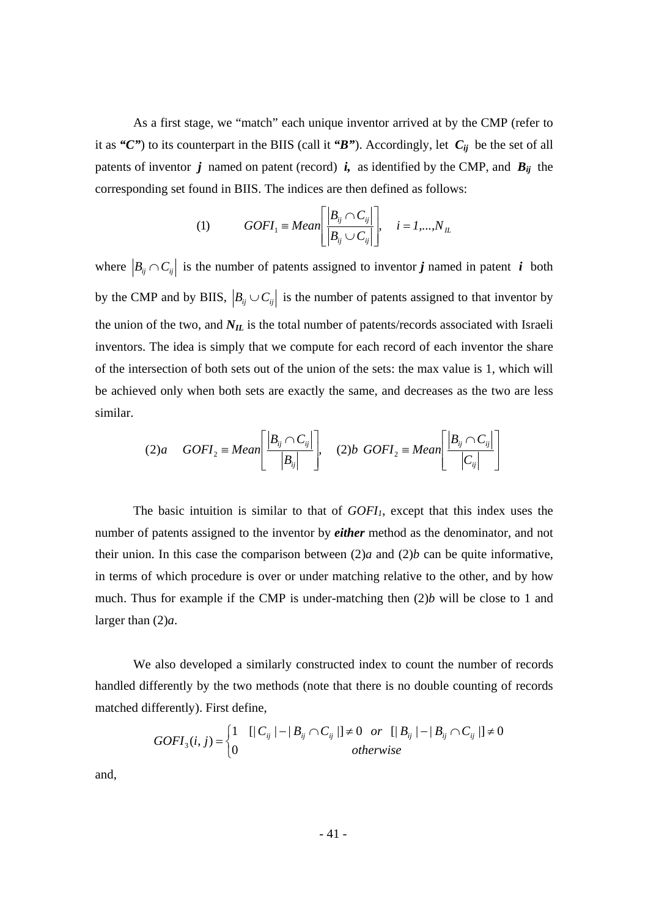As a first stage, we "match" each unique inventor arrived at by the CMP (refer to it as ***"C"***) to its counterpart in the BIIS (call it ***"B"***). Accordingly, let $C_{ij}$ be the set of all patents of inventor $j$ named on patent (record) $i$, as identified by the CMP, and $B_{ij}$ the corresponding set found in BIIS. The indices are then defined as follows:

$$(1) \qquad GOFI_1 \equiv Mean\left[\frac{\left|B_{ij} \cap C_{ij}\right|}{\left|B_{ij} \cup C_{ij}\right|}\right], \quad i = 1,...,N_{IL}$$

where $\left|B_{ij} \cap C_{ij}\right|$ is the number of patents assigned to inventor $j$ named in patent $i$ both by the CMP and by BIIS, $\left|B_{ij} \cup C_{ij}\right|$ is the number of patents assigned to that inventor by the union of the two, and $N_{IL}$ is the total number of patents/records associated with Israeli inventors. The idea is simply that we compute for each record of each inventor the share of the intersection of both sets out of the union of the sets: the max value is 1, which will be achieved only when both sets are exactly the same, and decreases as the two are less similar.

$$(2)a \quad GOFI_2 \equiv Mean\left[\frac{\left|B_{ij} \cap C_{ij}\right|}{\left|B_{ij}\right|}\right], \quad (2)b \;\; GOFI_2 \equiv Mean\left[\frac{\left|B_{ij} \cap C_{ij}\right|}{\left|C_{ij}\right|}\right]$$

The basic intuition is similar to that of $GOFI_1$, except that this index uses the number of patents assigned to the inventor by ***either*** method as the denominator, and not their union. In this case the comparison between (2)*a* and (2)*b* can be quite informative, in terms of which procedure is over or under matching relative to the other, and by how much. Thus for example if the CMP is under-matching then (2)*b* will be close to 1 and larger than (2)*a*.

We also developed a similarly constructed index to count the number of records handled differently by the two methods (note that there is no double counting of records matched differently). First define,

$$GOFI_3(i,j) = \begin{cases} 1 & [|C_{ij}| - |B_{ij} \cap C_{ij}|] \neq 0 \quad or \quad [|B_{ij}| - |B_{ij} \cap C_{ij}|] \neq 0 \\ 0 & otherwise \end{cases}$$

and,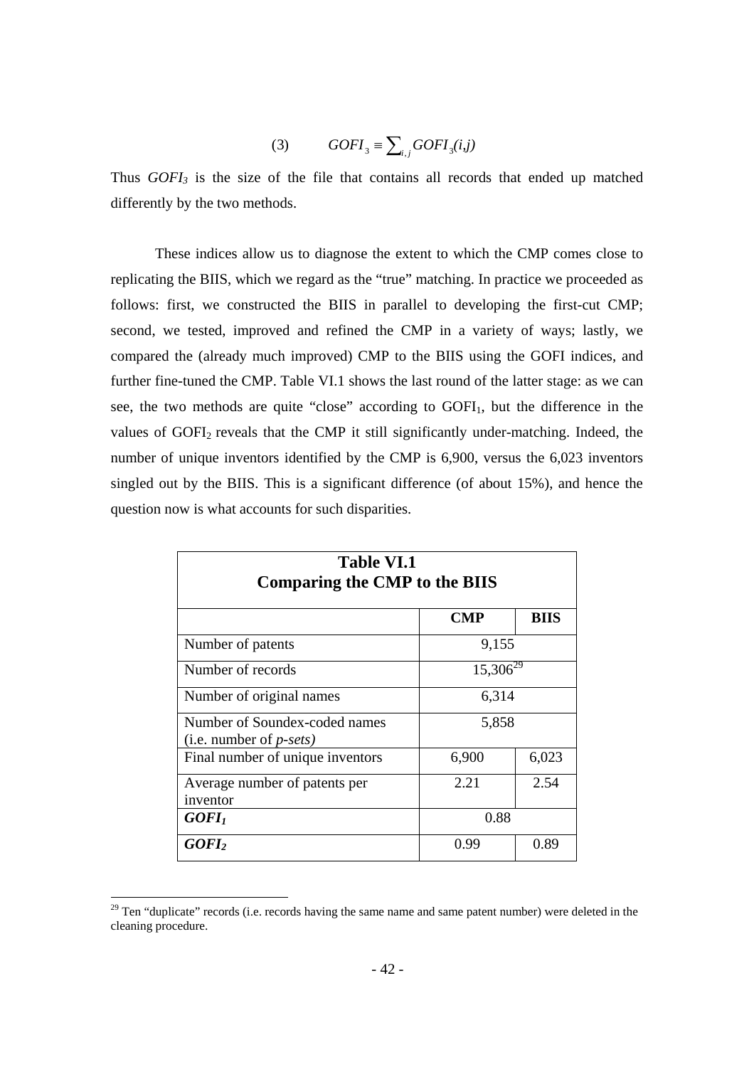$$(3) \qquad GOFI_3 \equiv \sum_{i,j} GOFI_3(i,j)$$

Thus $GOFI_3$ is the size of the file that contains all records that ended up matched differently by the two methods.

These indices allow us to diagnose the extent to which the CMP comes close to replicating the BIIS, which we regard as the "true" matching. In practice we proceeded as follows: first, we constructed the BIIS in parallel to developing the first-cut CMP; second, we tested, improved and refined the CMP in a variety of ways; lastly, we compared the (already much improved) CMP to the BIIS using the GOFI indices, and further fine-tuned the CMP. Table VI.1 shows the last round of the latter stage: as we can see, the two methods are quite "close" according to $GOFI_1$, but the difference in the values of $GOFI_2$ reveals that the CMP it still significantly under-matching. Indeed, the number of unique inventors identified by the CMP is 6,900, versus the 6,023 inventors singled out by the BIIS. This is a significant difference (of about 15%), and hence the question now is what accounts for such disparities.

**Table VI.1**
**Comparing the CMP to the BIIS**

| | **CMP** | **BIIS** |
|---|---|---|
| Number of patents | 9,155 | |
| Number of records | 15,306[29] | |
| Number of original names | 6,314 | |
| Number of Soundex-coded names (i.e. number of *p-sets)* | 5,858 | |
| Final number of unique inventors | 6,900 | 6,023 |
| Average number of patents per inventor | 2.21 | 2.54 |
| $GOFI_1$ | 0.88 | |
| $GOFI_2$ | 0.99 | 0.89 |

[29] Ten "duplicate" records (i.e. records having the same name and same patent number) were deleted in the cleaning procedure.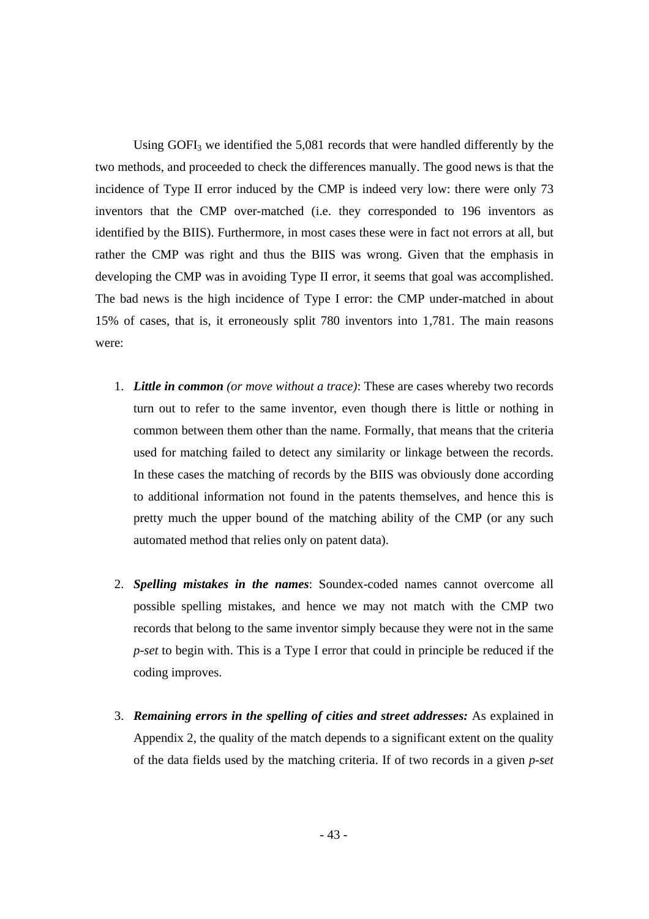Using $GOFI_3$ we identified the 5,081 records that were handled differently by the two methods, and proceeded to check the differences manually. The good news is that the incidence of Type II error induced by the CMP is indeed very low: there were only 73 inventors that the CMP over-matched (i.e. they corresponded to 196 inventors as identified by the BIIS). Furthermore, in most cases these were in fact not errors at all, but rather the CMP was right and thus the BIIS was wrong. Given that the emphasis in developing the CMP was in avoiding Type II error, it seems that goal was accomplished. The bad news is the high incidence of Type I error: the CMP under-matched in about 15% of cases, that is, it erroneously split 780 inventors into 1,781. The main reasons were:

1. ***Little in common*** *(or move without a trace)*: These are cases whereby two records turn out to refer to the same inventor, even though there is little or nothing in common between them other than the name. Formally, that means that the criteria used for matching failed to detect any similarity or linkage between the records. In these cases the matching of records by the BIIS was obviously done according to additional information not found in the patents themselves, and hence this is pretty much the upper bound of the matching ability of the CMP (or any such automated method that relies only on patent data).

2. ***Spelling mistakes in the names***: Soundex-coded names cannot overcome all possible spelling mistakes, and hence we may not match with the CMP two records that belong to the same inventor simply because they were not in the same *p-set* to begin with. This is a Type I error that could in principle be reduced if the coding improves.

3. ***Remaining errors in the spelling of cities and street addresses:*** As explained in Appendix 2, the quality of the match depends to a significant extent on the quality of the data fields used by the matching criteria. If of two records in a given *p-set*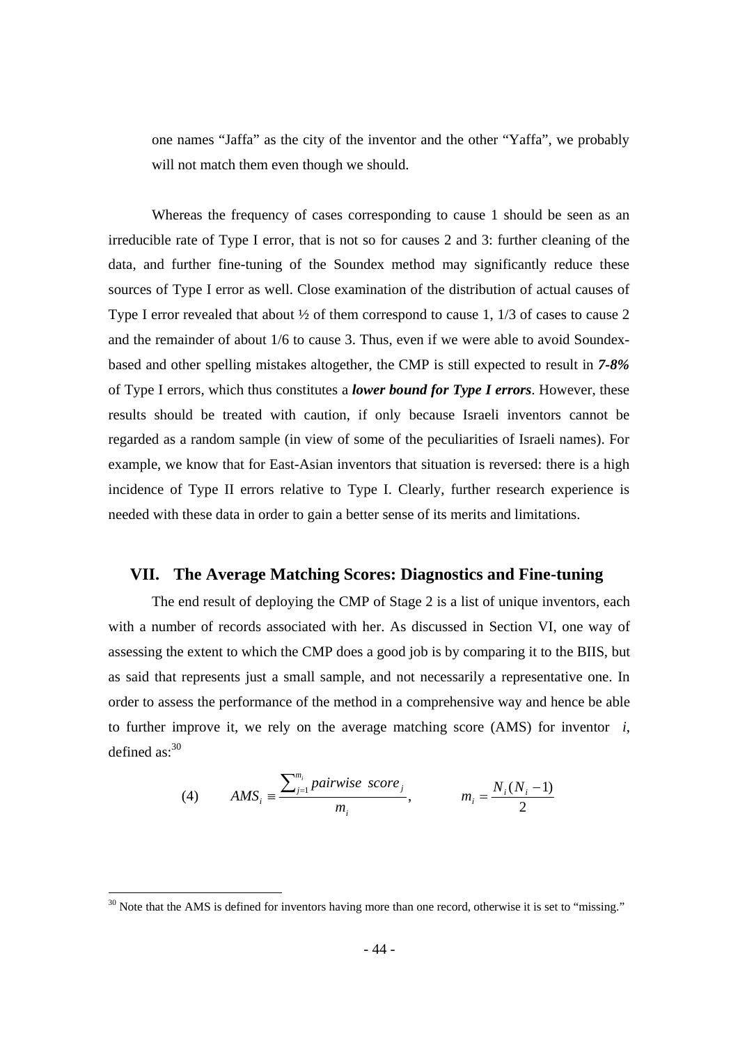one names “Jaffa” as the city of the inventor and the other “Yaffa”, we probably will not match them even though we should.

Whereas the frequency of cases corresponding to cause 1 should be seen as an irreducible rate of Type I error, that is not so for causes 2 and 3: further cleaning of the data, and further fine-tuning of the Soundex method may significantly reduce these sources of Type I error as well. Close examination of the distribution of actual causes of Type I error revealed that about ½ of them correspond to cause 1, 1/3 of cases to cause 2 and the remainder of about 1/6 to cause 3. Thus, even if we were able to avoid Soundex-based and other spelling mistakes altogether, the CMP is still expected to result in ***7-8%*** of Type I errors, which thus constitutes a ***lower bound for Type I errors***. However, these results should be treated with caution, if only because Israeli inventors cannot be regarded as a random sample (in view of some of the peculiarities of Israeli names). For example, we know that for East-Asian inventors that situation is reversed: there is a high incidence of Type II errors relative to Type I. Clearly, further research experience is needed with these data in order to gain a better sense of its merits and limitations.

## VII. The Average Matching Scores: Diagnostics and Fine-tuning

The end result of deploying the CMP of Stage 2 is a list of unique inventors, each with a number of records associated with her. As discussed in Section VI, one way of assessing the extent to which the CMP does a good job is by comparing it to the BIIS, but as said that represents just a small sample, and not necessarily a representative one. In order to assess the performance of the method in a comprehensive way and hence be able to further improve it, we rely on the average matching score (AMS) for inventor $i$, defined as:[30]

$$(4) \qquad AMS_i \equiv \frac{\sum_{j=1}^{m_i} pairwise\ score_j}{m_i}, \qquad m_i = \frac{N_i(N_i - 1)}{2}$$

[30] Note that the AMS is defined for inventors having more than one record, otherwise it is set to “missing.”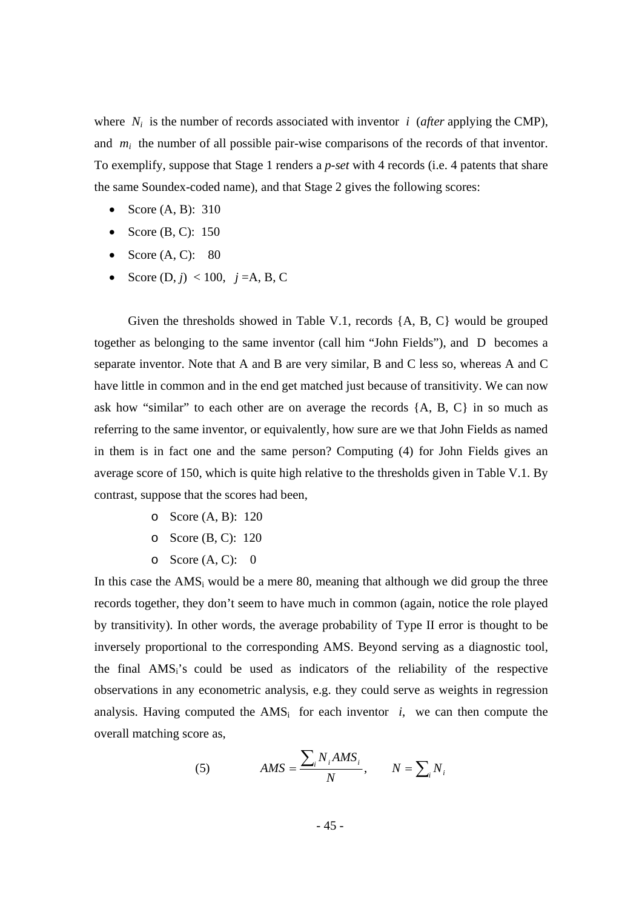where $N_i$ is the number of records associated with inventor $i$ (*after* applying the CMP), and $m_i$ the number of all possible pair-wise comparisons of the records of that inventor. To exemplify, suppose that Stage 1 renders a *p-set* with 4 records (i.e. 4 patents that share the same Soundex-coded name), and that Stage 2 gives the following scores:

- Score (A, B): 310
- Score (B, C): 150
- Score (A, C): 80
- Score (D, $j$) < 100, $j$ =A, B, C

Given the thresholds showed in Table V.1, records {A, B, C} would be grouped together as belonging to the same inventor (call him "John Fields"), and D becomes a separate inventor. Note that A and B are very similar, B and C less so, whereas A and C have little in common and in the end get matched just because of transitivity. We can now ask how "similar" to each other are on average the records {A, B, C} in so much as referring to the same inventor, or equivalently, how sure are we that John Fields as named in them is in fact one and the same person? Computing (4) for John Fields gives an average score of 150, which is quite high relative to the thresholds given in Table V.1. By contrast, suppose that the scores had been,

- Score (A, B): 120
- Score (B, C): 120
- Score (A, C): 0

In this case the $AMS_i$ would be a mere 80, meaning that although we did group the three records together, they don't seem to have much in common (again, notice the role played by transitivity). In other words, the average probability of Type II error is thought to be inversely proportional to the corresponding AMS. Beyond serving as a diagnostic tool, the final $AMS_i$'s could be used as indicators of the reliability of the respective observations in any econometric analysis, e.g. they could serve as weights in regression analysis. Having computed the $AMS_i$ for each inventor $i$, we can then compute the overall matching score as,

$$(5) \qquad AMS = \frac{\sum_i N_i AMS_i}{N}, \qquad N = \sum_i N_i$$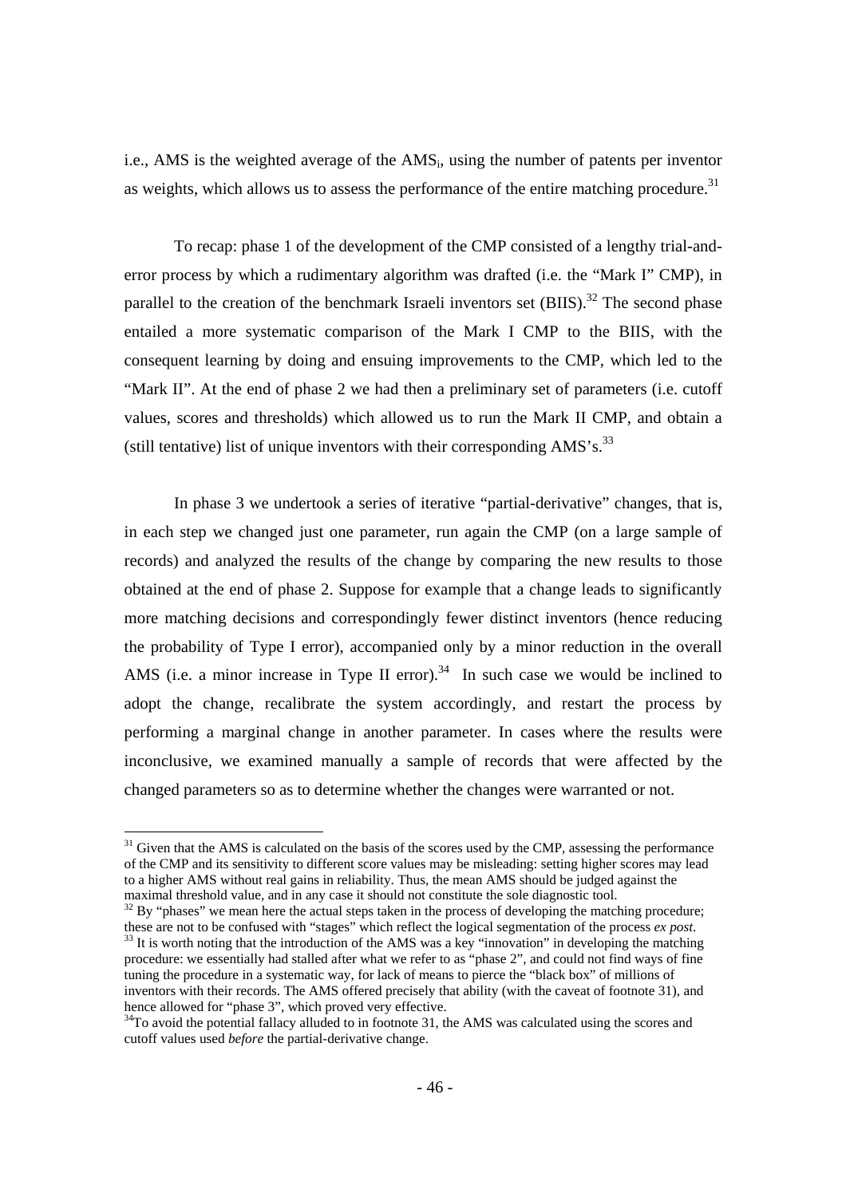i.e., AMS is the weighted average of the $AMS_i$, using the number of patents per inventor as weights, which allows us to assess the performance of the entire matching procedure.[31]

To recap: phase 1 of the development of the CMP consisted of a lengthy trial-and-error process by which a rudimentary algorithm was drafted (i.e. the "Mark I" CMP), in parallel to the creation of the benchmark Israeli inventors set (BIIS).[32] The second phase entailed a more systematic comparison of the Mark I CMP to the BIIS, with the consequent learning by doing and ensuing improvements to the CMP, which led to the "Mark II". At the end of phase 2 we had then a preliminary set of parameters (i.e. cutoff values, scores and thresholds) which allowed us to run the Mark II CMP, and obtain a (still tentative) list of unique inventors with their corresponding AMS's.[33]

In phase 3 we undertook a series of iterative "partial-derivative" changes, that is, in each step we changed just one parameter, run again the CMP (on a large sample of records) and analyzed the results of the change by comparing the new results to those obtained at the end of phase 2. Suppose for example that a change leads to significantly more matching decisions and correspondingly fewer distinct inventors (hence reducing the probability of Type I error), accompanied only by a minor reduction in the overall AMS (i.e. a minor increase in Type II error).[34] In such case we would be inclined to adopt the change, recalibrate the system accordingly, and restart the process by performing a marginal change in another parameter. In cases where the results were inconclusive, we examined manually a sample of records that were affected by the changed parameters so as to determine whether the changes were warranted or not.

---

[31] Given that the AMS is calculated on the basis of the scores used by the CMP, assessing the performance of the CMP and its sensitivity to different score values may be misleading: setting higher scores may lead to a higher AMS without real gains in reliability. Thus, the mean AMS should be judged against the maximal threshold value, and in any case it should not constitute the sole diagnostic tool.

[32] By "phases" we mean here the actual steps taken in the process of developing the matching procedure; these are not to be confused with "stages" which reflect the logical segmentation of the process *ex post*.

[33] It is worth noting that the introduction of the AMS was a key "innovation" in developing the matching procedure: we essentially had stalled after what we refer to as "phase 2", and could not find ways of fine tuning the procedure in a systematic way, for lack of means to pierce the "black box" of millions of inventors with their records. The AMS offered precisely that ability (with the caveat of footnote 31), and hence allowed for "phase 3", which proved very effective.

[34] To avoid the potential fallacy alluded to in footnote 31, the AMS was calculated using the scores and cutoff values used *before* the partial-derivative change.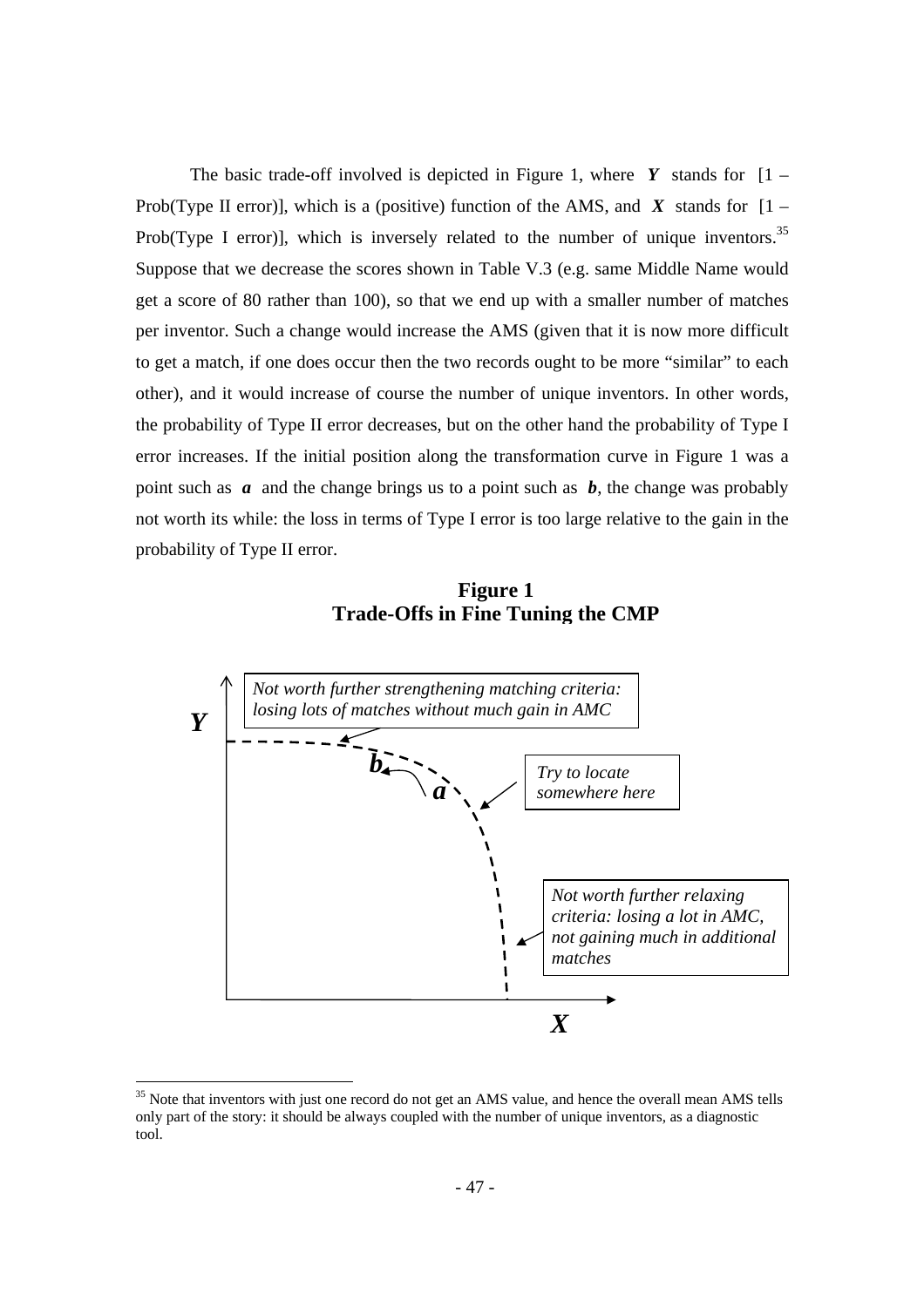The basic trade-off involved is depicted in Figure 1, where ***Y*** stands for [1 – Prob(Type II error)], which is a (positive) function of the AMS, and ***X*** stands for [1 – Prob(Type I error)], which is inversely related to the number of unique inventors.[35] Suppose that we decrease the scores shown in Table V.3 (e.g. same Middle Name would get a score of 80 rather than 100), so that we end up with a smaller number of matches per inventor. Such a change would increase the AMS (given that it is now more difficult to get a match, if one does occur then the two records ought to be more "similar" to each other), and it would increase of course the number of unique inventors. In other words, the probability of Type II error decreases, but on the other hand the probability of Type I error increases. If the initial position along the transformation curve in Figure 1 was a point such as ***a*** and the change brings us to a point such as ***b***, the change was probably not worth its while: the loss in terms of Type I error is too large relative to the gain in the probability of Type II error.

**Figure 1**
**Trade-Offs in Fine Tuning the CMP**

*Not worth further strengthening matching criteria: losing lots of matches without much gain in AMC*

*Try to locate somewhere here*

*Not worth further relaxing criteria: losing a lot in AMC, not gaining much in additional matches*

***Y*** ***b*** ***a*** ***X***

[35] Note that inventors with just one record do not get an AMS value, and hence the overall mean AMS tells only part of the story: it should be always coupled with the number of unique inventors, as a diagnostic tool.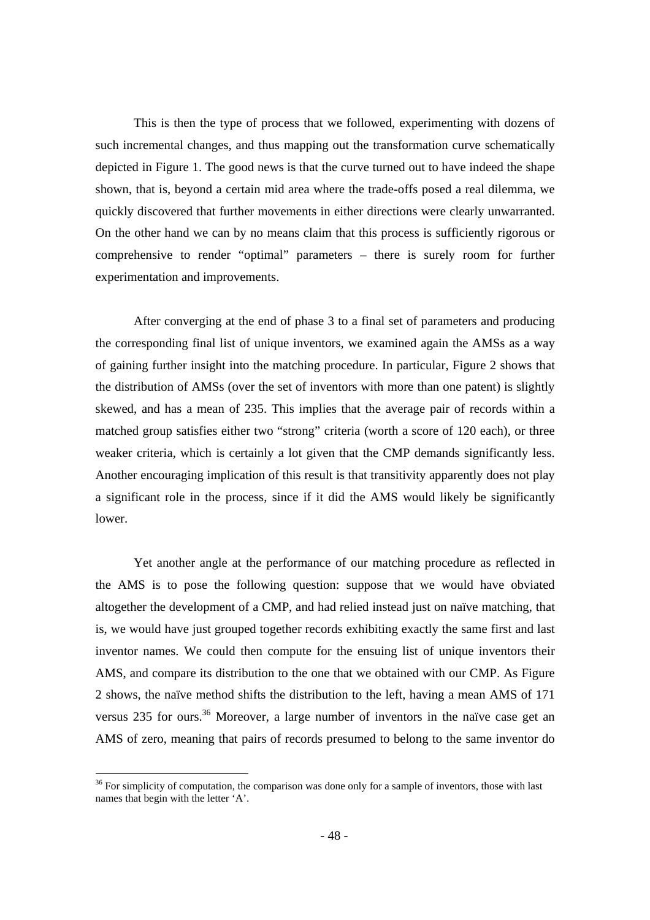This is then the type of process that we followed, experimenting with dozens of such incremental changes, and thus mapping out the transformation curve schematically depicted in Figure 1. The good news is that the curve turned out to have indeed the shape shown, that is, beyond a certain mid area where the trade-offs posed a real dilemma, we quickly discovered that further movements in either directions were clearly unwarranted. On the other hand we can by no means claim that this process is sufficiently rigorous or comprehensive to render "optimal" parameters – there is surely room for further experimentation and improvements.

After converging at the end of phase 3 to a final set of parameters and producing the corresponding final list of unique inventors, we examined again the AMSs as a way of gaining further insight into the matching procedure. In particular, Figure 2 shows that the distribution of AMSs (over the set of inventors with more than one patent) is slightly skewed, and has a mean of 235. This implies that the average pair of records within a matched group satisfies either two "strong" criteria (worth a score of 120 each), or three weaker criteria, which is certainly a lot given that the CMP demands significantly less. Another encouraging implication of this result is that transitivity apparently does not play a significant role in the process, since if it did the AMS would likely be significantly lower.

Yet another angle at the performance of our matching procedure as reflected in the AMS is to pose the following question: suppose that we would have obviated altogether the development of a CMP, and had relied instead just on naïve matching, that is, we would have just grouped together records exhibiting exactly the same first and last inventor names. We could then compute for the ensuing list of unique inventors their AMS, and compare its distribution to the one that we obtained with our CMP. As Figure 2 shows, the naïve method shifts the distribution to the left, having a mean AMS of 171 versus 235 for ours.[36] Moreover, a large number of inventors in the naïve case get an AMS of zero, meaning that pairs of records presumed to belong to the same inventor do

[36] For simplicity of computation, the comparison was done only for a sample of inventors, those with last names that begin with the letter 'A'.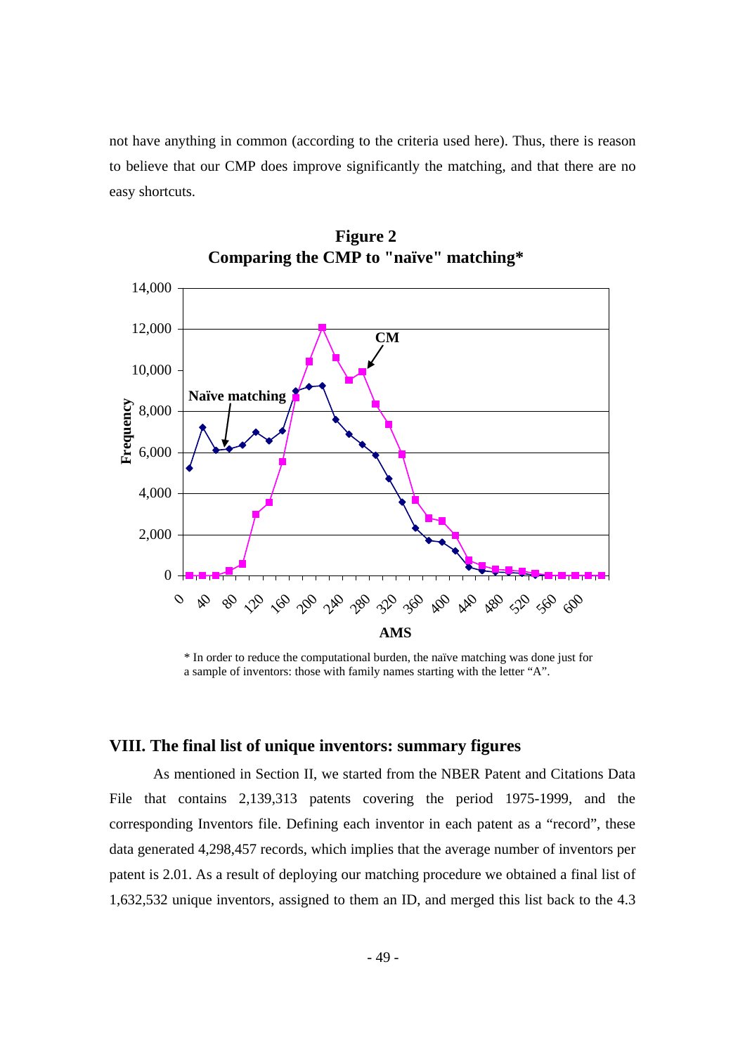not have anything in common (according to the criteria used here). Thus, there is reason to believe that our CMP does improve significantly the matching, and that there are no easy shortcuts.

**Figure 2**
**Comparing the CMP to "naïve" matching***

\* In order to reduce the computational burden, the naïve matching was done just for a sample of inventors: those with family names starting with the letter "A".

## VIII. The final list of unique inventors: summary figures

As mentioned in Section II, we started from the NBER Patent and Citations Data File that contains 2,139,313 patents covering the period 1975-1999, and the corresponding Inventors file. Defining each inventor in each patent as a "record", these data generated 4,298,457 records, which implies that the average number of inventors per patent is 2.01. As a result of deploying our matching procedure we obtained a final list of 1,632,532 unique inventors, assigned to them an ID, and merged this list back to the 4.3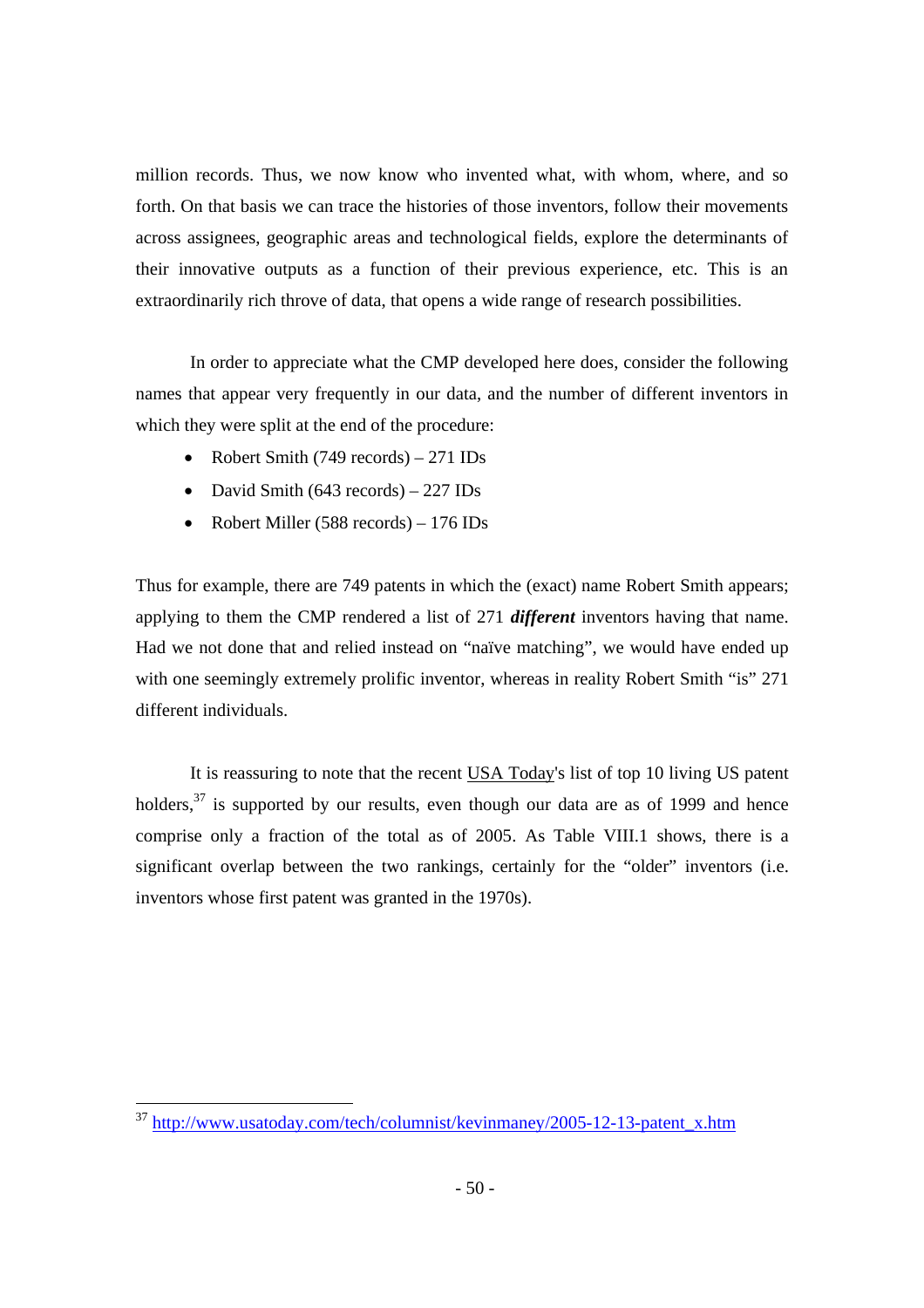million records. Thus, we now know who invented what, with whom, where, and so forth. On that basis we can trace the histories of those inventors, follow their movements across assignees, geographic areas and technological fields, explore the determinants of their innovative outputs as a function of their previous experience, etc. This is an extraordinarily rich throve of data, that opens a wide range of research possibilities.

In order to appreciate what the CMP developed here does, consider the following names that appear very frequently in our data, and the number of different inventors in which they were split at the end of the procedure:

- Robert Smith (749 records) – 271 IDs
- David Smith (643 records) – 227 IDs
- Robert Miller (588 records) – 176 IDs

Thus for example, there are 749 patents in which the (exact) name Robert Smith appears; applying to them the CMP rendered a list of 271 ***different*** inventors having that name. Had we not done that and relied instead on "naïve matching", we would have ended up with one seemingly extremely prolific inventor, whereas in reality Robert Smith "is" 271 different individuals.

It is reassuring to note that the recent USA Today's list of top 10 living US patent holders,[37] is supported by our results, even though our data are as of 1999 and hence comprise only a fraction of the total as of 2005. As Table VIII.1 shows, there is a significant overlap between the two rankings, certainly for the "older" inventors (i.e. inventors whose first patent was granted in the 1970s).

[37] http://www.usatoday.com/tech/columnist/kevinmaney/2005-12-13-patent_x.htm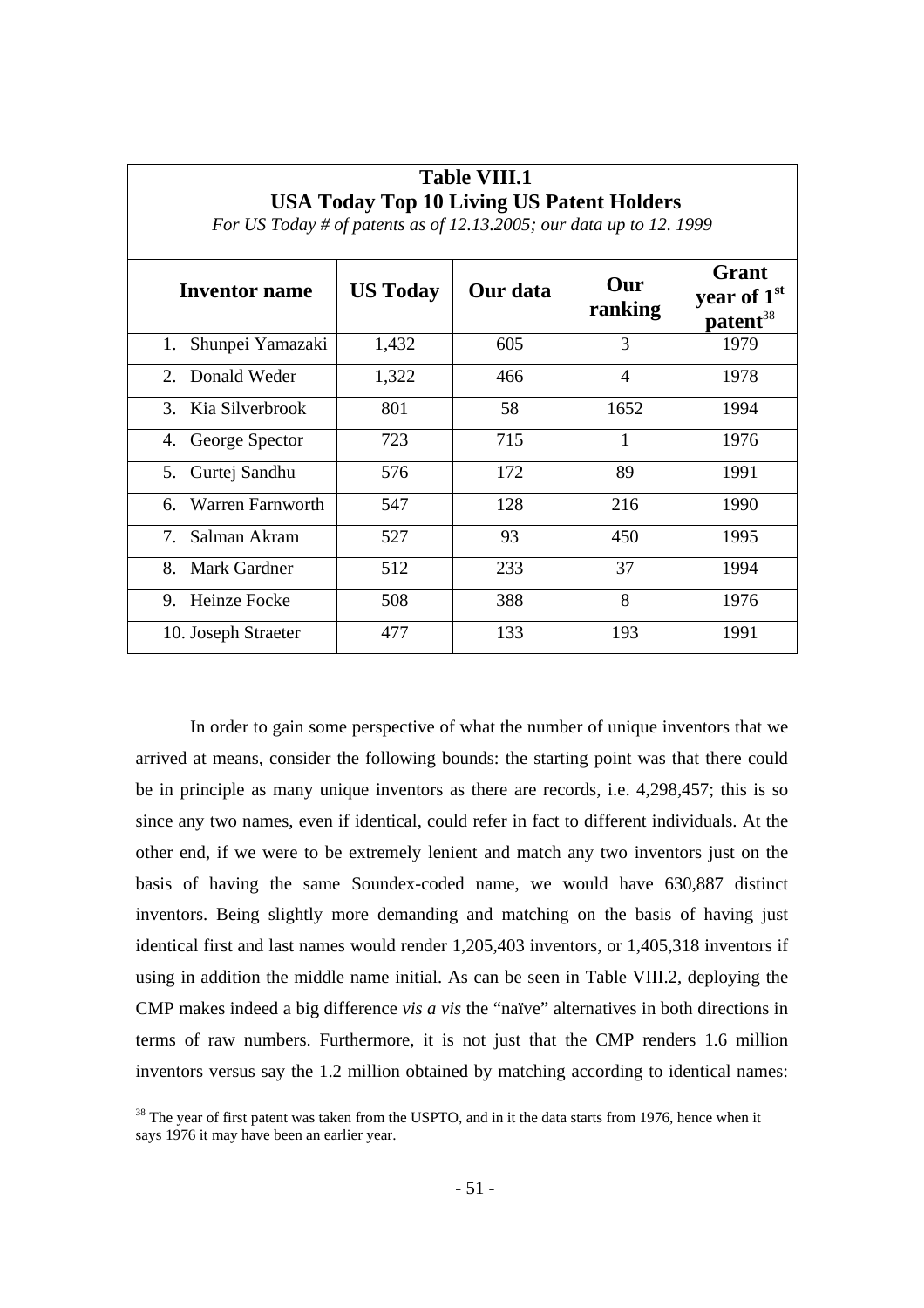**Table VIII.1**
**USA Today Top 10 Living US Patent Holders**
*For US Today # of patents as of 12.13.2005; our data up to 12. 1999*

| Inventor name | US Today | Our data | Our ranking | Grant year of 1st patent[38] |
|---|---|---|---|---|
| 1. Shunpei Yamazaki | 1,432 | 605 | 3 | 1979 |
| 2. Donald Weder | 1,322 | 466 | 4 | 1978 |
| 3. Kia Silverbrook | 801 | 58 | 1652 | 1994 |
| 4. George Spector | 723 | 715 | 1 | 1976 |
| 5. Gurtej Sandhu | 576 | 172 | 89 | 1991 |
| 6. Warren Farnworth | 547 | 128 | 216 | 1990 |
| 7. Salman Akram | 527 | 93 | 450 | 1995 |
| 8. Mark Gardner | 512 | 233 | 37 | 1994 |
| 9. Heinze Focke | 508 | 388 | 8 | 1976 |
| 10. Joseph Straeter | 477 | 133 | 193 | 1991 |

In order to gain some perspective of what the number of unique inventors that we arrived at means, consider the following bounds: the starting point was that there could be in principle as many unique inventors as there are records, i.e. 4,298,457; this is so since any two names, even if identical, could refer in fact to different individuals. At the other end, if we were to be extremely lenient and match any two inventors just on the basis of having the same Soundex-coded name, we would have 630,887 distinct inventors. Being slightly more demanding and matching on the basis of having just identical first and last names would render 1,205,403 inventors, or 1,405,318 inventors if using in addition the middle name initial. As can be seen in Table VIII.2, deploying the CMP makes indeed a big difference *vis a vis* the "naïve" alternatives in both directions in terms of raw numbers. Furthermore, it is not just that the CMP renders 1.6 million inventors versus say the 1.2 million obtained by matching according to identical names:

[38] The year of first patent was taken from the USPTO, and in it the data starts from 1976, hence when it says 1976 it may have been an earlier year.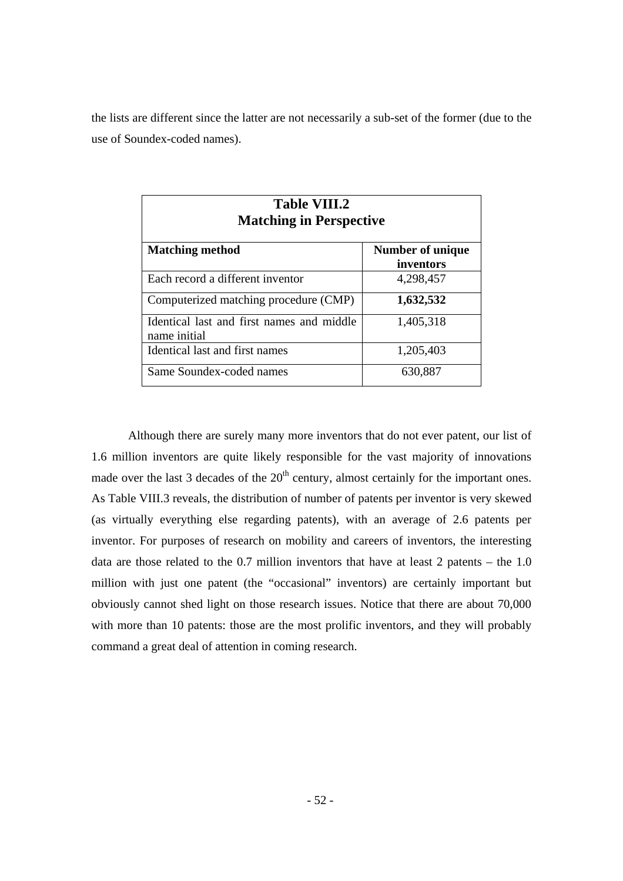the lists are different since the latter are not necessarily a sub-set of the former (due to the use of Soundex-coded names).

**Table VIII.2**
**Matching in Perspective**

| Matching method | Number of unique inventors |
|---|---|
| Each record a different inventor | 4,298,457 |
| Computerized matching procedure (CMP) | **1,632,532** |
| Identical last and first names and middle name initial | 1,405,318 |
| Identical last and first names | 1,205,403 |
| Same Soundex-coded names | 630,887 |

Although there are surely many more inventors that do not ever patent, our list of 1.6 million inventors are quite likely responsible for the vast majority of innovations made over the last 3 decades of the 20th century, almost certainly for the important ones. As Table VIII.3 reveals, the distribution of number of patents per inventor is very skewed (as virtually everything else regarding patents), with an average of 2.6 patents per inventor. For purposes of research on mobility and careers of inventors, the interesting data are those related to the 0.7 million inventors that have at least 2 patents – the 1.0 million with just one patent (the "occasional" inventors) are certainly important but obviously cannot shed light on those research issues. Notice that there are about 70,000 with more than 10 patents: those are the most prolific inventors, and they will probably command a great deal of attention in coming research.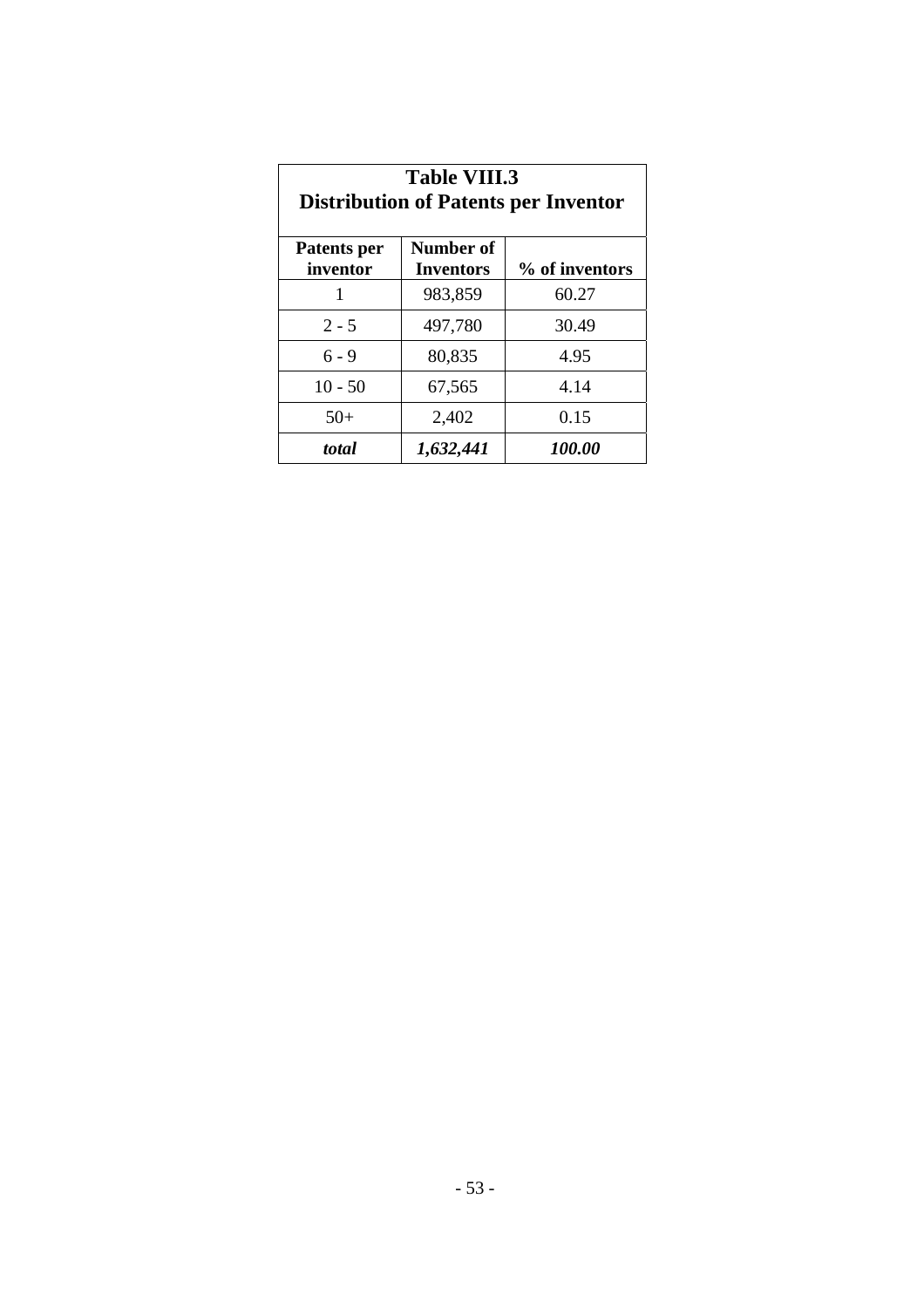**Table VIII.3**
**Distribution of Patents per Inventor**

| Patents per inventor | Number of Inventors | % of inventors |
|---|---|---|
| 1 | 983,859 | 60.27 |
| 2 - 5 | 497,780 | 30.49 |
| 6 - 9 | 80,835 | 4.95 |
| 10 - 50 | 67,565 | 4.14 |
| 50+ | 2,402 | 0.15 |
| ***total*** | ***1,632,441*** | ***100.00*** |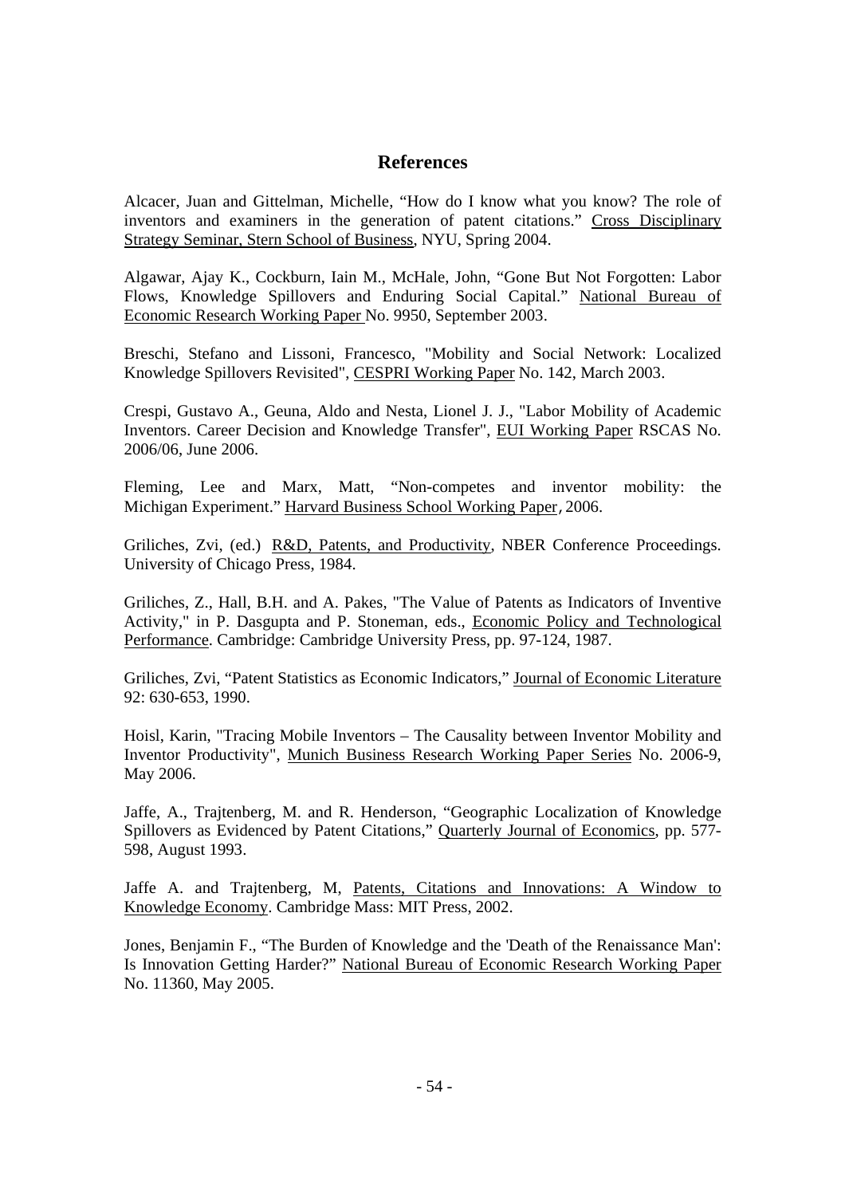## References

Alcacer, Juan and Gittelman, Michelle, "How do I know what you know? The role of inventors and examiners in the generation of patent citations." Cross Disciplinary Strategy Seminar, Stern School of Business, NYU, Spring 2004.

Algawar, Ajay K., Cockburn, Iain M., McHale, John, "Gone But Not Forgotten: Labor Flows, Knowledge Spillovers and Enduring Social Capital." National Bureau of Economic Research Working Paper No. 9950, September 2003.

Breschi, Stefano and Lissoni, Francesco, "Mobility and Social Network: Localized Knowledge Spillovers Revisited", CESPRI Working Paper No. 142, March 2003.

Crespi, Gustavo A., Geuna, Aldo and Nesta, Lionel J. J., "Labor Mobility of Academic Inventors. Career Decision and Knowledge Transfer", EUI Working Paper RSCAS No. 2006/06, June 2006.

Fleming, Lee and Marx, Matt, "Non-competes and inventor mobility: the Michigan Experiment." Harvard Business School Working Paper, 2006.

Griliches, Zvi, (ed.) R&D, Patents, and Productivity, NBER Conference Proceedings. University of Chicago Press, 1984.

Griliches, Z., Hall, B.H. and A. Pakes, "The Value of Patents as Indicators of Inventive Activity," in P. Dasgupta and P. Stoneman, eds., Economic Policy and Technological Performance. Cambridge: Cambridge University Press, pp. 97-124, 1987.

Griliches, Zvi, "Patent Statistics as Economic Indicators," Journal of Economic Literature 92: 630-653, 1990.

Hoisl, Karin, "Tracing Mobile Inventors – The Causality between Inventor Mobility and Inventor Productivity", Munich Business Research Working Paper Series No. 2006-9, May 2006.

Jaffe, A., Trajtenberg, M. and R. Henderson, "Geographic Localization of Knowledge Spillovers as Evidenced by Patent Citations," Quarterly Journal of Economics, pp. 577-598, August 1993.

Jaffe A. and Trajtenberg, M, Patents, Citations and Innovations: A Window to Knowledge Economy. Cambridge Mass: MIT Press, 2002.

Jones, Benjamin F., "The Burden of Knowledge and the 'Death of the Renaissance Man': Is Innovation Getting Harder?" National Bureau of Economic Research Working Paper No. 11360, May 2005.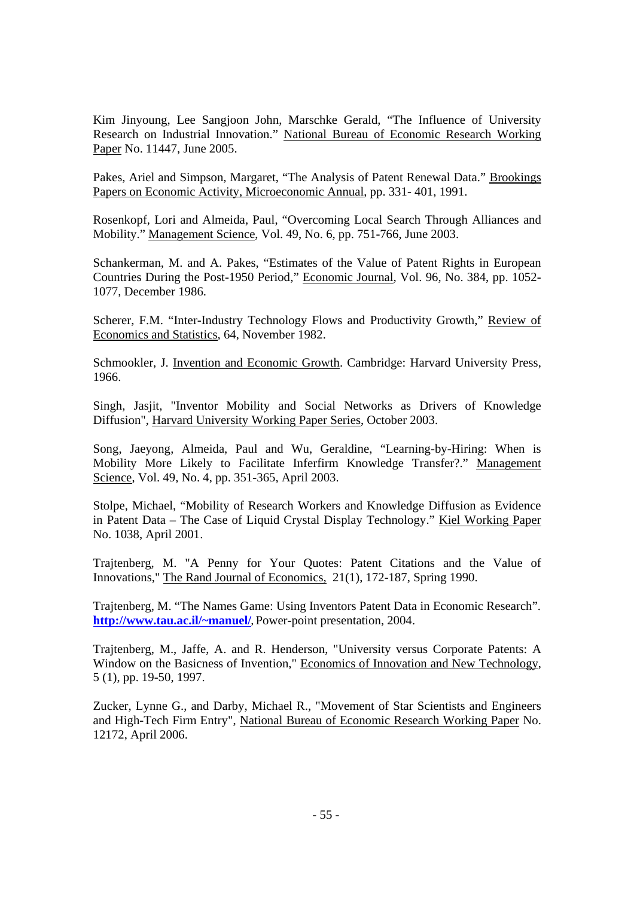Kim Jinyoung, Lee Sangjoon John, Marschke Gerald, "The Influence of University Research on Industrial Innovation." National Bureau of Economic Research Working Paper No. 11447, June 2005.

Pakes, Ariel and Simpson, Margaret, "The Analysis of Patent Renewal Data." Brookings Papers on Economic Activity, Microeconomic Annual, pp. 331- 401, 1991.

Rosenkopf, Lori and Almeida, Paul, "Overcoming Local Search Through Alliances and Mobility." Management Science, Vol. 49, No. 6, pp. 751-766, June 2003.

Schankerman, M. and A. Pakes, "Estimates of the Value of Patent Rights in European Countries During the Post-1950 Period," Economic Journal, Vol. 96, No. 384, pp. 1052-1077, December 1986.

Scherer, F.M. "Inter-Industry Technology Flows and Productivity Growth," Review of Economics and Statistics, 64, November 1982.

Schmookler, J. Invention and Economic Growth. Cambridge: Harvard University Press, 1966.

Singh, Jasjit, "Inventor Mobility and Social Networks as Drivers of Knowledge Diffusion", Harvard University Working Paper Series, October 2003.

Song, Jaeyong, Almeida, Paul and Wu, Geraldine, "Learning-by-Hiring: When is Mobility More Likely to Facilitate Inferfirm Knowledge Transfer?." Management Science, Vol. 49, No. 4, pp. 351-365, April 2003.

Stolpe, Michael, "Mobility of Research Workers and Knowledge Diffusion as Evidence in Patent Data – The Case of Liquid Crystal Display Technology." Kiel Working Paper No. 1038, April 2001.

Trajtenberg, M. "A Penny for Your Quotes: Patent Citations and the Value of Innovations," The Rand Journal of Economics, 21(1), 172-187, Spring 1990.

Trajtenberg, M. "The Names Game: Using Inventors Patent Data in Economic Research". **http://www.tau.ac.il/~manuel/**, Power-point presentation, 2004.

Trajtenberg, M., Jaffe, A. and R. Henderson, "University versus Corporate Patents: A Window on the Basicness of Invention," Economics of Innovation and New Technology, 5 (1), pp. 19-50, 1997.

Zucker, Lynne G., and Darby, Michael R., "Movement of Star Scientists and Engineers and High-Tech Firm Entry", National Bureau of Economic Research Working Paper No. 12172, April 2006.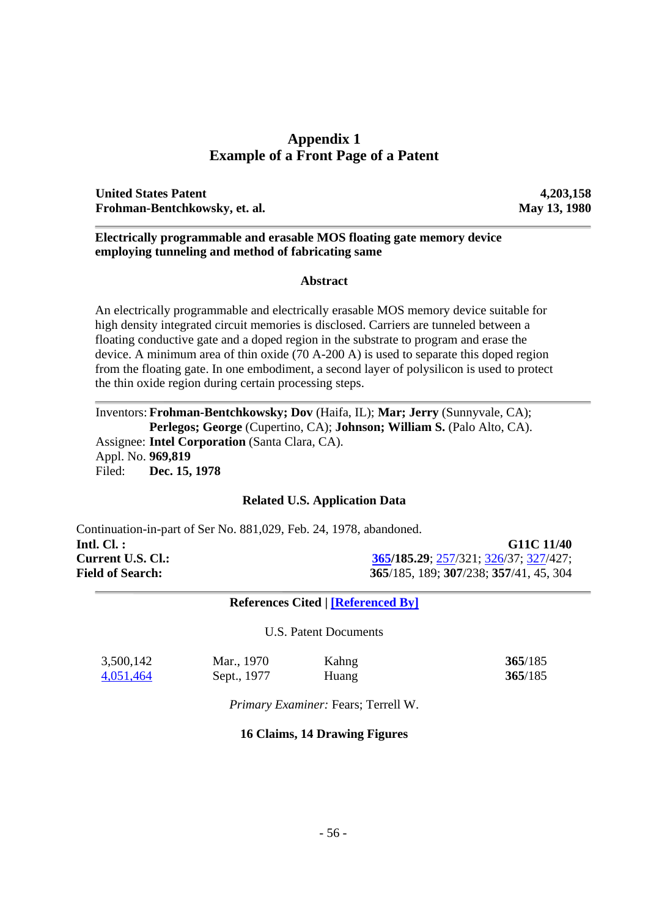# Appendix 1
## Example of a Front Page of a Patent

| **United States Patent** | **4,203,158** |
|---|---|
| **Frohman-Bentchkowsky, et. al.** | **May 13, 1980** |

**Electrically programmable and erasable MOS floating gate memory device employing tunneling and method of fabricating same**

### Abstract

An electrically programmable and electrically erasable MOS memory device suitable for high density integrated circuit memories is disclosed. Carriers are tunneled between a floating conductive gate and a doped region in the substrate to program and erase the device. A minimum area of thin oxide (70 A-200 A) is used to separate this doped region from the floating gate. In one embodiment, a second layer of polysilicon is used to protect the thin oxide region during certain processing steps.

Inventors: **Frohman-Bentchkowsky; Dov** (Haifa, IL); **Mar; Jerry** (Sunnyvale, CA); **Perlegos; George** (Cupertino, CA); **Johnson; William S.** (Palo Alto, CA).
Assignee: **Intel Corporation** (Santa Clara, CA).
Appl. No. **969,819**
Filed: **Dec. 15, 1978**

### Related U.S. Application Data

Continuation-in-part of Ser No. 881,029, Feb. 24, 1978, abandoned.

| | |
|---|---|
| **Intl. Cl. :** | **G11C 11/40** |
| **Current U.S. Cl.:** | **365/185.29**; 257/321; 326/37; 327/427; |
| **Field of Search:** | **365**/185, 189; **307**/238; **357**/41, 45, 304 |

### References Cited | [Referenced By]

U.S. Patent Documents

| | | | |
|---|---|---|---|
| 3,500,142 | Mar., 1970 | Kahng | **365**/185 |
| 4,051,464 | Sept., 1977 | Huang | **365**/185 |

*Primary Examiner:* Fears; Terrell W.

**16 Claims, 14 Drawing Figures**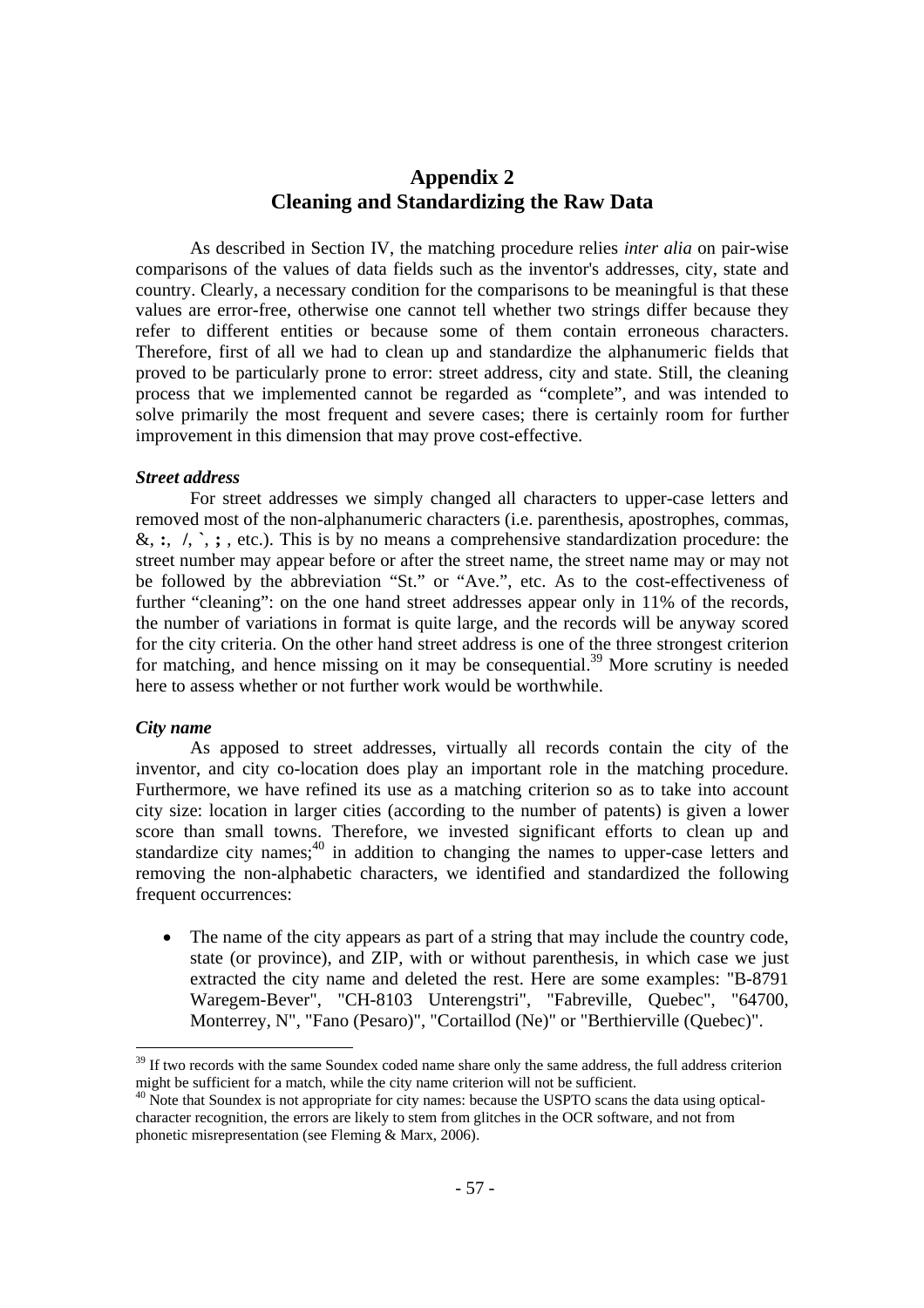## Appendix 2
## Cleaning and Standardizing the Raw Data

As described in Section IV, the matching procedure relies *inter alia* on pair-wise comparisons of the values of data fields such as the inventor's addresses, city, state and country. Clearly, a necessary condition for the comparisons to be meaningful is that these values are error-free, otherwise one cannot tell whether two strings differ because they refer to different entities or because some of them contain erroneous characters. Therefore, first of all we had to clean up and standardize the alphanumeric fields that proved to be particularly prone to error: street address, city and state. Still, the cleaning process that we implemented cannot be regarded as "complete", and was intended to solve primarily the most frequent and severe cases; there is certainly room for further improvement in this dimension that may prove cost-effective.

***Street address***

For street addresses we simply changed all characters to upper-case letters and removed most of the non-alphanumeric characters (i.e. parenthesis, apostrophes, commas, &, **:**, **/**, **`**, **;** , etc.). This is by no means a comprehensive standardization procedure: the street number may appear before or after the street name, the street name may or may not be followed by the abbreviation "St." or "Ave.", etc. As to the cost-effectiveness of further "cleaning": on the one hand street addresses appear only in 11% of the records, the number of variations in format is quite large, and the records will be anyway scored for the city criteria. On the other hand street address is one of the three strongest criterion for matching, and hence missing on it may be consequential.[39] More scrutiny is needed here to assess whether or not further work would be worthwhile.

***City name***

As apposed to street addresses, virtually all records contain the city of the inventor, and city co-location does play an important role in the matching procedure. Furthermore, we have refined its use as a matching criterion so as to take into account city size: location in larger cities (according to the number of patents) is given a lower score than small towns. Therefore, we invested significant efforts to clean up and standardize city names;[40] in addition to changing the names to upper-case letters and removing the non-alphabetic characters, we identified and standardized the following frequent occurrences:

- The name of the city appears as part of a string that may include the country code, state (or province), and ZIP, with or without parenthesis, in which case we just extracted the city name and deleted the rest. Here are some examples: "B-8791 Waregem-Bever", "CH-8103 Unterengstri", "Fabreville, Quebec", "64700, Monterrey, N", "Fano (Pesaro)", "Cortaillod (Ne)" or "Berthierville (Quebec)".

---

[39] If two records with the same Soundex coded name share only the same address, the full address criterion might be sufficient for a match, while the city name criterion will not be sufficient.

[40] Note that Soundex is not appropriate for city names: because the USPTO scans the data using optical-character recognition, the errors are likely to stem from glitches in the OCR software, and not from phonetic misrepresentation (see Fleming & Marx, 2006).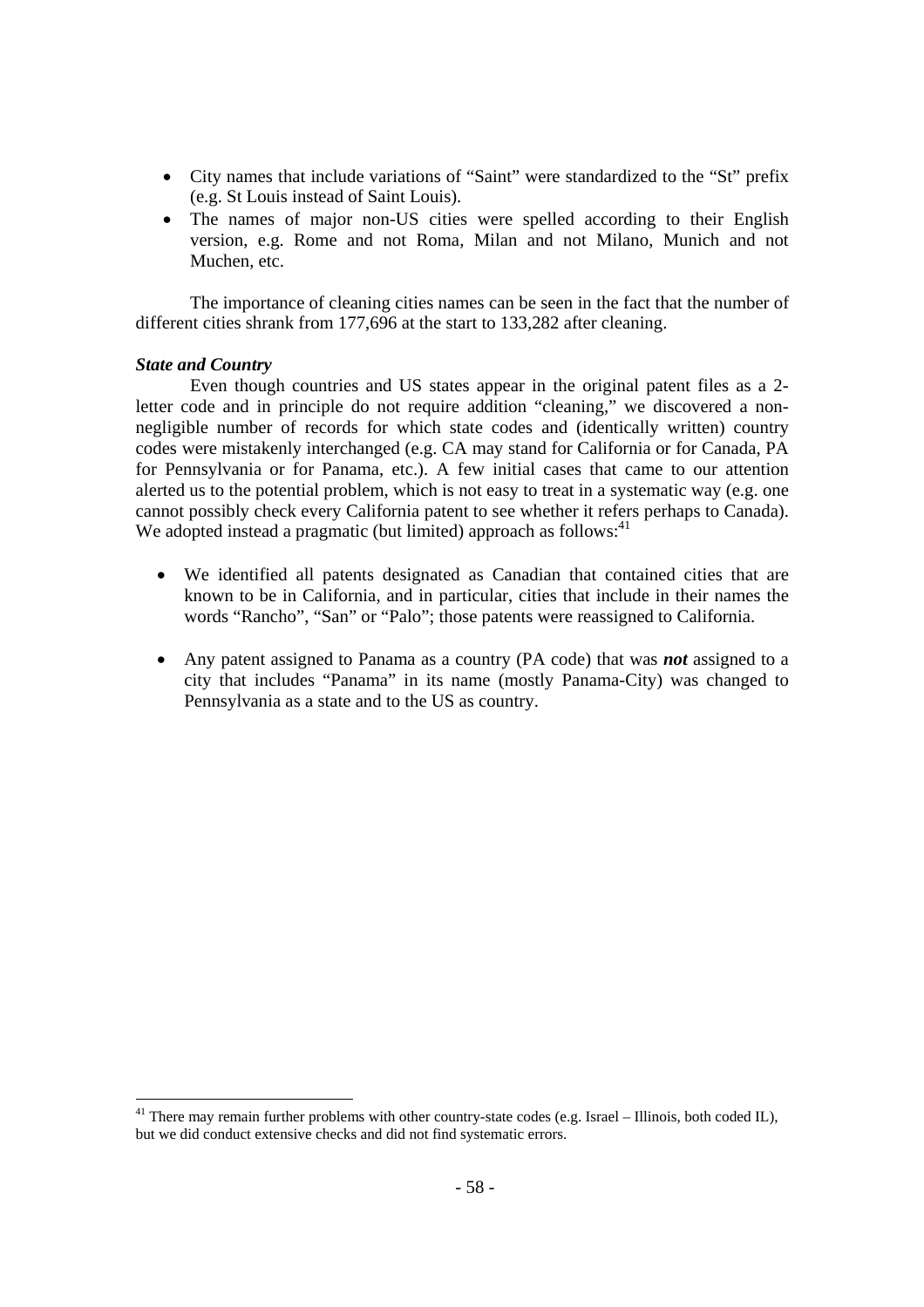- City names that include variations of "Saint" were standardized to the "St" prefix (e.g. St Louis instead of Saint Louis).
- The names of major non-US cities were spelled according to their English version, e.g. Rome and not Roma, Milan and not Milano, Munich and not Muchen, etc.

The importance of cleaning cities names can be seen in the fact that the number of different cities shrank from 177,696 at the start to 133,282 after cleaning.

***State and Country***

Even though countries and US states appear in the original patent files as a 2-letter code and in principle do not require addition "cleaning," we discovered a non-negligible number of records for which state codes and (identically written) country codes were mistakenly interchanged (e.g. CA may stand for California or for Canada, PA for Pennsylvania or for Panama, etc.). A few initial cases that came to our attention alerted us to the potential problem, which is not easy to treat in a systematic way (e.g. one cannot possibly check every California patent to see whether it refers perhaps to Canada). We adopted instead a pragmatic (but limited) approach as follows:[41]

- We identified all patents designated as Canadian that contained cities that are known to be in California, and in particular, cities that include in their names the words "Rancho", "San" or "Palo"; those patents were reassigned to California.

- Any patent assigned to Panama as a country (PA code) that was ***not*** assigned to a city that includes "Panama" in its name (mostly Panama-City) was changed to Pennsylvania as a state and to the US as country.

---

[41] There may remain further problems with other country-state codes (e.g. Israel – Illinois, both coded IL), but we did conduct extensive checks and did not find systematic errors.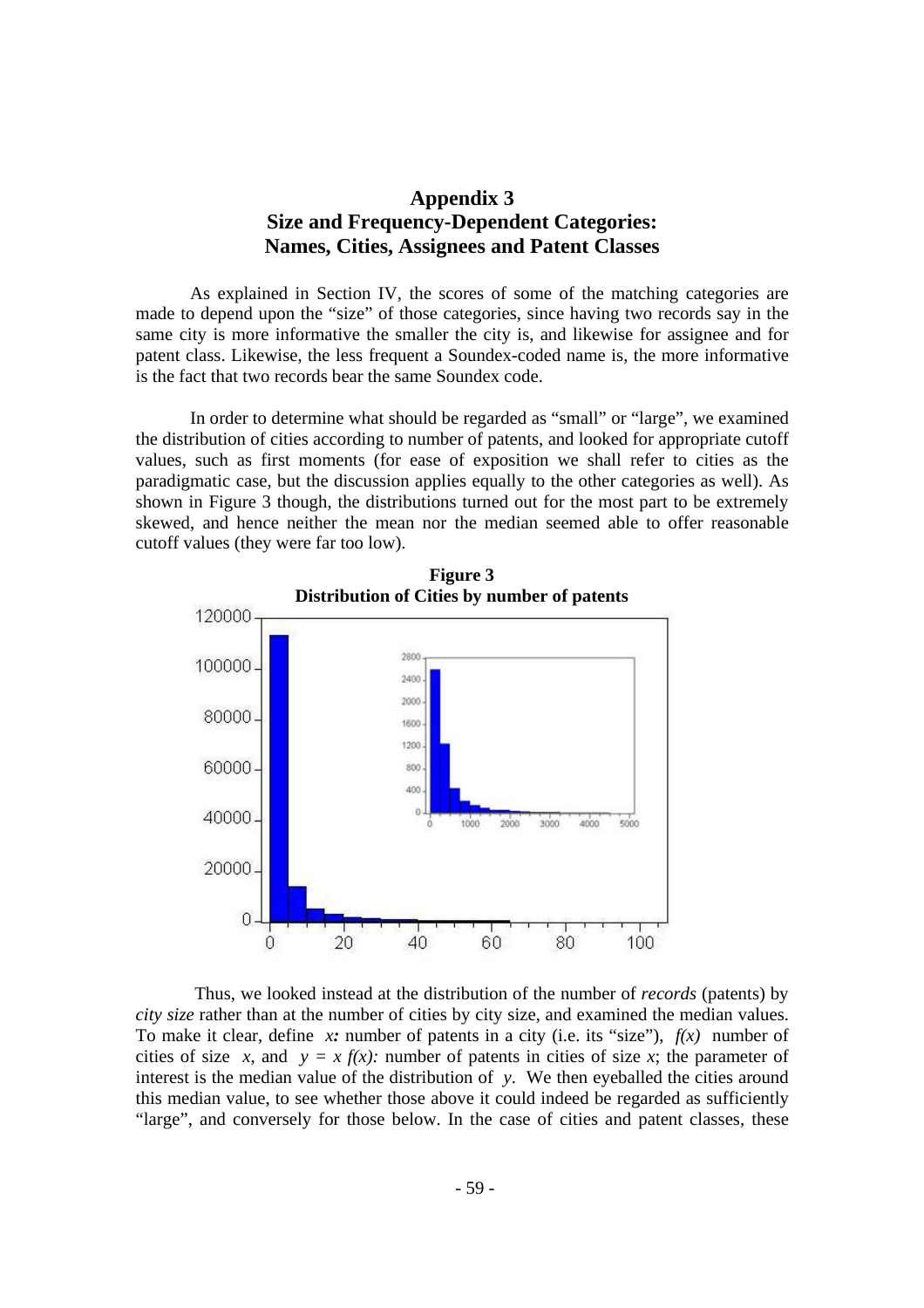# Appendix 3
## Size and Frequency-Dependent Categories: Names, Cities, Assignees and Patent Classes

As explained in Section IV, the scores of some of the matching categories are made to depend upon the "size" of those categories, since having two records say in the same city is more informative the smaller the city is, and likewise for assignee and for patent class. Likewise, the less frequent a Soundex-coded name is, the more informative is the fact that two records bear the same Soundex code.

In order to determine what should be regarded as "small" or "large", we examined the distribution of cities according to number of patents, and looked for appropriate cutoff values, such as first moments (for ease of exposition we shall refer to cities as the paradigmatic case, but the discussion applies equally to the other categories as well). As shown in Figure 3 though, the distributions turned out for the most part to be extremely skewed, and hence neither the mean nor the median seemed able to offer reasonable cutoff values (they were far too low).

**Figure 3**
**Distribution of Cities by number of patents**

Thus, we looked instead at the distribution of the number of *records* (patents) by *city size* rather than at the number of cities by city size, and examined the median values. To make it clear, define *x:* number of patents in a city (i.e. its "size"), $f(x)$ number of cities of size $x$, and $y = x f(x)$: number of patents in cities of size $x$; the parameter of interest is the median value of the distribution of $y$. We then eyeballed the cities around this median value, to see whether those above it could indeed be regarded as sufficiently "large", and conversely for those below. In the case of cities and patent classes, these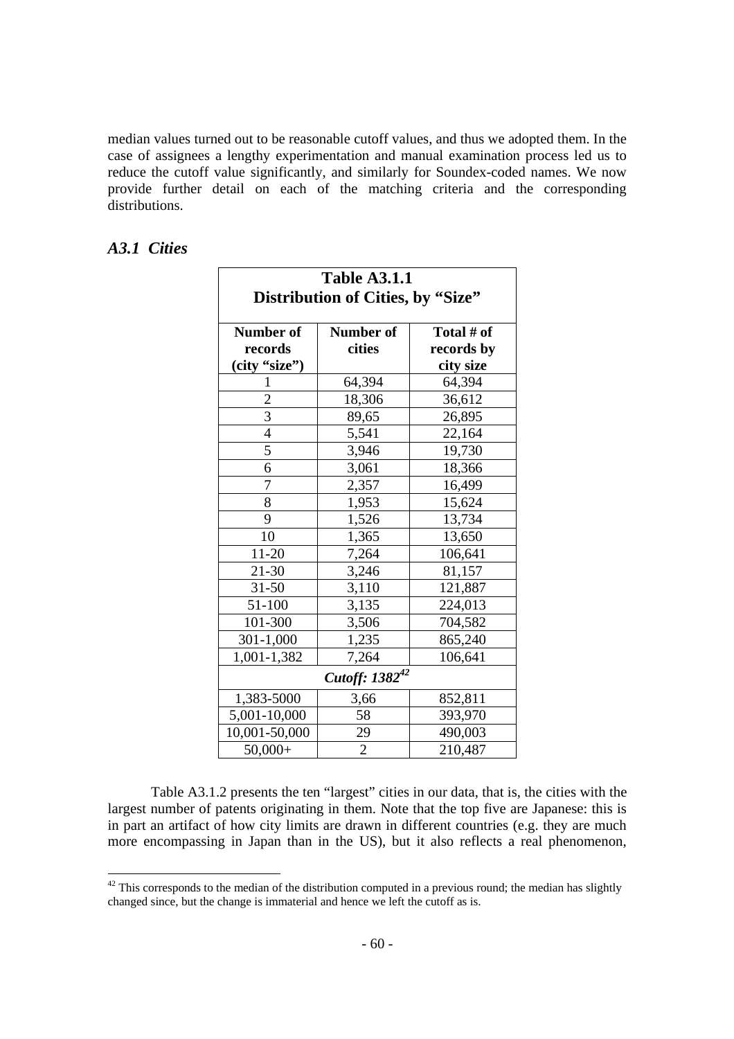median values turned out to be reasonable cutoff values, and thus we adopted them. In the case of assignees a lengthy experimentation and manual examination process led us to reduce the cutoff value significantly, and similarly for Soundex-coded names. We now provide further detail on each of the matching criteria and the corresponding distributions.

### *A3.1 Cities*

**Table A3.1.1**
**Distribution of Cities, by "Size"**

| Number of records (city "size") | Number of cities | Total # of records by city size |
|---|---|---|
| 1 | 64,394 | 64,394 |
| 2 | 18,306 | 36,612 |
| 3 | 89,65 | 26,895 |
| 4 | 5,541 | 22,164 |
| 5 | 3,946 | 19,730 |
| 6 | 3,061 | 18,366 |
| 7 | 2,357 | 16,499 |
| 8 | 1,953 | 15,624 |
| 9 | 1,526 | 13,734 |
| 10 | 1,365 | 13,650 |
| 11-20 | 7,264 | 106,641 |
| 21-30 | 3,246 | 81,157 |
| 31-50 | 3,110 | 121,887 |
| 51-100 | 3,135 | 224,013 |
| 101-300 | 3,506 | 704,582 |
| 301-1,000 | 1,235 | 865,240 |
| 1,001-1,382 | 7,264 | 106,641 |
| *Cutoff: 1382*[42] | | |
| 1,383-5000 | 3,66 | 852,811 |
| 5,001-10,000 | 58 | 393,970 |
| 10,001-50,000 | 29 | 490,003 |
| 50,000+ | 2 | 210,487 |

Table A3.1.2 presents the ten "largest" cities in our data, that is, the cities with the largest number of patents originating in them. Note that the top five are Japanese: this is in part an artifact of how city limits are drawn in different countries (e.g. they are much more encompassing in Japan than in the US), but it also reflects a real phenomenon,

[42] This corresponds to the median of the distribution computed in a previous round; the median has slightly changed since, but the change is immaterial and hence we left the cutoff as is.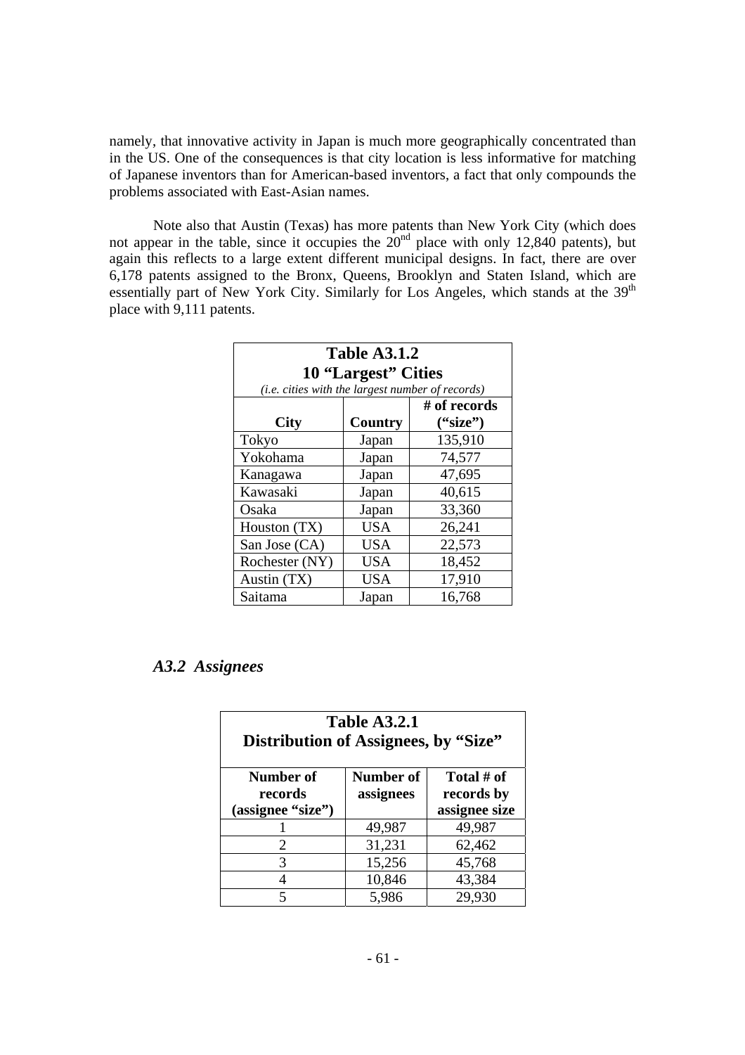namely, that innovative activity in Japan is much more geographically concentrated than in the US. One of the consequences is that city location is less informative for matching of Japanese inventors than for American-based inventors, a fact that only compounds the problems associated with East-Asian names.

Note also that Austin (Texas) has more patents than New York City (which does not appear in the table, since it occupies the 20th place with only 12,840 patents), but again this reflects to a large extent different municipal designs. In fact, there are over 6,178 patents assigned to the Bronx, Queens, Brooklyn and Staten Island, which are essentially part of New York City. Similarly for Los Angeles, which stands at the 39th place with 9,111 patents.

**Table A3.1.2**
**10 "Largest" Cities**
*(i.e. cities with the largest number of records)*

| City | Country | # of records ("size") |
|---|---|---|
| Tokyo | Japan | 135,910 |
| Yokohama | Japan | 74,577 |
| Kanagawa | Japan | 47,695 |
| Kawasaki | Japan | 40,615 |
| Osaka | Japan | 33,360 |
| Houston (TX) | USA | 26,241 |
| San Jose (CA) | USA | 22,573 |
| Rochester (NY) | USA | 18,452 |
| Austin (TX) | USA | 17,910 |
| Saitama | Japan | 16,768 |

### *A3.2 Assignees*

**Table A3.2.1**
**Distribution of Assignees, by "Size"**

| Number of records (assignee "size") | Number of assignees | Total # of records by assignee size |
|---|---|---|
| 1 | 49,987 | 49,987 |
| 2 | 31,231 | 62,462 |
| 3 | 15,256 | 45,768 |
| 4 | 10,846 | 43,384 |
| 5 | 5,986 | 29,930 |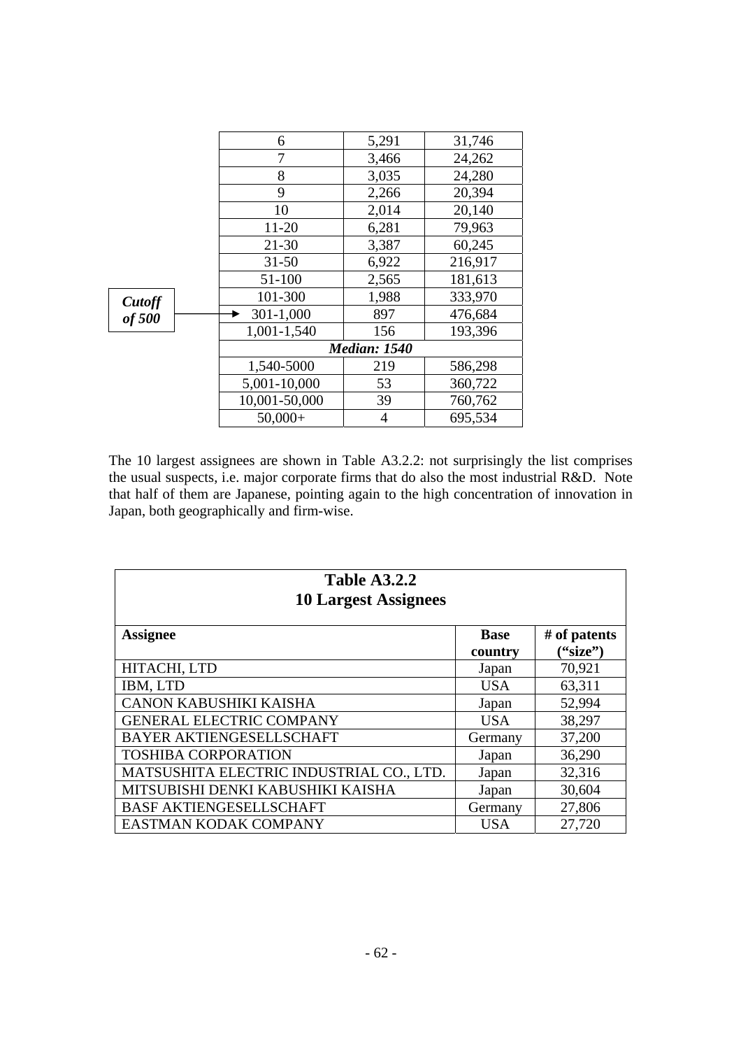| | | |
|---|---|---|
| 6 | 5,291 | 31,746 |
| 7 | 3,466 | 24,262 |
| 8 | 3,035 | 24,280 |
| 9 | 2,266 | 20,394 |
| 10 | 2,014 | 20,140 |
| 11-20 | 6,281 | 79,963 |
| 21-30 | 3,387 | 60,245 |
| 31-50 | 6,922 | 216,917 |
| 51-100 | 2,565 | 181,613 |
| 101-300 | 1,988 | 333,970 |
| 301-1,000 | 897 | 476,684 |
| 1,001-1,540 | 156 | 193,396 |
| ***Median: 1540*** | | |
| 1,540-5000 | 219 | 586,298 |
| 5,001-10,000 | 53 | 360,722 |
| 10,001-50,000 | 39 | 760,762 |
| 50,000+ | 4 | 695,534 |

***Cutoff of 500*** → 301-1,000

The 10 largest assignees are shown in Table A3.2.2: not surprisingly the list comprises the usual suspects, i.e. major corporate firms that do also the most industrial R&D. Note that half of them are Japanese, pointing again to the high concentration of innovation in Japan, both geographically and firm-wise.

**Table A3.2.2**
**10 Largest Assignees**

| **Assignee** | **Base country** | **# of patents ("size")** |
|---|---|---|
| HITACHI, LTD | Japan | 70,921 |
| IBM, LTD | USA | 63,311 |
| CANON KABUSHIKI KAISHA | Japan | 52,994 |
| GENERAL ELECTRIC COMPANY | USA | 38,297 |
| BAYER AKTIENGESELLSCHAFT | Germany | 37,200 |
| TOSHIBA CORPORATION | Japan | 36,290 |
| MATSUSHITA ELECTRIC INDUSTRIAL CO., LTD. | Japan | 32,316 |
| MITSUBISHI DENKI KABUSHIKI KAISHA | Japan | 30,604 |
| BASF AKTIENGESELLSCHAFT | Germany | 27,806 |
| EASTMAN KODAK COMPANY | USA | 27,720 |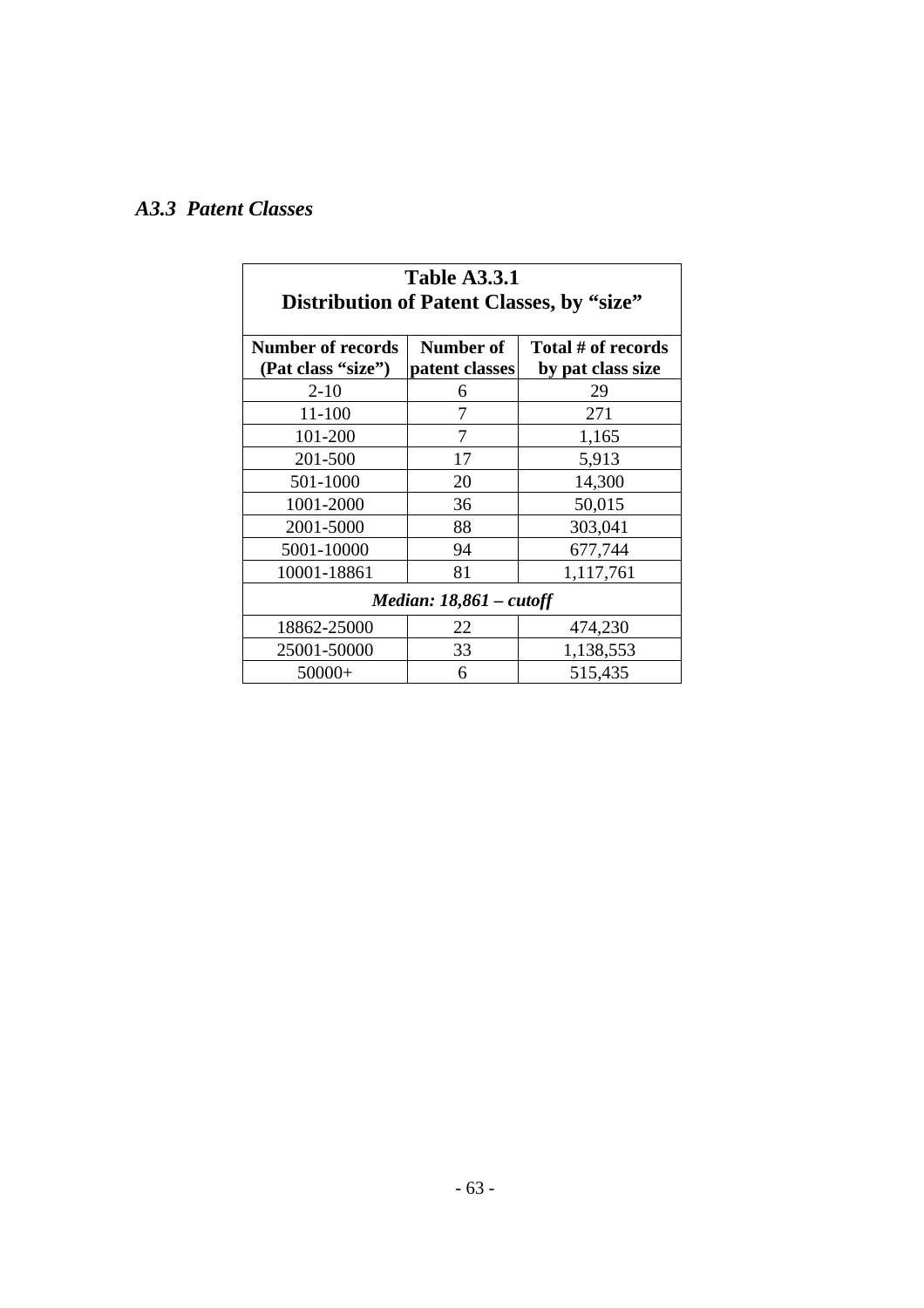## *A3.3 Patent Classes*

**Table A3.3.1**
**Distribution of Patent Classes, by "size"**

| Number of records (Pat class "size") | Number of patent classes | Total # of records by pat class size |
|---|---|---|
| 2-10 | 6 | 29 |
| 11-100 | 7 | 271 |
| 101-200 | 7 | 1,165 |
| 201-500 | 17 | 5,913 |
| 501-1000 | 20 | 14,300 |
| 1001-2000 | 36 | 50,015 |
| 2001-5000 | 88 | 303,041 |
| 5001-10000 | 94 | 677,744 |
| 10001-18861 | 81 | 1,117,761 |
| ***Median: 18,861 – cutoff*** | | |
| 18862-25000 | 22 | 474,230 |
| 25001-50000 | 33 | 1,138,553 |
| 50000+ | 6 | 515,435 |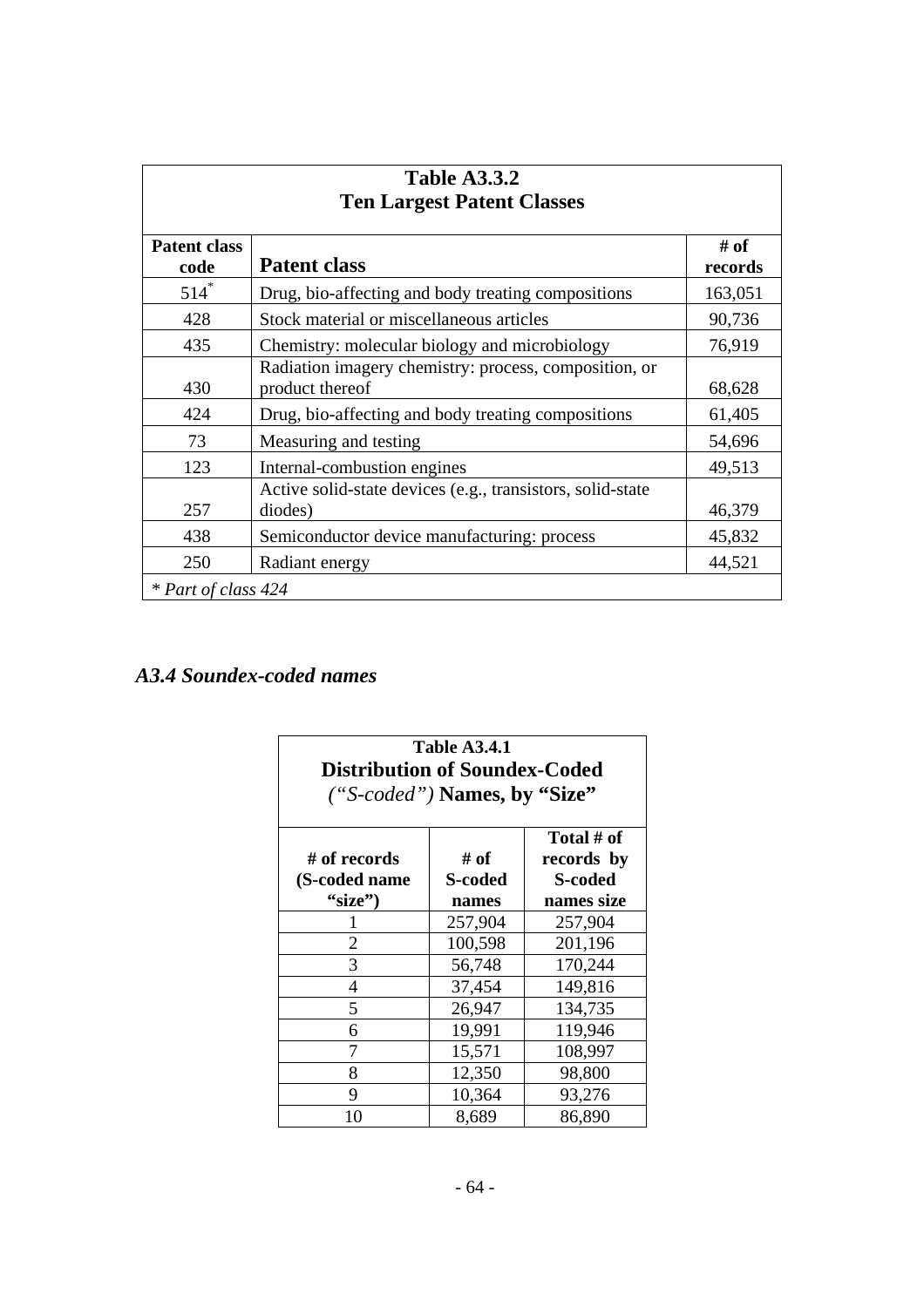| Table A3.3.2 Ten Largest Patent Classes | | |
|---|---|---|
| **Patent class code** | **Patent class** | **# of records** |
| 514[*] | Drug, bio-affecting and body treating compositions | 163,051 |
| 428 | Stock material or miscellaneous articles | 90,736 |
| 435 | Chemistry: molecular biology and microbiology | 76,919 |
| 430 | Radiation imagery chemistry: process, composition, or product thereof | 68,628 |
| 424 | Drug, bio-affecting and body treating compositions | 61,405 |
| 73 | Measuring and testing | 54,696 |
| 123 | Internal-combustion engines | 49,513 |
| 257 | Active solid-state devices (e.g., transistors, solid-state diodes) | 46,379 |
| 438 | Semiconductor device manufacturing: process | 45,832 |
| 250 | Radiant energy | 44,521 |

*\* Part of class 424*

## *A3.4 Soundex-coded names*

**Table A3.4.1**
**Distribution of Soundex-Coded** *("S-coded")* **Names, by "Size"**

| # of records (S-coded name "size") | # of S-coded names | Total # of records by S-coded names size |
|---|---|---|
| 1 | 257,904 | 257,904 |
| 2 | 100,598 | 201,196 |
| 3 | 56,748 | 170,244 |
| 4 | 37,454 | 149,816 |
| 5 | 26,947 | 134,735 |
| 6 | 19,991 | 119,946 |
| 7 | 15,571 | 108,997 |
| 8 | 12,350 | 98,800 |
| 9 | 10,364 | 93,276 |
| 10 | 8,689 | 86,890 |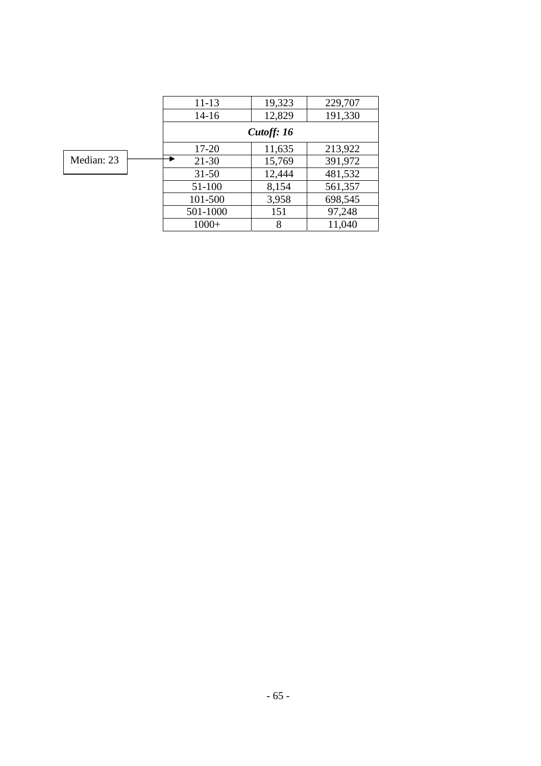| | | |
|---|---|---|
| 11-13 | 19,323 | 229,707 |
| 14-16 | 12,829 | 191,330 |
| ***Cutoff: 16*** | | |
| 17-20 | 11,635 | 213,922 |
| 21-30 | 15,769 | 391,972 |
| 31-50 | 12,444 | 481,532 |
| 51-100 | 8,154 | 561,357 |
| 101-500 | 3,958 | 698,545 |
| 501-1000 | 151 | 97,248 |
| 1000+ | 8 | 11,040 |

Median: 23 → 21-30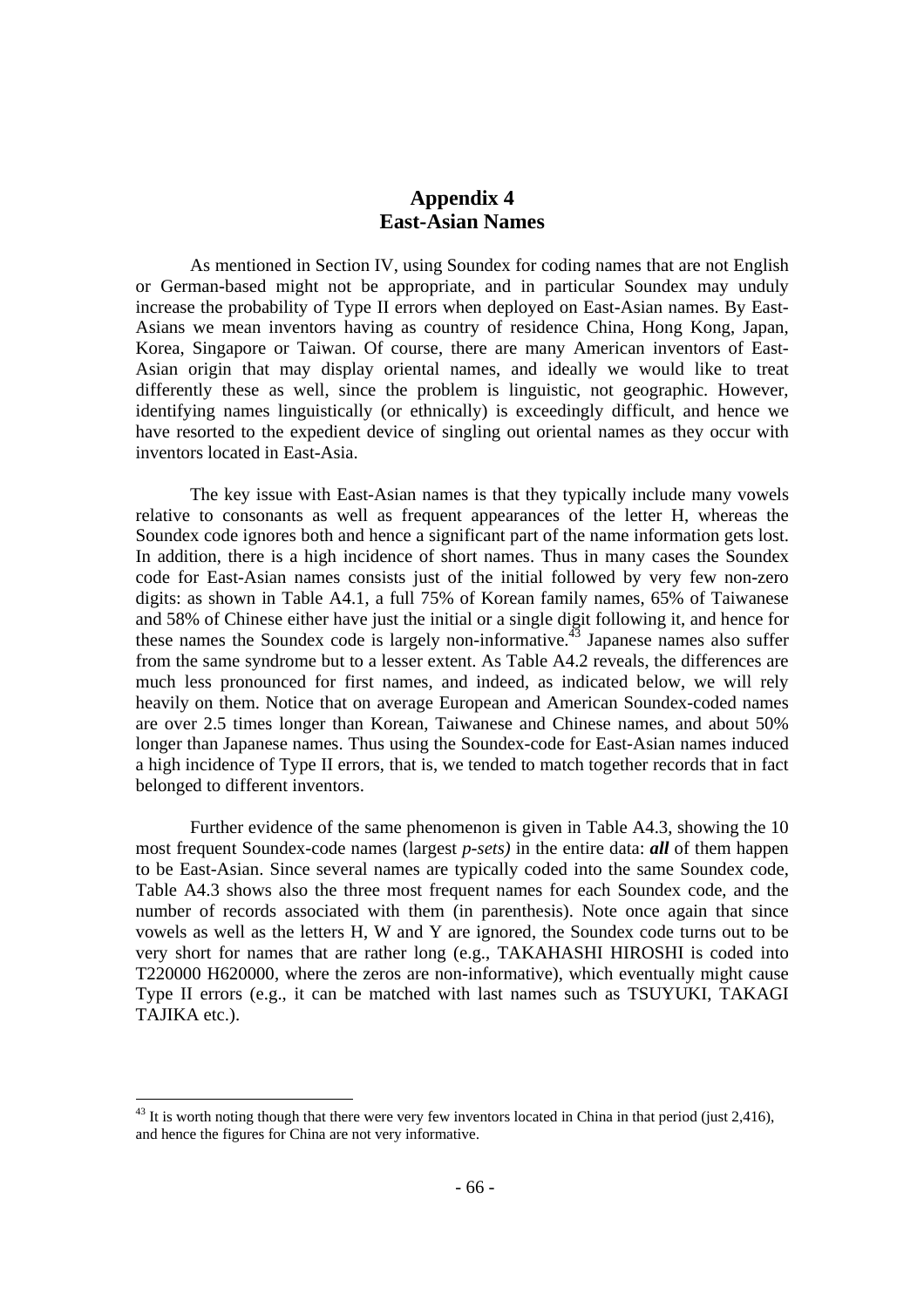# Appendix 4
# East-Asian Names

As mentioned in Section IV, using Soundex for coding names that are not English or German-based might not be appropriate, and in particular Soundex may unduly increase the probability of Type II errors when deployed on East-Asian names. By East-Asians we mean inventors having as country of residence China, Hong Kong, Japan, Korea, Singapore or Taiwan. Of course, there are many American inventors of East-Asian origin that may display oriental names, and ideally we would like to treat differently these as well, since the problem is linguistic, not geographic. However, identifying names linguistically (or ethnically) is exceedingly difficult, and hence we have resorted to the expedient device of singling out oriental names as they occur with inventors located in East-Asia.

The key issue with East-Asian names is that they typically include many vowels relative to consonants as well as frequent appearances of the letter H, whereas the Soundex code ignores both and hence a significant part of the name information gets lost. In addition, there is a high incidence of short names. Thus in many cases the Soundex code for East-Asian names consists just of the initial followed by very few non-zero digits: as shown in Table A4.1, a full 75% of Korean family names, 65% of Taiwanese and 58% of Chinese either have just the initial or a single digit following it, and hence for these names the Soundex code is largely non-informative.[43] Japanese names also suffer from the same syndrome but to a lesser extent. As Table A4.2 reveals, the differences are much less pronounced for first names, and indeed, as indicated below, we will rely heavily on them. Notice that on average European and American Soundex-coded names are over 2.5 times longer than Korean, Taiwanese and Chinese names, and about 50% longer than Japanese names. Thus using the Soundex-code for East-Asian names induced a high incidence of Type II errors, that is, we tended to match together records that in fact belonged to different inventors.

Further evidence of the same phenomenon is given in Table A4.3, showing the 10 most frequent Soundex-code names (largest *p-sets)* in the entire data: ***all*** of them happen to be East-Asian. Since several names are typically coded into the same Soundex code, Table A4.3 shows also the three most frequent names for each Soundex code, and the number of records associated with them (in parenthesis). Note once again that since vowels as well as the letters H, W and Y are ignored, the Soundex code turns out to be very short for names that are rather long (e.g., TAKAHASHI HIROSHI is coded into T220000 H620000, where the zeros are non-informative), which eventually might cause Type II errors (e.g., it can be matched with last names such as TSUYUKI, TAKAGI TAJIKA etc.).

[43] It is worth noting though that there were very few inventors located in China in that period (just 2,416), and hence the figures for China are not very informative.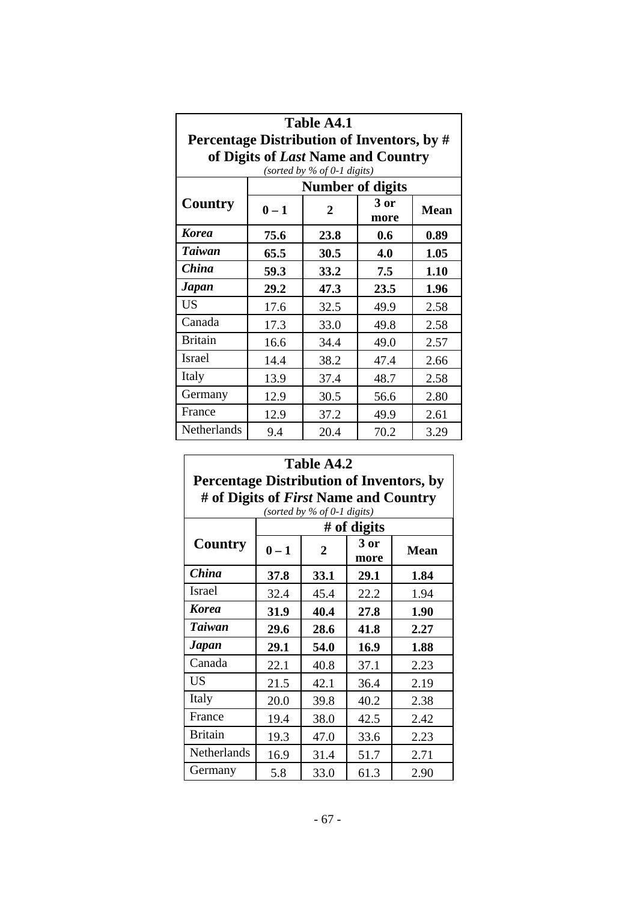**Table A4.1**
**Percentage Distribution of Inventors, by # of Digits of *Last* Name and Country**
*(sorted by % of 0-1 digits)*

| Country | Number of digits | | | |
|---|---|---|---|---|
| | **0 – 1** | **2** | **3 or more** | **Mean** |
| ***Korea*** | **75.6** | **23.8** | **0.6** | **0.89** |
| ***Taiwan*** | **65.5** | **30.5** | **4.0** | **1.05** |
| ***China*** | **59.3** | **33.2** | **7.5** | **1.10** |
| ***Japan*** | **29.2** | **47.3** | **23.5** | **1.96** |
| US | 17.6 | 32.5 | 49.9 | 2.58 |
| Canada | 17.3 | 33.0 | 49.8 | 2.58 |
| Britain | 16.6 | 34.4 | 49.0 | 2.57 |
| Israel | 14.4 | 38.2 | 47.4 | 2.66 |
| Italy | 13.9 | 37.4 | 48.7 | 2.58 |
| Germany | 12.9 | 30.5 | 56.6 | 2.80 |
| France | 12.9 | 37.2 | 49.9 | 2.61 |
| Netherlands | 9.4 | 20.4 | 70.2 | 3.29 |

**Table A4.2**
**Percentage Distribution of Inventors, by # of Digits of *First* Name and Country**
*(sorted by % of 0-1 digits)*

| Country | # of digits | | | |
|---|---|---|---|---|
| | **0 – 1** | **2** | **3 or more** | **Mean** |
| ***China*** | **37.8** | **33.1** | **29.1** | **1.84** |
| Israel | 32.4 | 45.4 | 22.2 | 1.94 |
| ***Korea*** | **31.9** | **40.4** | **27.8** | **1.90** |
| ***Taiwan*** | **29.6** | **28.6** | **41.8** | **2.27** |
| ***Japan*** | **29.1** | **54.0** | **16.9** | **1.88** |
| Canada | 22.1 | 40.8 | 37.1 | 2.23 |
| US | 21.5 | 42.1 | 36.4 | 2.19 |
| Italy | 20.0 | 39.8 | 40.2 | 2.38 |
| France | 19.4 | 38.0 | 42.5 | 2.42 |
| Britain | 19.3 | 47.0 | 33.6 | 2.23 |
| Netherlands | 16.9 | 31.4 | 51.7 | 2.71 |
| Germany | 5.8 | 33.0 | 61.3 | 2.90 |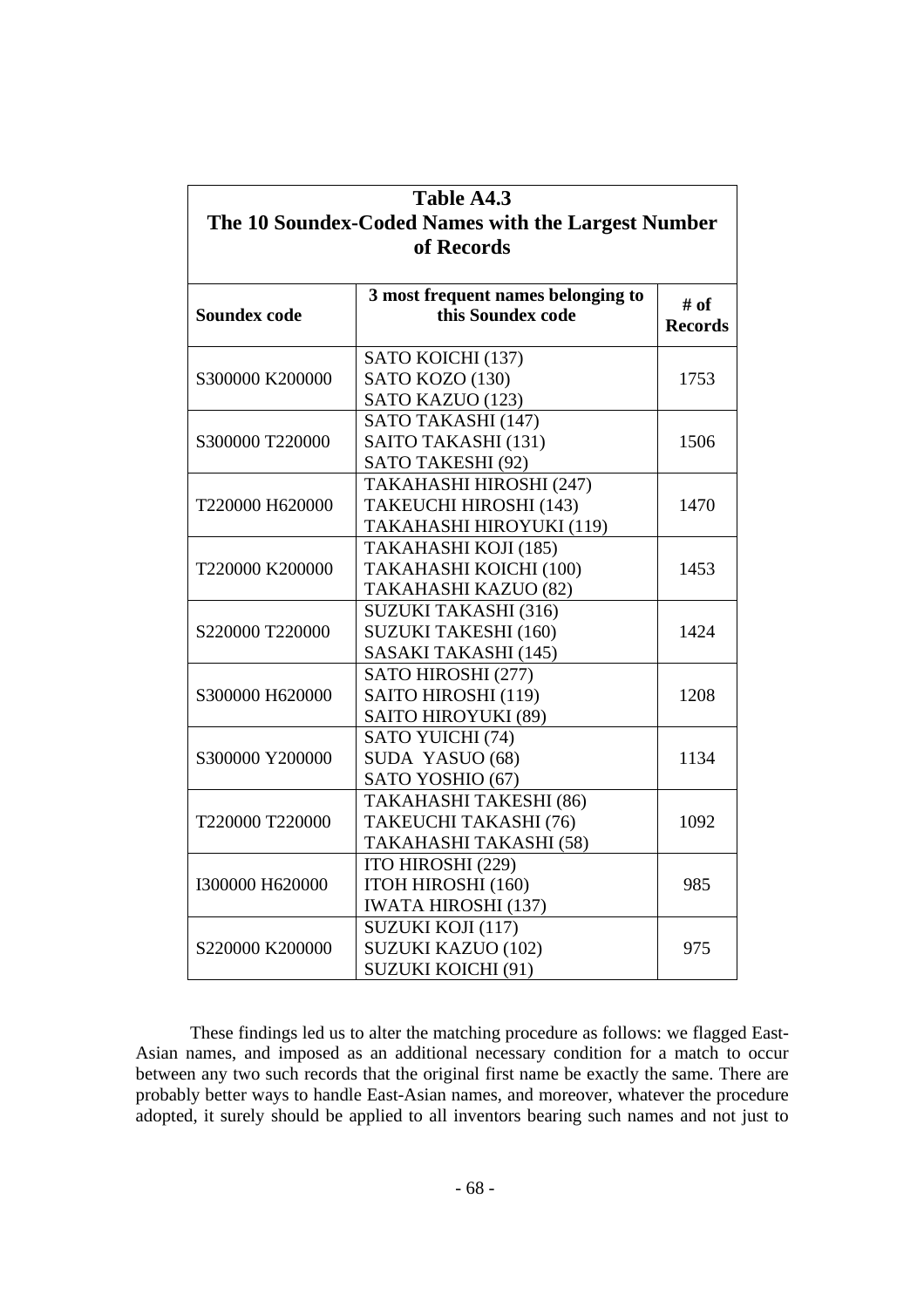**Table A4.3**
**The 10 Soundex-Coded Names with the Largest Number of Records**

| Soundex code | 3 most frequent names belonging to this Soundex code | # of Records |
|---|---|---|
| S300000 K200000 | SATO KOICHI (137)<br>SATO KOZO (130)<br>SATO KAZUO (123) | 1753 |
| S300000 T220000 | SATO TAKASHI (147)<br>SAITO TAKASHI (131)<br>SATO TAKESHI (92) | 1506 |
| T220000 H620000 | TAKAHASHI HIROSHI (247)<br>TAKEUCHI HIROSHI (143)<br>TAKAHASHI HIROYUKI (119) | 1470 |
| T220000 K200000 | TAKAHASHI KOJI (185)<br>TAKAHASHI KOICHI (100)<br>TAKAHASHI KAZUO (82) | 1453 |
| S220000 T220000 | SUZUKI TAKASHI (316)<br>SUZUKI TAKESHI (160)<br>SASAKI TAKASHI (145) | 1424 |
| S300000 H620000 | SATO HIROSHI (277)<br>SAITO HIROSHI (119)<br>SAITO HIROYUKI (89) | 1208 |
| S300000 Y200000 | SATO YUICHI (74)<br>SUDA YASUO (68)<br>SATO YOSHIO (67) | 1134 |
| T220000 T220000 | TAKAHASHI TAKESHI (86)<br>TAKEUCHI TAKASHI (76)<br>TAKAHASHI TAKASHI (58) | 1092 |
| I300000 H620000 | ITO HIROSHI (229)<br>ITOH HIROSHI (160)<br>IWATA HIROSHI (137) | 985 |
| S220000 K200000 | SUZUKI KOJI (117)<br>SUZUKI KAZUO (102)<br>SUZUKI KOICHI (91) | 975 |

These findings led us to alter the matching procedure as follows: we flagged East-Asian names, and imposed as an additional necessary condition for a match to occur between any two such records that the original first name be exactly the same. There are probably better ways to handle East-Asian names, and moreover, whatever the procedure adopted, it surely should be applied to all inventors bearing such names and not just to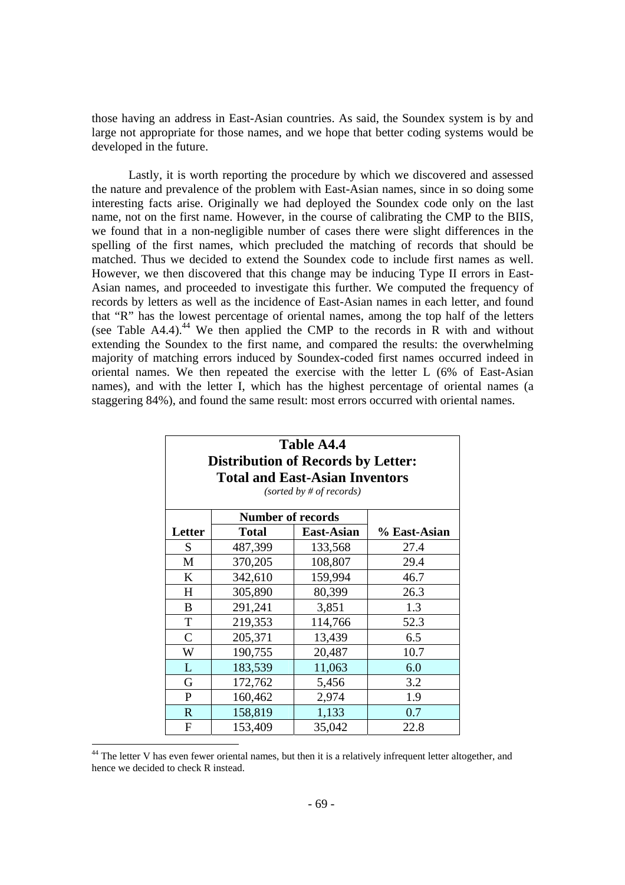those having an address in East-Asian countries. As said, the Soundex system is by and large not appropriate for those names, and we hope that better coding systems would be developed in the future.

Lastly, it is worth reporting the procedure by which we discovered and assessed the nature and prevalence of the problem with East-Asian names, since in so doing some interesting facts arise. Originally we had deployed the Soundex code only on the last name, not on the first name. However, in the course of calibrating the CMP to the BIIS, we found that in a non-negligible number of cases there were slight differences in the spelling of the first names, which precluded the matching of records that should be matched. Thus we decided to extend the Soundex code to include first names as well. However, we then discovered that this change may be inducing Type II errors in East-Asian names, and proceeded to investigate this further. We computed the frequency of records by letters as well as the incidence of East-Asian names in each letter, and found that "R" has the lowest percentage of oriental names, among the top half of the letters (see Table A4.4).[44] We then applied the CMP to the records in R with and without extending the Soundex to the first name, and compared the results: the overwhelming majority of matching errors induced by Soundex-coded first names occurred indeed in oriental names. We then repeated the exercise with the letter L (6% of East-Asian names), and with the letter I, which has the highest percentage of oriental names (a staggering 84%), and found the same result: most errors occurred with oriental names.

**Table A4.4**
**Distribution of Records by Letter: Total and East-Asian Inventors**
*(sorted by # of records)*

| | Number of records | | |
|---|---|---|---|
| **Letter** | **Total** | **East-Asian** | **% East-Asian** |
| S | 487,399 | 133,568 | 27.4 |
| M | 370,205 | 108,807 | 29.4 |
| K | 342,610 | 159,994 | 46.7 |
| H | 305,890 | 80,399 | 26.3 |
| B | 291,241 | 3,851 | 1.3 |
| T | 219,353 | 114,766 | 52.3 |
| C | 205,371 | 13,439 | 6.5 |
| W | 190,755 | 20,487 | 10.7 |
| L | 183,539 | 11,063 | 6.0 |
| G | 172,762 | 5,456 | 3.2 |
| P | 160,462 | 2,974 | 1.9 |
| R | 158,819 | 1,133 | 0.7 |
| F | 153,409 | 35,042 | 22.8 |

[44] The letter V has even fewer oriental names, but then it is a relatively infrequent letter altogether, and hence we decided to check R instead.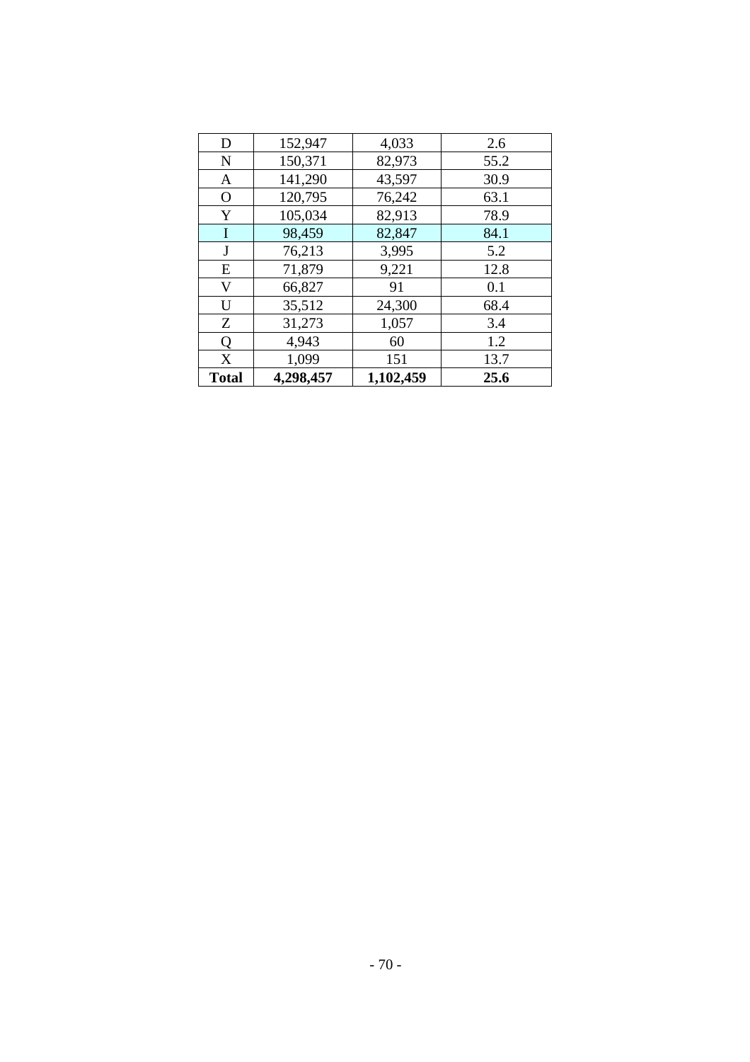| D | 152,947 | 4,033 | 2.6 |
|---|---|---|---|
| N | 150,371 | 82,973 | 55.2 |
| A | 141,290 | 43,597 | 30.9 |
| O | 120,795 | 76,242 | 63.1 |
| Y | 105,034 | 82,913 | 78.9 |
| I | 98,459 | 82,847 | 84.1 |
| J | 76,213 | 3,995 | 5.2 |
| E | 71,879 | 9,221 | 12.8 |
| V | 66,827 | 91 | 0.1 |
| U | 35,512 | 24,300 | 68.4 |
| Z | 31,273 | 1,057 | 3.4 |
| Q | 4,943 | 60 | 1.2 |
| X | 1,099 | 151 | 13.7 |
| **Total** | **4,298,457** | **1,102,459** | **25.6** |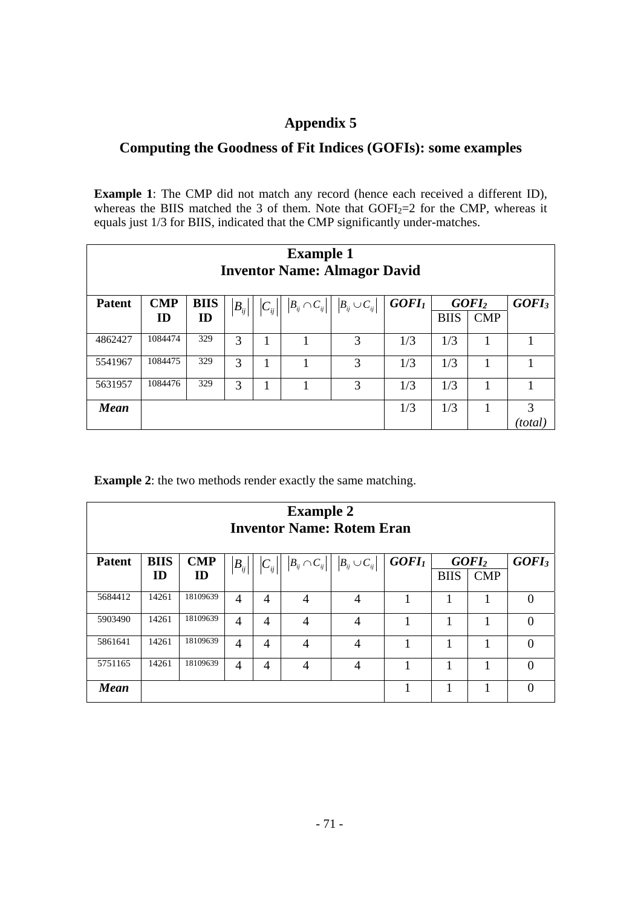# Appendix 5

## Computing the Goodness of Fit Indices (GOFIs): some examples

**Example 1**: The CMP did not match any record (hence each received a different ID), whereas the BIIS matched the 3 of them. Note that $GOFI_2$=2 for the CMP, whereas it equals just 1/3 for BIIS, indicated that the CMP significantly under-matches.

| **Example 1 — Inventor Name: Almagor David** | | | | | | | | | | |
|---|---|---|---|---|---|---|---|---|---|---|
| **Patent** | **CMP ID** | **BIIS ID** | $\lvert B_{ij}\rvert$ | $\lvert C_{ij}\rvert$ | $\lvert B_{ij} \cap C_{ij}\rvert$ | $\lvert B_{ij} \cup C_{ij}\rvert$ | ***GOFI₁*** | ***GOFI₂*** | | ***GOFI₃*** |
| | | | | | | | | BIIS | CMP | |
| 4862427 | 1084474 | 329 | 3 | 1 | 1 | 3 | 1/3 | 1/3 | 1 | 1 |
| 5541967 | 1084475 | 329 | 3 | 1 | 1 | 3 | 1/3 | 1/3 | 1 | 1 |
| 5631957 | 1084476 | 329 | 3 | 1 | 1 | 3 | 1/3 | 1/3 | 1 | 1 |
| ***Mean*** | | | | | | | 1/3 | 1/3 | 1 | 3 *(total)* |

**Example 2**: the two methods render exactly the same matching.

| **Example 2 — Inventor Name: Rotem Eran** | | | | | | | | | | |
|---|---|---|---|---|---|---|---|---|---|---|
| **Patent** | **BIIS ID** | **CMP ID** | $\lvert B_{ij}\rvert$ | $\lvert C_{ij}\rvert$ | $\lvert B_{ij} \cap C_{ij}\rvert$ | $\lvert B_{ij} \cup C_{ij}\rvert$ | ***GOFI₁*** | ***GOFI₂*** | | ***GOFI₃*** |
| | | | | | | | | BIIS | CMP | |
| 5684412 | 14261 | 18109639 | 4 | 4 | 4 | 4 | 1 | 1 | 1 | 0 |
| 5903490 | 14261 | 18109639 | 4 | 4 | 4 | 4 | 1 | 1 | 1 | 0 |
| 5861641 | 14261 | 18109639 | 4 | 4 | 4 | 4 | 1 | 1 | 1 | 0 |
| 5751165 | 14261 | 18109639 | 4 | 4 | 4 | 4 | 1 | 1 | 1 | 0 |
| ***Mean*** | | | | | | | 1 | 1 | 1 | 0 |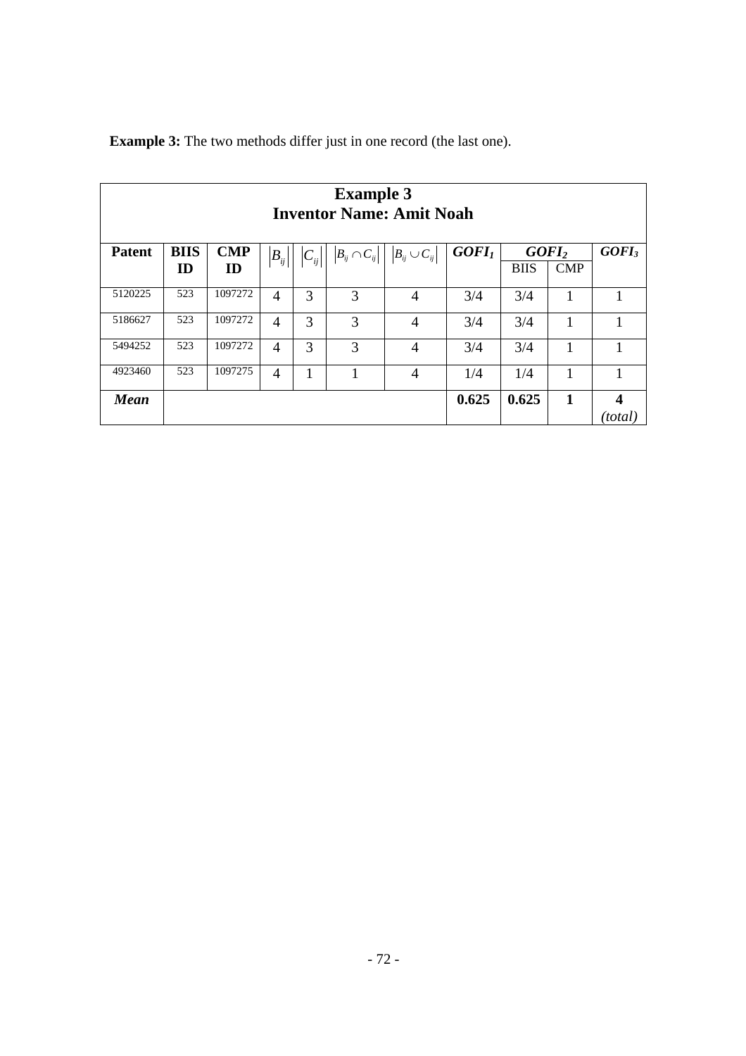**Example 3:** The two methods differ just in one record (the last one).

| **Example 3**<br>**Inventor Name: Amit Noah** | | | | | | | | | | | |
|---|---|---|---|---|---|---|---|---|---|---|---|
| **Patent** | **BIIS ID** | **CMP ID** | $\lvert B_{ij} \rvert$ | $\lvert C_{ij} \rvert$ | $\lvert B_{ij} \cap C_{ij} \rvert$ | $\lvert B_{ij} \cup C_{ij} \rvert$ | ***GOFI$_1$*** | ***GOFI$_2$*** | | ***GOFI$_3$*** |
| | | | | | | | | BIIS | CMP | |
| 5120225 | 523 | 1097272 | 4 | 3 | 3 | 4 | 3/4 | 3/4 | 1 | 1 |
| 5186627 | 523 | 1097272 | 4 | 3 | 3 | 4 | 3/4 | 3/4 | 1 | 1 |
| 5494252 | 523 | 1097272 | 4 | 3 | 3 | 4 | 3/4 | 3/4 | 1 | 1 |
| 4923460 | 523 | 1097275 | 4 | 1 | 1 | 4 | 1/4 | 1/4 | 1 | 1 |
| ***Mean*** | | | | | | | **0.625** | **0.625** | **1** | **4** *(total)* |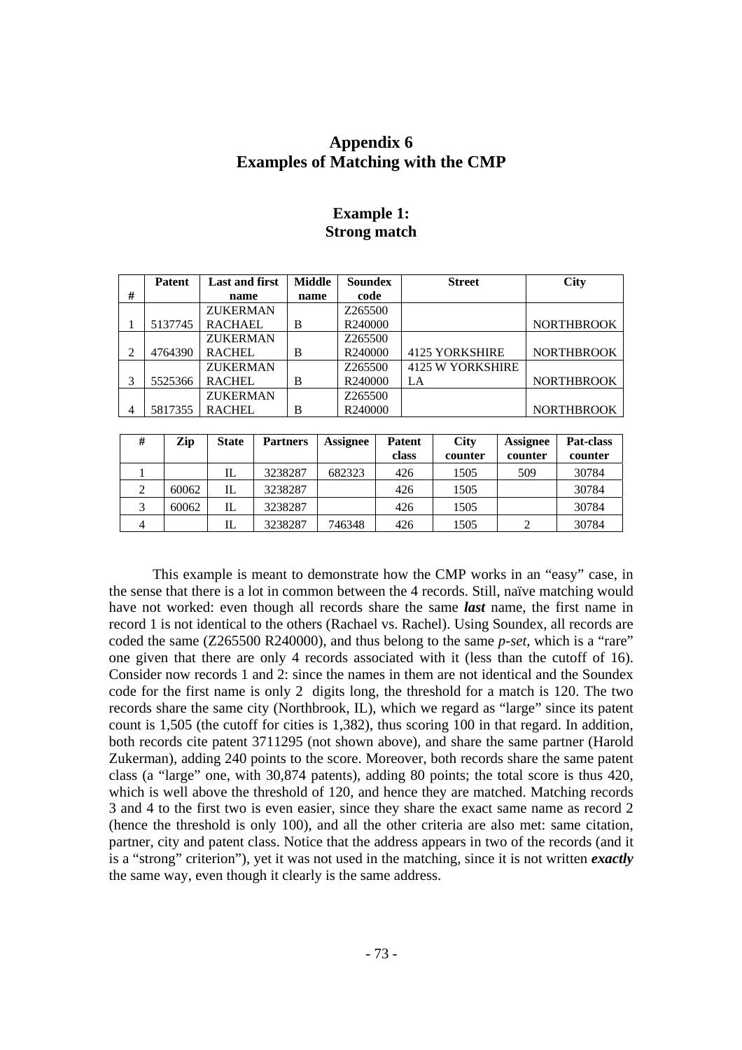# Appendix 6
# Examples of Matching with the CMP

## Example 1:
## Strong match

| # | Patent | Last and first name | Middle name | Soundex code | Street | City |
|---|---|---|---|---|---|---|
| 1 | 5137745 | ZUKERMAN RACHAEL | B | Z265500 R240000 | | NORTHBROOK |
| 2 | 4764390 | ZUKERMAN RACHEL | B | Z265500 R240000 | 4125 YORKSHIRE | NORTHBROOK |
| 3 | 5525366 | ZUKERMAN RACHEL | B | Z265500 R240000 | 4125 W YORKSHIRE LA | NORTHBROOK |
| 4 | 5817355 | ZUKERMAN RACHEL | B | Z265500 R240000 | | NORTHBROOK |

| # | Zip | State | Partners | Assignee | Patent class | City counter | Assignee counter | Pat-class counter |
|---|---|---|---|---|---|---|---|---|
| 1 | | IL | 3238287 | 682323 | 426 | 1505 | 509 | 30784 |
| 2 | 60062 | IL | 3238287 | | 426 | 1505 | | 30784 |
| 3 | 60062 | IL | 3238287 | | 426 | 1505 | | 30784 |
| 4 | | IL | 3238287 | 746348 | 426 | 1505 | 2 | 30784 |

This example is meant to demonstrate how the CMP works in an "easy" case, in the sense that there is a lot in common between the 4 records. Still, naïve matching would have not worked: even though all records share the same ***last*** name, the first name in record 1 is not identical to the others (Rachael vs. Rachel). Using Soundex, all records are coded the same (Z265500 R240000), and thus belong to the same *p-set*, which is a "rare" one given that there are only 4 records associated with it (less than the cutoff of 16). Consider now records 1 and 2: since the names in them are not identical and the Soundex code for the first name is only 2 digits long, the threshold for a match is 120. The two records share the same city (Northbrook, IL), which we regard as "large" since its patent count is 1,505 (the cutoff for cities is 1,382), thus scoring 100 in that regard. In addition, both records cite patent 3711295 (not shown above), and share the same partner (Harold Zukerman), adding 240 points to the score. Moreover, both records share the same patent class (a "large" one, with 30,874 patents), adding 80 points; the total score is thus 420, which is well above the threshold of 120, and hence they are matched. Matching records 3 and 4 to the first two is even easier, since they share the exact same name as record 2 (hence the threshold is only 100), and all the other criteria are also met: same citation, partner, city and patent class. Notice that the address appears in two of the records (and it is a "strong" criterion"), yet it was not used in the matching, since it is not written ***exactly*** the same way, even though it clearly is the same address.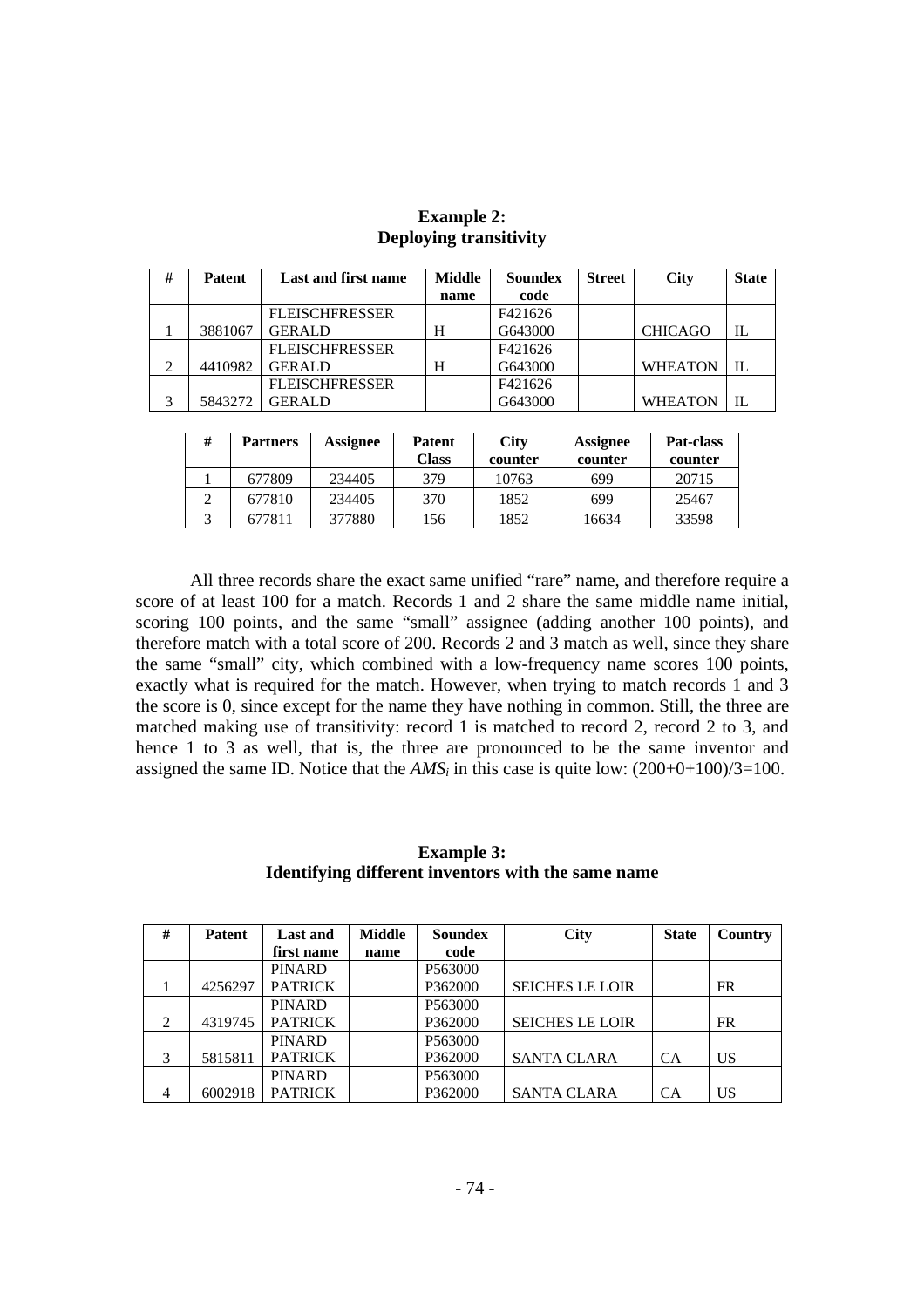**Example 2:**
**Deploying transitivity**

| # | Patent | Last and first name | Middle name | Soundex code | Street | City | State |
|---|---|---|---|---|---|---|---|
| 1 | 3881067 | FLEISCHFRESSER GERALD | H | F421626 G643000 | | CHICAGO | IL |
| 2 | 4410982 | FLEISCHFRESSER GERALD | H | F421626 G643000 | | WHEATON | IL |
| 3 | 5843272 | FLEISCHFRESSER GERALD | | F421626 G643000 | | WHEATON | IL |

| # | Partners | Assignee | Patent Class | City counter | Assignee counter | Pat-class counter |
|---|---|---|---|---|---|---|
| 1 | 677809 | 234405 | 379 | 10763 | 699 | 20715 |
| 2 | 677810 | 234405 | 370 | 1852 | 699 | 25467 |
| 3 | 677811 | 377880 | 156 | 1852 | 16634 | 33598 |

All three records share the exact same unified "rare" name, and therefore require a score of at least 100 for a match. Records 1 and 2 share the same middle name initial, scoring 100 points, and the same "small" assignee (adding another 100 points), and therefore match with a total score of 200. Records 2 and 3 match as well, since they share the same "small" city, which combined with a low-frequency name scores 100 points, exactly what is required for the match. However, when trying to match records 1 and 3 the score is 0, since except for the name they have nothing in common. Still, the three are matched making use of transitivity: record 1 is matched to record 2, record 2 to 3, and hence 1 to 3 as well, that is, the three are pronounced to be the same inventor and assigned the same ID. Notice that the $AMS_i$ in this case is quite low: (200+0+100)/3=100.

**Example 3:**
**Identifying different inventors with the same name**

| # | Patent | Last and first name | Middle name | Soundex code | City | State | Country |
|---|---|---|---|---|---|---|---|
| 1 | 4256297 | PINARD PATRICK | | P563000 P362000 | SEICHES LE LOIR | | FR |
| 2 | 4319745 | PINARD PATRICK | | P563000 P362000 | SEICHES LE LOIR | | FR |
| 3 | 5815811 | PINARD PATRICK | | P563000 P362000 | SANTA CLARA | CA | US |
| 4 | 6002918 | PINARD PATRICK | | P563000 P362000 | SANTA CLARA | CA | US |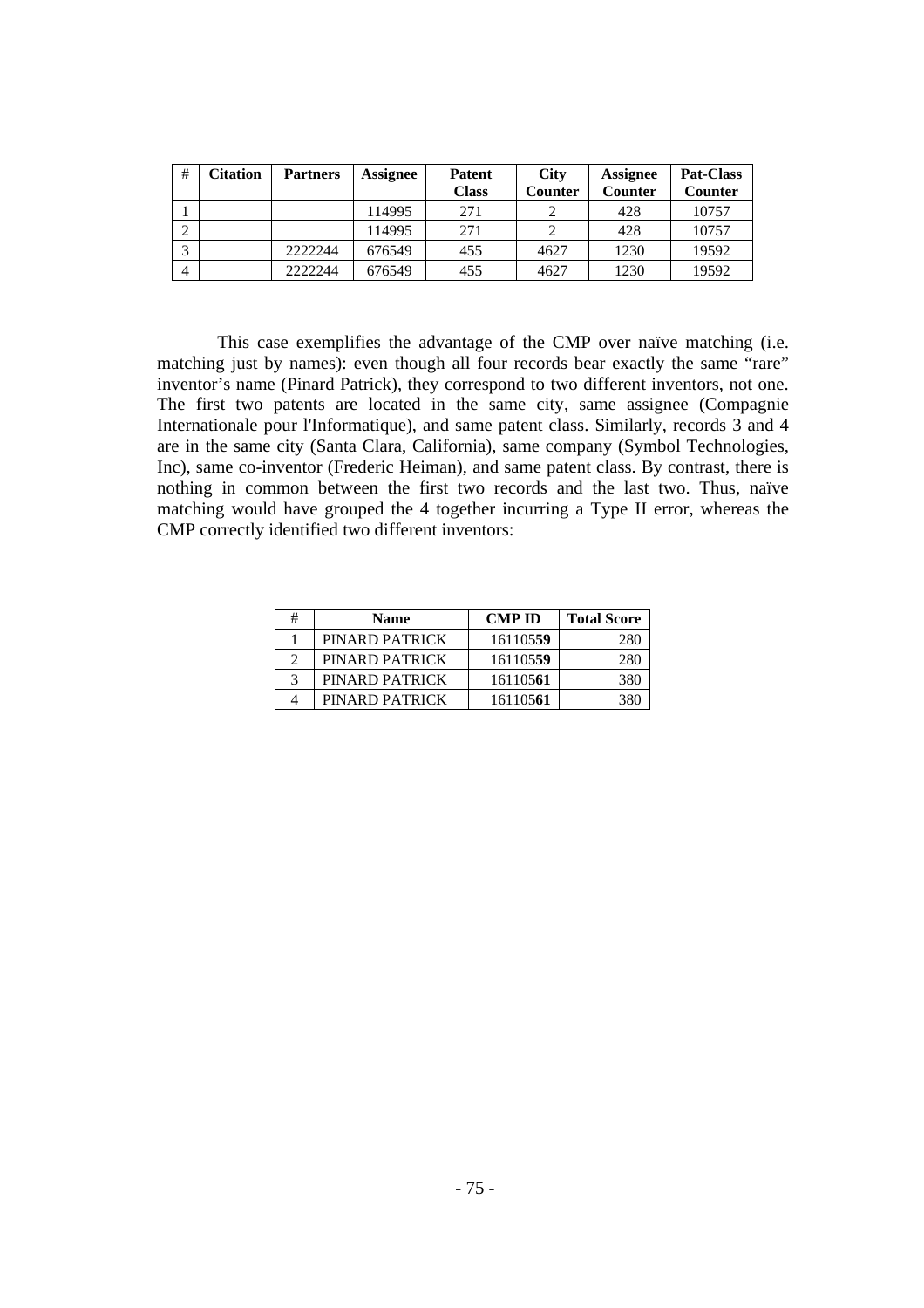| # | Citation | Partners | Assignee | Patent Class | City Counter | Assignee Counter | Pat-Class Counter |
|---|---|---|---|---|---|---|---|
| 1 | | | 114995 | 271 | 2 | 428 | 10757 |
| 2 | | | 114995 | 271 | 2 | 428 | 10757 |
| 3 | | 2222244 | 676549 | 455 | 4627 | 1230 | 19592 |
| 4 | | 2222244 | 676549 | 455 | 4627 | 1230 | 19592 |

This case exemplifies the advantage of the CMP over naïve matching (i.e. matching just by names): even though all four records bear exactly the same "rare" inventor's name (Pinard Patrick), they correspond to two different inventors, not one. The first two patents are located in the same city, same assignee (Compagnie Internationale pour l'Informatique), and same patent class. Similarly, records 3 and 4 are in the same city (Santa Clara, California), same company (Symbol Technologies, Inc), same co-inventor (Frederic Heiman), and same patent class. By contrast, there is nothing in common between the first two records and the last two. Thus, naïve matching would have grouped the 4 together incurring a Type II error, whereas the CMP correctly identified two different inventors:

| # | Name | CMP ID | Total Score |
|---|---|---|---|
| 1 | PINARD PATRICK | 16110559 | 280 |
| 2 | PINARD PATRICK | 16110559 | 280 |
| 3 | PINARD PATRICK | 16110561 | 380 |
| 4 | PINARD PATRICK | 16110561 | 380 |